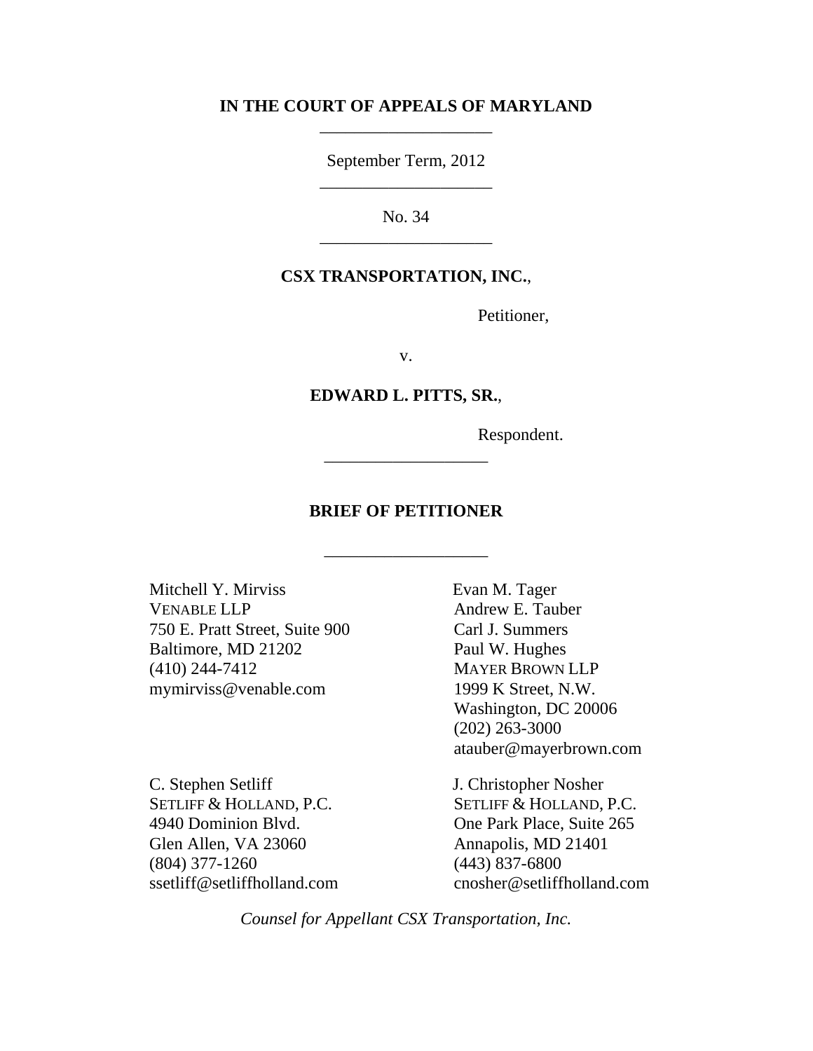**IN THE COURT OF APPEALS OF MARYLAND**

---

September Term, 2012

---

No. 34

---

**CSX TRANSPORTATION, INC.**,

Petitioner,

v.

**EDWARD L. PITTS, SR.**,

Respondent.

---

**BRIEF OF PETITIONER**

---

Mitchell Y. Mirviss
VENABLE LLP
750 E. Pratt Street, Suite 900
Baltimore, MD 21202
(410) 244-7412
mymirviss@venable.com

Evan M. Tager
Andrew E. Tauber
Carl J. Summers
Paul W. Hughes
MAYER BROWN LLP
1999 K Street, N.W.
Washington, DC 20006
(202) 263-3000
atauber@mayerbrown.com

C. Stephen Setliff
SETLIFF & HOLLAND, P.C.
4940 Dominion Blvd.
Glen Allen, VA 23060
(804) 377-1260
ssetliff@setliffholland.com

J. Christopher Nosher
SETLIFF & HOLLAND, P.C.
One Park Place, Suite 265
Annapolis, MD 21401
(443) 837-6800
cnosher@setliffholland.com

*Counsel for Appellant CSX Transportation, Inc.*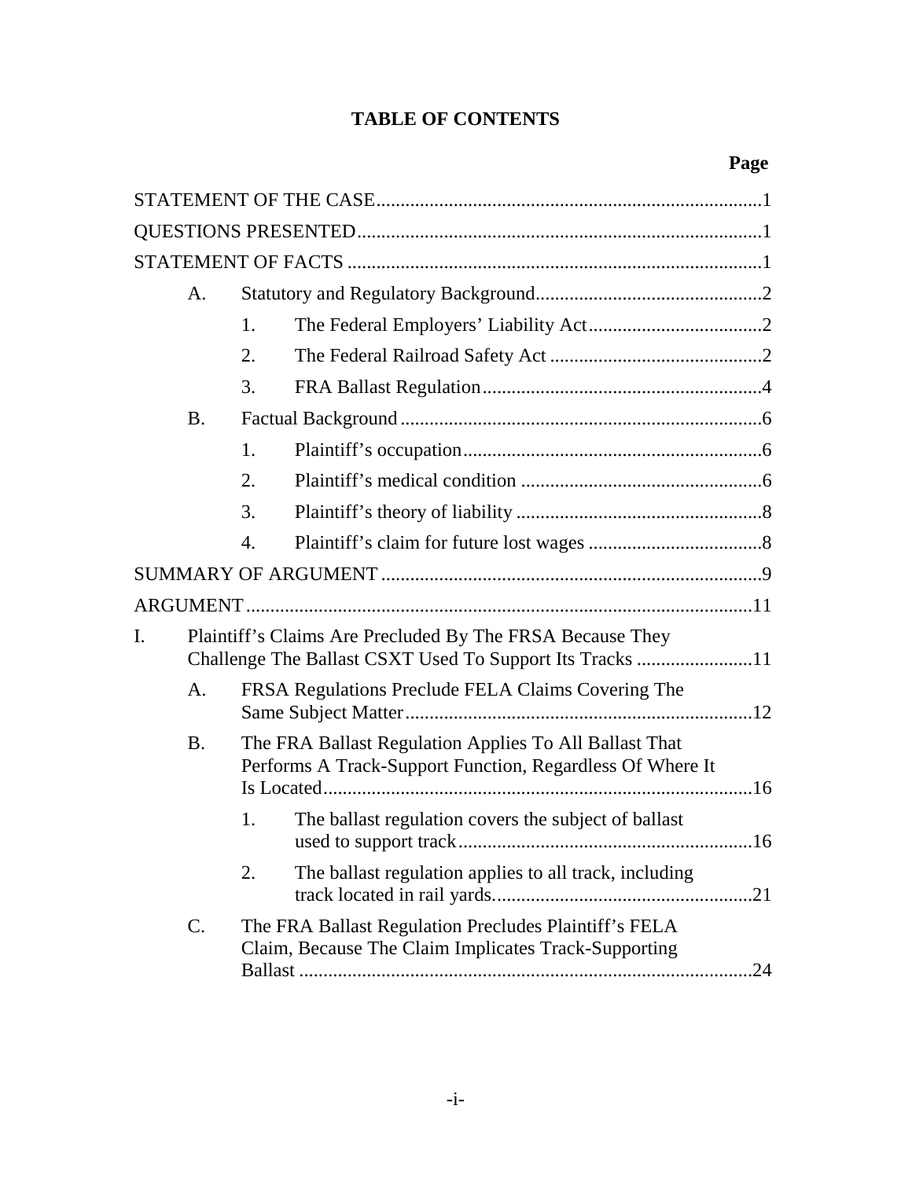# TABLE OF CONTENTS

**Page**

STATEMENT OF THE CASE ... 1

QUESTIONS PRESENTED ... 1

STATEMENT OF FACTS ... 1

- A. Statutory and Regulatory Background ... 2
  - 1. The Federal Employers' Liability Act ... 2
  - 2. The Federal Railroad Safety Act ... 2
  - 3. FRA Ballast Regulation ... 4
- B. Factual Background ... 6
  - 1. Plaintiff's occupation ... 6
  - 2. Plaintiff's medical condition ... 6
  - 3. Plaintiff's theory of liability ... 8
  - 4. Plaintiff's claim for future lost wages ... 8

SUMMARY OF ARGUMENT ... 9

ARGUMENT ... 11

I. Plaintiff's Claims Are Precluded By The FRSA Because They Challenge The Ballast CSXT Used To Support Its Tracks ... 11

- A. FRSA Regulations Preclude FELA Claims Covering The Same Subject Matter ... 12
- B. The FRA Ballast Regulation Applies To All Ballast That Performs A Track-Support Function, Regardless Of Where It Is Located ... 16
  - 1. The ballast regulation covers the subject of ballast used to support track ... 16
  - 2. The ballast regulation applies to all track, including track located in rail yards ... 21
- C. The FRA Ballast Regulation Precludes Plaintiff's FELA Claim, Because The Claim Implicates Track-Supporting Ballast ... 24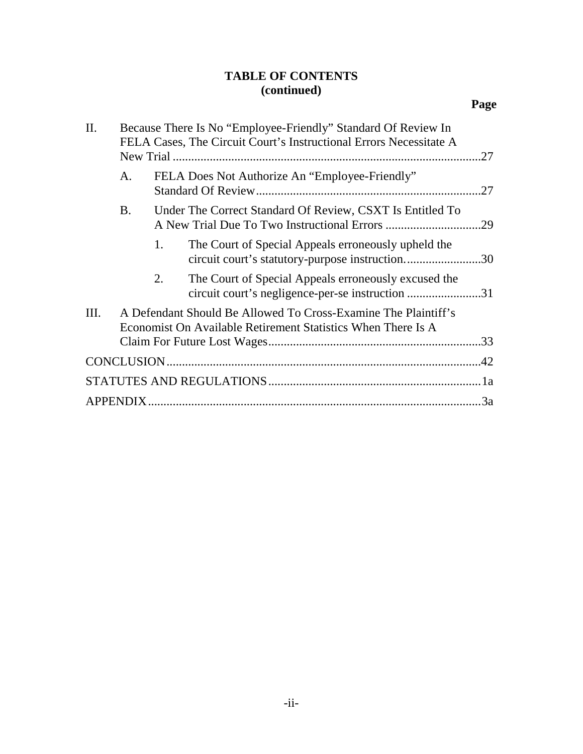**TABLE OF CONTENTS**
**(continued)**

**Page**

II. Because There Is No "Employee-Friendly" Standard Of Review In FELA Cases, The Circuit Court's Instructional Errors Necessitate A New Trial ....................................................................................................27

  A. FELA Does Not Authorize An "Employee-Friendly" Standard Of Review........................................................................27

  B. Under The Correct Standard Of Review, CSXT Is Entitled To A New Trial Due To Two Instructional Errors ...............................29

    1. The Court of Special Appeals erroneously upheld the circuit court's statutory-purpose instruction.........................30

    2. The Court of Special Appeals erroneously excused the circuit court's negligence-per-se instruction ........................31

III. A Defendant Should Be Allowed To Cross-Examine The Plaintiff's Economist On Available Retirement Statistics When There Is A Claim For Future Lost Wages.....................................................................33

CONCLUSION......................................................................................................42

STATUTES AND REGULATIONS.....................................................................1a

APPENDIX............................................................................................................3a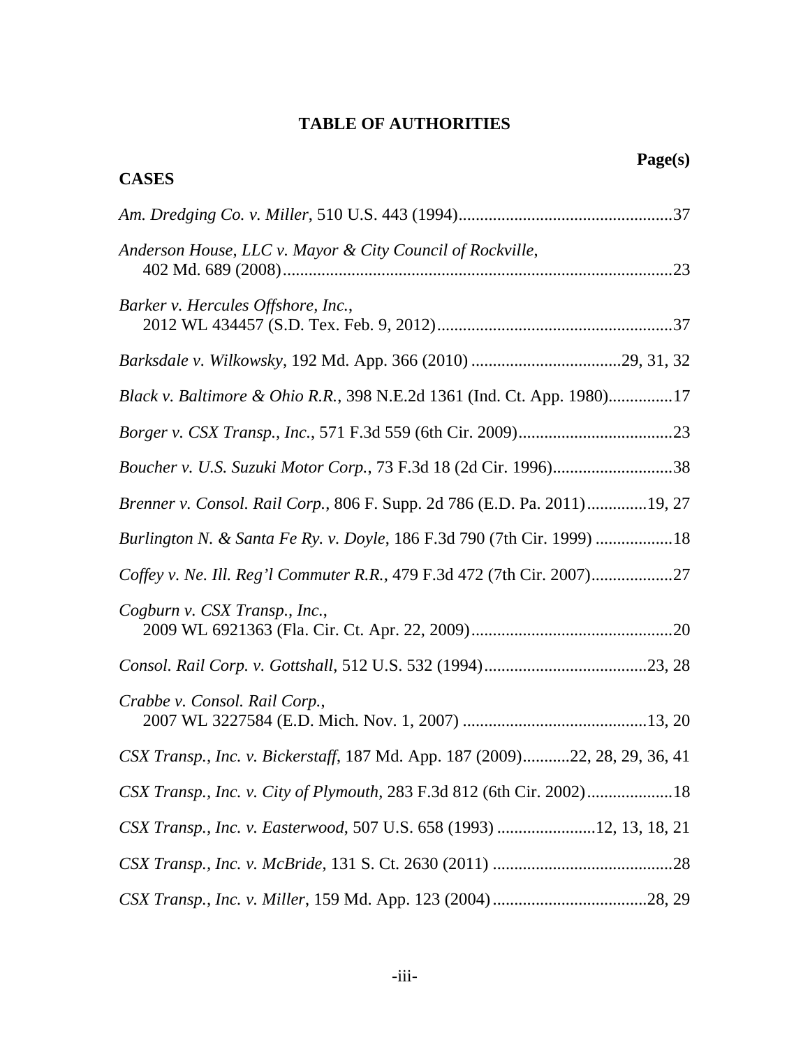# TABLE OF AUTHORITIES

**Page(s)**

## CASES

*Am. Dredging Co. v. Miller*, 510 U.S. 443 (1994)....................................................37

*Anderson House, LLC v. Mayor & City Council of Rockville*, 402 Md. 689 (2008)..........................................................................................23

*Barker v. Hercules Offshore, Inc.*, 2012 WL 434457 (S.D. Tex. Feb. 9, 2012).......................................................37

*Barksdale v. Wilkowsky*, 192 Md. App. 366 (2010) ...................................29, 31, 32

*Black v. Baltimore & Ohio R.R.*, 398 N.E.2d 1361 (Ind. Ct. App. 1980)...............17

*Borger v. CSX Transp., Inc.*, 571 F.3d 559 (6th Cir. 2009)....................................23

*Boucher v. U.S. Suzuki Motor Corp.*, 73 F.3d 18 (2d Cir. 1996)............................38

*Brenner v. Consol. Rail Corp.*, 806 F. Supp. 2d 786 (E.D. Pa. 2011)..............19, 27

*Burlington N. & Santa Fe Ry. v. Doyle*, 186 F.3d 790 (7th Cir. 1999) ..................18

*Coffey v. Ne. Ill. Reg'l Commuter R.R.*, 479 F.3d 472 (7th Cir. 2007)...................27

*Cogburn v. CSX Transp., Inc.*, 2009 WL 6921363 (Fla. Cir. Ct. Apr. 22, 2009)...............................................20

*Consol. Rail Corp. v. Gottshall*, 512 U.S. 532 (1994)......................................23, 28

*Crabbe v. Consol. Rail Corp.*, 2007 WL 3227584 (E.D. Mich. Nov. 1, 2007) ...........................................13, 20

*CSX Transp., Inc. v. Bickerstaff*, 187 Md. App. 187 (2009)...........22, 28, 29, 36, 41

*CSX Transp., Inc. v. City of Plymouth*, 283 F.3d 812 (6th Cir. 2002)....................18

*CSX Transp., Inc. v. Easterwood*, 507 U.S. 658 (1993) .......................12, 13, 18, 21

*CSX Transp., Inc. v. McBride*, 131 S. Ct. 2630 (2011) ..........................................28

*CSX Transp., Inc. v. Miller*, 159 Md. App. 123 (2004)....................................28, 29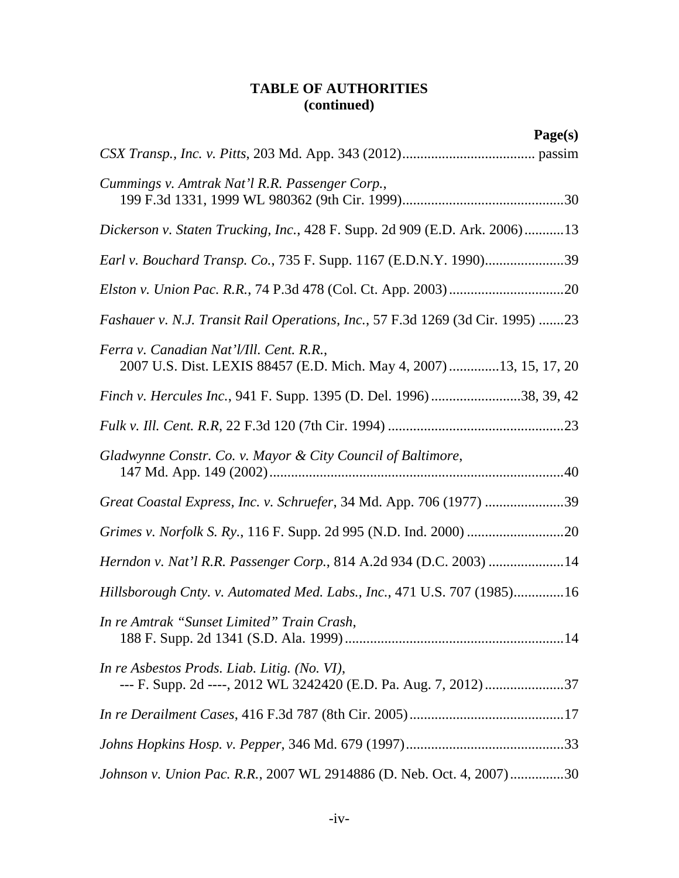# TABLE OF AUTHORITIES
# (continued)

**Page(s)**

*CSX Transp., Inc. v. Pitts*, 203 Md. App. 343 (2012)..................................... passim

*Cummings v. Amtrak Nat'l R.R. Passenger Corp.*,
199 F.3d 1331, 1999 WL 980362 (9th Cir. 1999).............................................30

*Dickerson v. Staten Trucking, Inc.*, 428 F. Supp. 2d 909 (E.D. Ark. 2006)...........13

*Earl v. Bouchard Transp. Co.*, 735 F. Supp. 1167 (E.D.N.Y. 1990)......................39

*Elston v. Union Pac. R.R.*, 74 P.3d 478 (Col. Ct. App. 2003)................................20

*Fashauer v. N.J. Transit Rail Operations, Inc.*, 57 F.3d 1269 (3d Cir. 1995) .......23

*Ferra v. Canadian Nat'l/Ill. Cent. R.R.*,
2007 U.S. Dist. LEXIS 88457 (E.D. Mich. May 4, 2007).............13, 15, 17, 20

*Finch v. Hercules Inc.*, 941 F. Supp. 1395 (D. Del. 1996).........................38, 39, 42

*Fulk v. Ill. Cent. R.R*, 22 F.3d 120 (7th Cir. 1994) .................................................23

*Gladwynne Constr. Co. v. Mayor & City Council of Baltimore*,
147 Md. App. 149 (2002).................................................................................40

*Great Coastal Express, Inc. v. Schruefer*, 34 Md. App. 706 (1977) ......................39

*Grimes v. Norfolk S. Ry.*, 116 F. Supp. 2d 995 (N.D. Ind. 2000) ...........................20

*Herndon v. Nat'l R.R. Passenger Corp.*, 814 A.2d 934 (D.C. 2003) .....................14

*Hillsborough Cnty. v. Automated Med. Labs., Inc.*, 471 U.S. 707 (1985).............16

*In re Amtrak "Sunset Limited" Train Crash*,
188 F. Supp. 2d 1341 (S.D. Ala. 1999)............................................................14

*In re Asbestos Prods. Liab. Litig. (No. VI)*,
--- F. Supp. 2d ----, 2012 WL 3242420 (E.D. Pa. Aug. 7, 2012)......................37

*In re Derailment Cases*, 416 F.3d 787 (8th Cir. 2005)...........................................17

*Johns Hopkins Hosp. v. Pepper*, 346 Md. 679 (1997)............................................33

*Johnson v. Union Pac. R.R.*, 2007 WL 2914886 (D. Neb. Oct. 4, 2007)...............30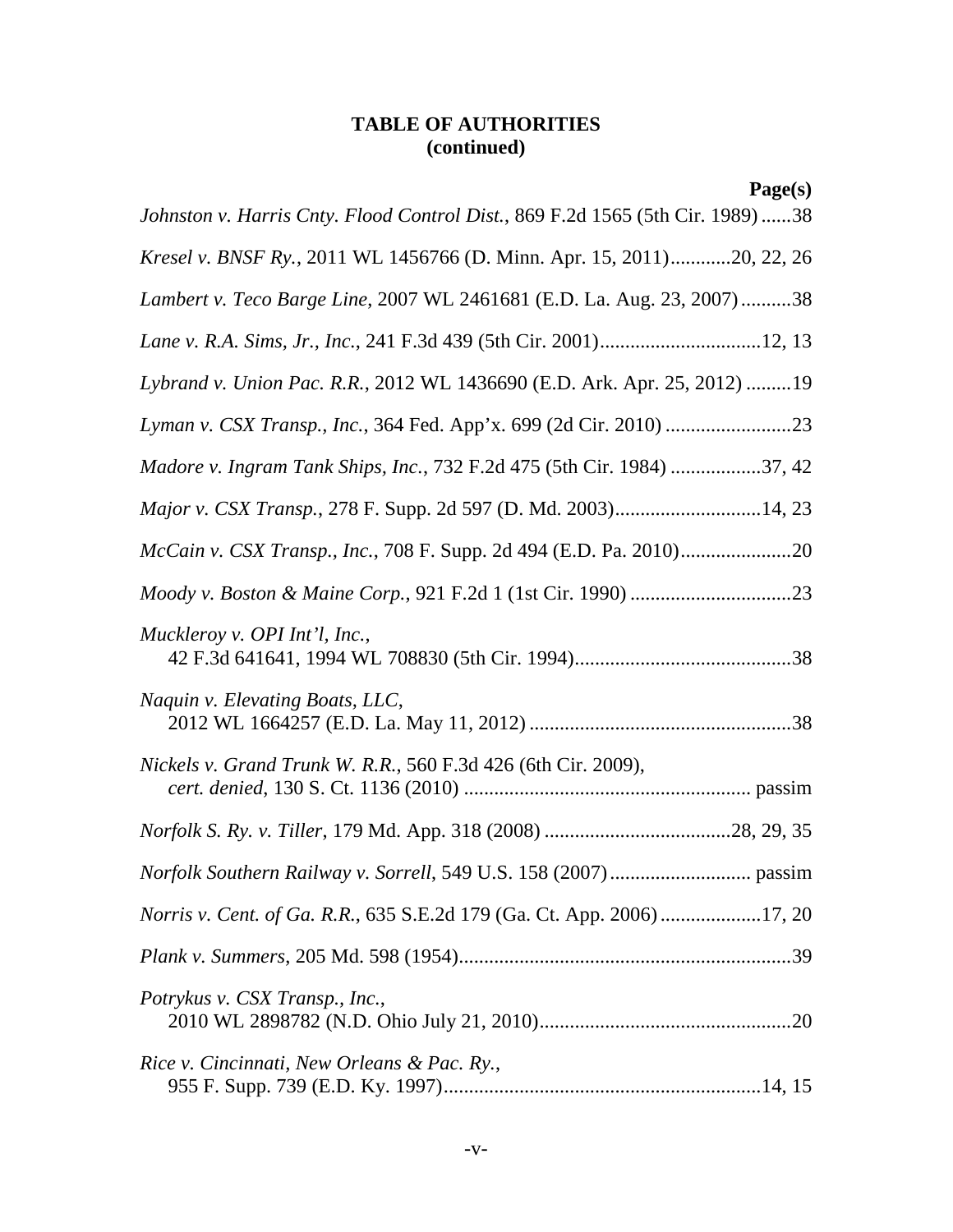## TABLE OF AUTHORITIES (continued)

**Page(s)**

*Johnston v. Harris Cnty. Flood Control Dist.*, 869 F.2d 1565 (5th Cir. 1989) ......38

*Kresel v. BNSF Ry.*, 2011 WL 1456766 (D. Minn. Apr. 15, 2011)............20, 22, 26

*Lambert v. Teco Barge Line*, 2007 WL 2461681 (E.D. La. Aug. 23, 2007)..........38

*Lane v. R.A. Sims, Jr., Inc.*, 241 F.3d 439 (5th Cir. 2001)................................12, 13

*Lybrand v. Union Pac. R.R.*, 2012 WL 1436690 (E.D. Ark. Apr. 25, 2012) .........19

*Lyman v. CSX Transp., Inc.*, 364 Fed. App'x. 699 (2d Cir. 2010) .........................23

*Madore v. Ingram Tank Ships, Inc.*, 732 F.2d 475 (5th Cir. 1984) ..................37, 42

*Major v. CSX Transp.*, 278 F. Supp. 2d 597 (D. Md. 2003).............................14, 23

*McCain v. CSX Transp., Inc.*, 708 F. Supp. 2d 494 (E.D. Pa. 2010)......................20

*Moody v. Boston & Maine Corp.*, 921 F.2d 1 (1st Cir. 1990) ................................23

*Muckleroy v. OPI Int'l, Inc.*,
42 F.3d 641641, 1994 WL 708830 (5th Cir. 1994)...........................................38

*Naquin v. Elevating Boats, LLC*,
2012 WL 1664257 (E.D. La. May 11, 2012) ....................................................38

*Nickels v. Grand Trunk W. R.R.*, 560 F.3d 426 (6th Cir. 2009),
*cert. denied*, 130 S. Ct. 1136 (2010) ......................................................... passim

*Norfolk S. Ry. v. Tiller*, 179 Md. App. 318 (2008) .....................................28, 29, 35

*Norfolk Southern Railway v. Sorrell*, 549 U.S. 158 (2007)............................ passim

*Norris v. Cent. of Ga. R.R.*, 635 S.E.2d 179 (Ga. Ct. App. 2006)....................17, 20

*Plank v. Summers*, 205 Md. 598 (1954)..................................................................39

*Potrykus v. CSX Transp., Inc.*,
2010 WL 2898782 (N.D. Ohio July 21, 2010)..................................................20

*Rice v. Cincinnati, New Orleans & Pac. Ry.*,
955 F. Supp. 739 (E.D. Ky. 1997)...............................................................14, 15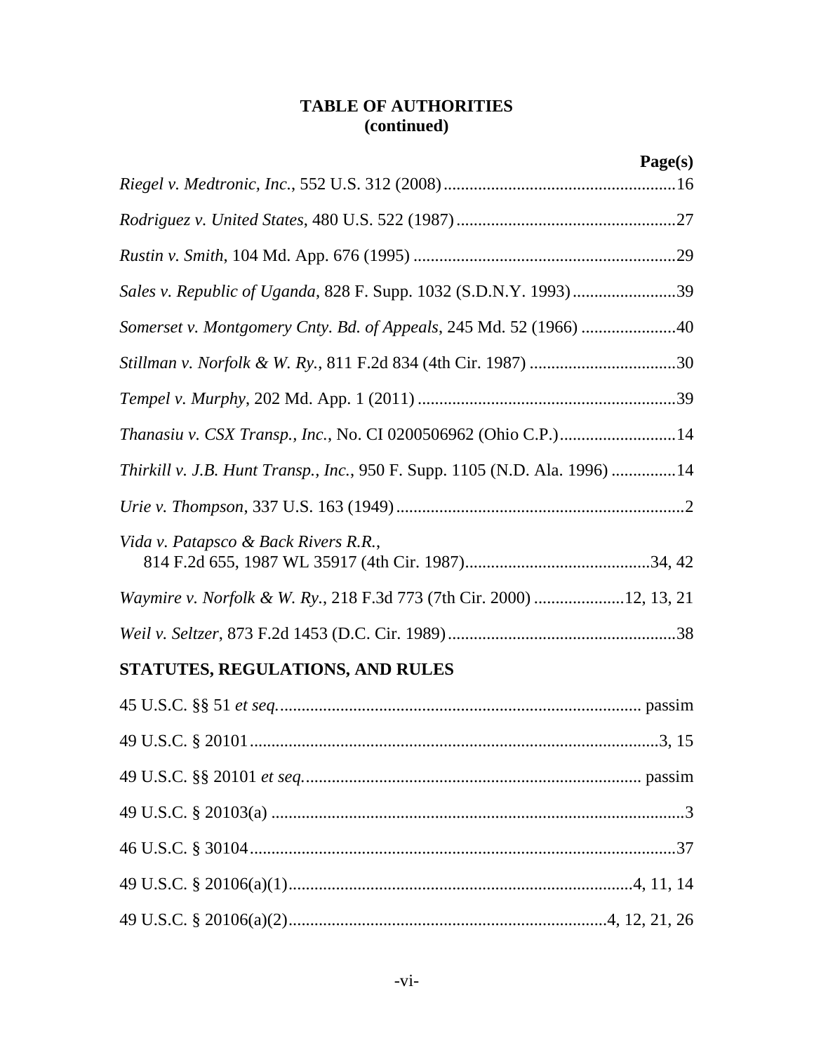## TABLE OF AUTHORITIES
## (continued)

**Page(s)**

*Riegel v. Medtronic, Inc.*, 552 U.S. 312 (2008) ....................................................16

*Rodriguez v. United States*, 480 U.S. 522 (1987) ..................................................27

*Rustin v. Smith*, 104 Md. App. 676 (1995) ............................................................29

*Sales v. Republic of Uganda*, 828 F. Supp. 1032 (S.D.N.Y. 1993) ........................39

*Somerset v. Montgomery Cnty. Bd. of Appeals*, 245 Md. 52 (1966) ......................40

*Stillman v. Norfolk & W. Ry.*, 811 F.2d 834 (4th Cir. 1987) ..................................30

*Tempel v. Murphy*, 202 Md. App. 1 (2011) ............................................................39

*Thanasiu v. CSX Transp., Inc.*, No. CI 0200506962 (Ohio C.P.) ...........................14

*Thirkill v. J.B. Hunt Transp., Inc.*, 950 F. Supp. 1105 (N.D. Ala. 1996) ..............14

*Urie v. Thompson*, 337 U.S. 163 (1949) ...................................................................2

*Vida v. Patapsco & Back Rivers R.R.*,
    814 F.2d 655, 1987 WL 35917 (4th Cir. 1987) ..........................................34, 42

*Waymire v. Norfolk & W. Ry.*, 218 F.3d 773 (7th Cir. 2000) ....................12, 13, 21

*Weil v. Seltzer*, 873 F.2d 1453 (D.C. Cir. 1989) .....................................................38

## STATUTES, REGULATIONS, AND RULES

45 U.S.C. §§ 51 *et seq.* ................................................................................... passim

49 U.S.C. § 20101 ...............................................................................................3, 15

49 U.S.C. §§ 20101 *et seq.* ............................................................................. passim

49 U.S.C. § 20103(a) ................................................................................................3

46 U.S.C. § 30104 ...................................................................................................37

49 U.S.C. § 20106(a)(1) ..............................................................................4, 11, 14

49 U.S.C. § 20106(a)(2) .........................................................................4, 12, 21, 26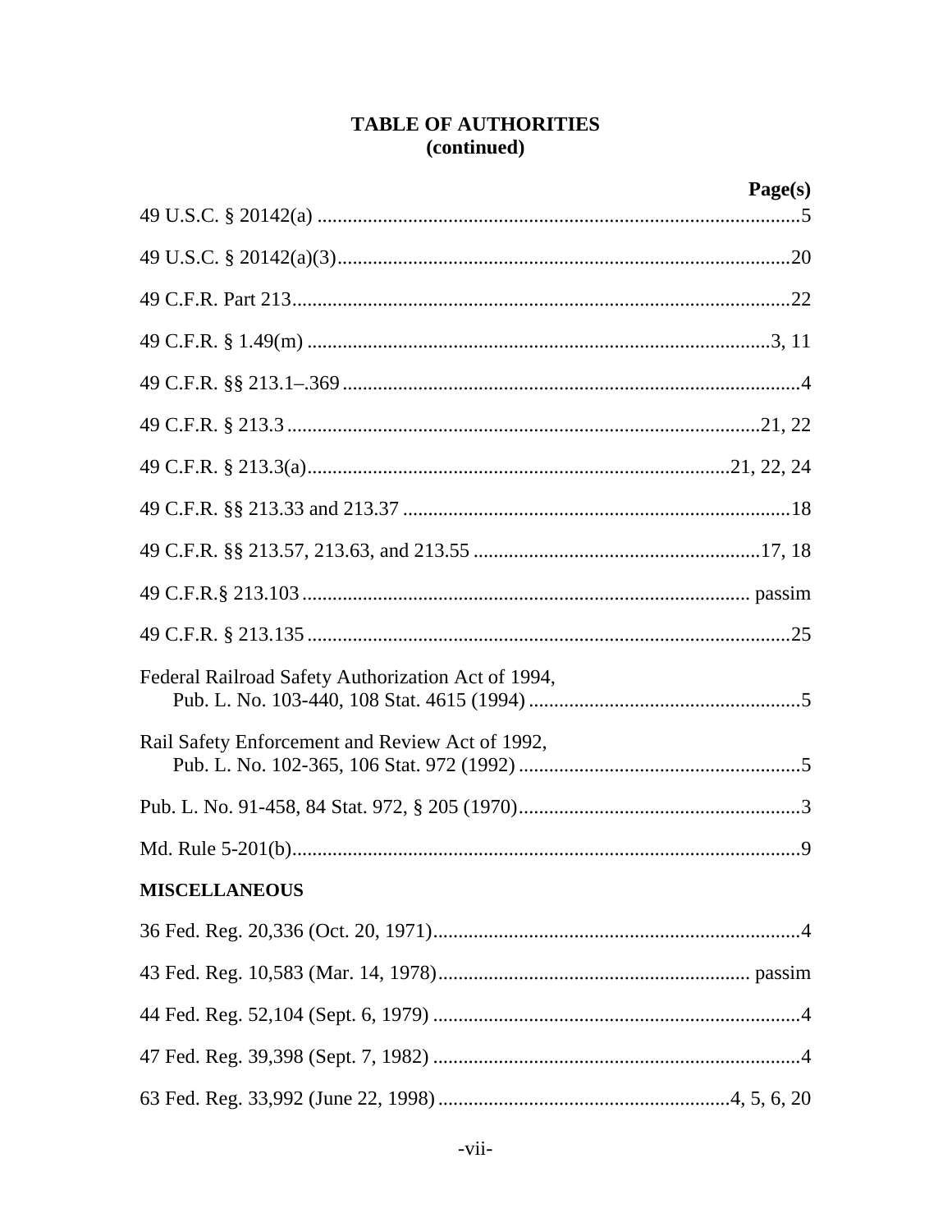## TABLE OF AUTHORITIES
## (continued)

| | Page(s) |
|---|---|
| 49 U.S.C. § 20142(a) | 5 |
| 49 U.S.C. § 20142(a)(3) | 20 |
| 49 C.F.R. Part 213 | 22 |
| 49 C.F.R. § 1.49(m) | 3, 11 |
| 49 C.F.R. §§ 213.1–.369 | 4 |
| 49 C.F.R. § 213.3 | 21, 22 |
| 49 C.F.R. § 213.3(a) | 21, 22, 24 |
| 49 C.F.R. §§ 213.33 and 213.37 | 18 |
| 49 C.F.R. §§ 213.57, 213.63, and 213.55 | 17, 18 |
| 49 C.F.R.§ 213.103 | passim |
| 49 C.F.R. § 213.135 | 25 |
| Federal Railroad Safety Authorization Act of 1994, Pub. L. No. 103-440, 108 Stat. 4615 (1994) | 5 |
| Rail Safety Enforcement and Review Act of 1992, Pub. L. No. 102-365, 106 Stat. 972 (1992) | 5 |
| Pub. L. No. 91-458, 84 Stat. 972, § 205 (1970) | 3 |
| Md. Rule 5-201(b) | 9 |

**MISCELLANEOUS**

| | |
|---|---|
| 36 Fed. Reg. 20,336 (Oct. 20, 1971) | 4 |
| 43 Fed. Reg. 10,583 (Mar. 14, 1978) | passim |
| 44 Fed. Reg. 52,104 (Sept. 6, 1979) | 4 |
| 47 Fed. Reg. 39,398 (Sept. 7, 1982) | 4 |
| 63 Fed. Reg. 33,992 (June 22, 1998) | 4, 5, 6, 20 |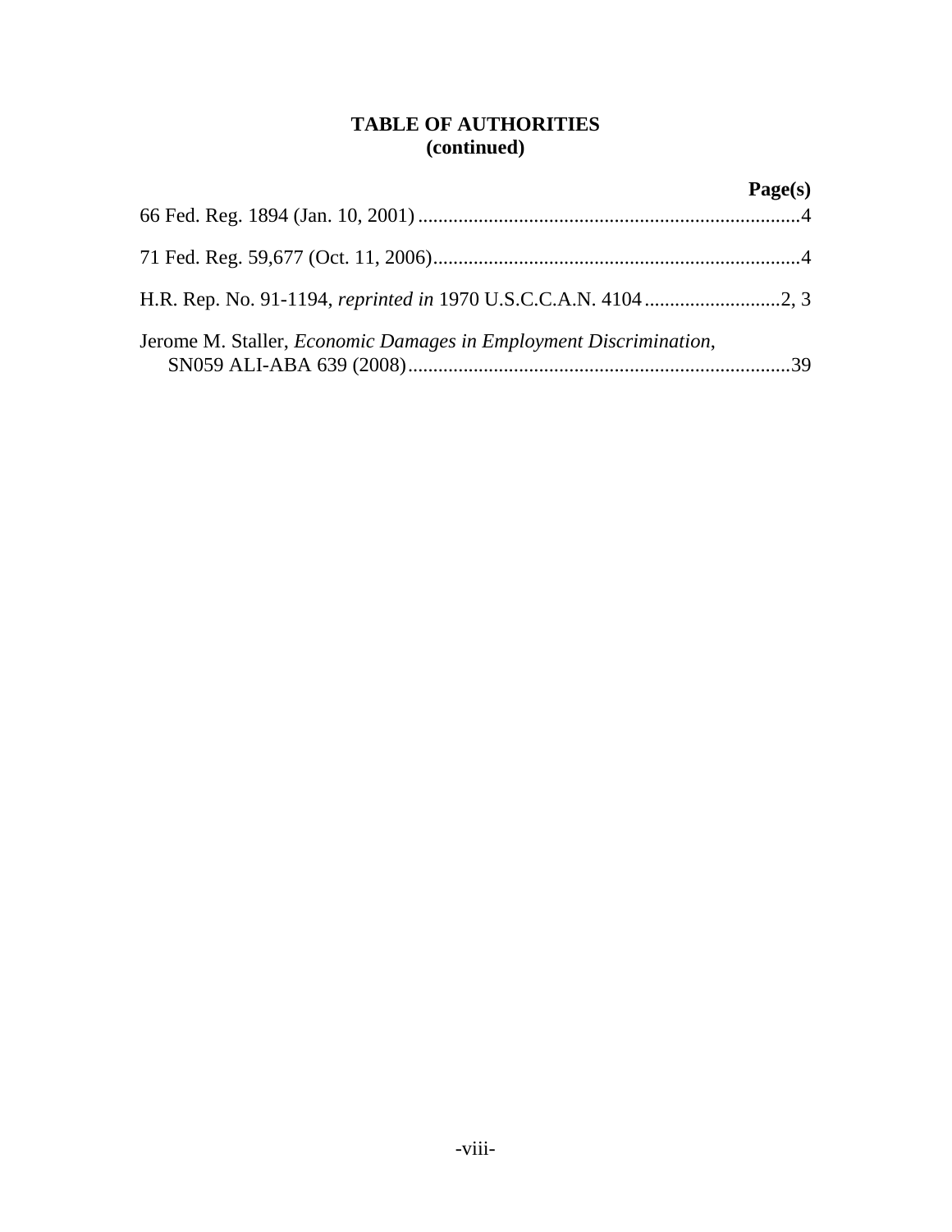## TABLE OF AUTHORITIES (continued)

**Page(s)**

66 Fed. Reg. 1894 (Jan. 10, 2001) ....................................................................................4

71 Fed. Reg. 59,677 (Oct. 11, 2006)....................................................................................4

H.R. Rep. No. 91-1194, *reprinted in* 1970 U.S.C.C.A.N. 4104 ...........................2, 3

Jerome M. Staller, *Economic Damages in Employment Discrimination*, SN059 ALI-ABA 639 (2008)............................................................................39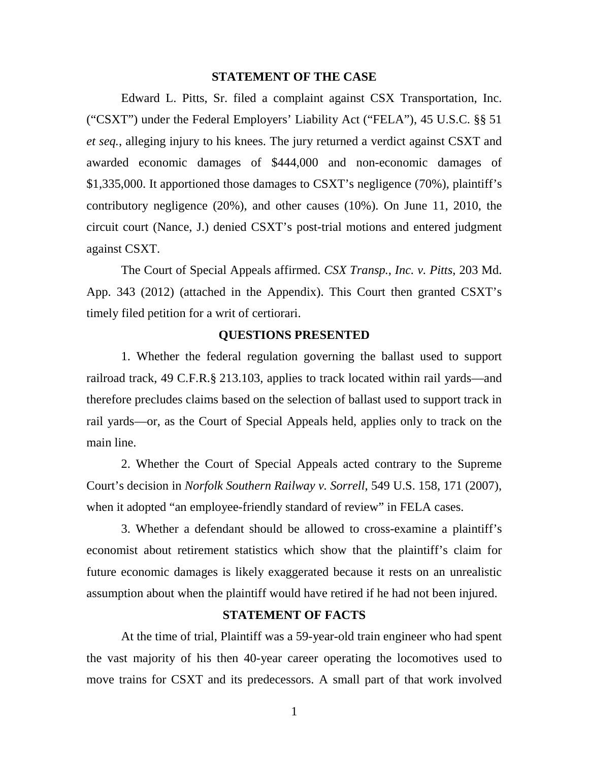## STATEMENT OF THE CASE

Edward L. Pitts, Sr. filed a complaint against CSX Transportation, Inc. ("CSXT") under the Federal Employers' Liability Act ("FELA"), 45 U.S.C. §§ 51 *et seq.*, alleging injury to his knees. The jury returned a verdict against CSXT and awarded economic damages of $444,000 and non-economic damages of $1,335,000. It apportioned those damages to CSXT's negligence (70%), plaintiff's contributory negligence (20%), and other causes (10%). On June 11, 2010, the circuit court (Nance, J.) denied CSXT's post-trial motions and entered judgment against CSXT.

The Court of Special Appeals affirmed. *CSX Transp., Inc. v. Pitts*, 203 Md. App. 343 (2012) (attached in the Appendix). This Court then granted CSXT's timely filed petition for a writ of certiorari.

## QUESTIONS PRESENTED

1. Whether the federal regulation governing the ballast used to support railroad track, 49 C.F.R.§ 213.103, applies to track located within rail yards—and therefore precludes claims based on the selection of ballast used to support track in rail yards—or, as the Court of Special Appeals held, applies only to track on the main line.

2. Whether the Court of Special Appeals acted contrary to the Supreme Court's decision in *Norfolk Southern Railway v. Sorrell*, 549 U.S. 158, 171 (2007), when it adopted "an employee-friendly standard of review" in FELA cases.

3. Whether a defendant should be allowed to cross-examine a plaintiff's economist about retirement statistics which show that the plaintiff's claim for future economic damages is likely exaggerated because it rests on an unrealistic assumption about when the plaintiff would have retired if he had not been injured.

## STATEMENT OF FACTS

At the time of trial, Plaintiff was a 59-year-old train engineer who had spent the vast majority of his then 40-year career operating the locomotives used to move trains for CSXT and its predecessors. A small part of that work involved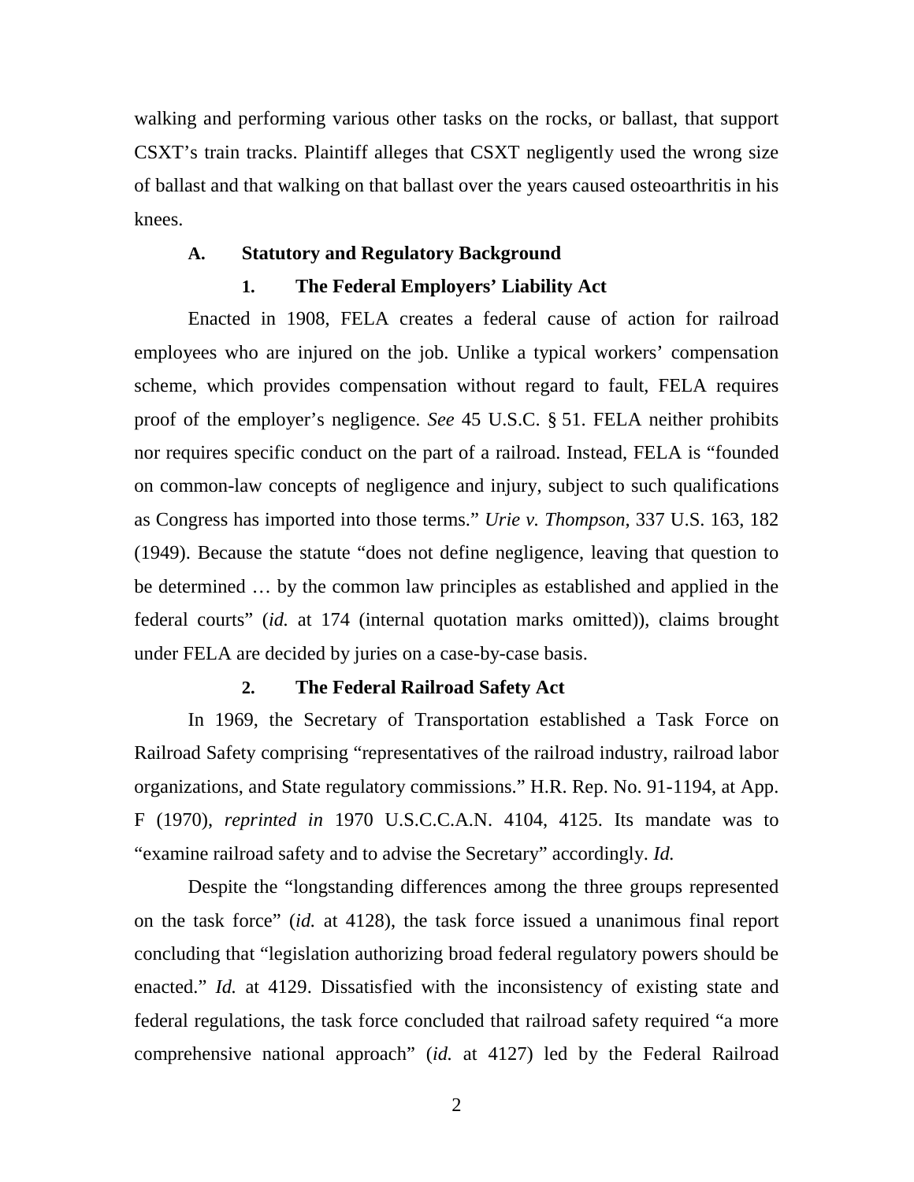walking and performing various other tasks on the rocks, or ballast, that support CSXT's train tracks. Plaintiff alleges that CSXT negligently used the wrong size of ballast and that walking on that ballast over the years caused osteoarthritis in his knees.

### A. Statutory and Regulatory Background

#### 1. The Federal Employers' Liability Act

Enacted in 1908, FELA creates a federal cause of action for railroad employees who are injured on the job. Unlike a typical workers' compensation scheme, which provides compensation without regard to fault, FELA requires proof of the employer's negligence. *See* 45 U.S.C. § 51. FELA neither prohibits nor requires specific conduct on the part of a railroad. Instead, FELA is "founded on common-law concepts of negligence and injury, subject to such qualifications as Congress has imported into those terms." *Urie v. Thompson*, 337 U.S. 163, 182 (1949). Because the statute "does not define negligence, leaving that question to be determined … by the common law principles as established and applied in the federal courts" (*id.* at 174 (internal quotation marks omitted)), claims brought under FELA are decided by juries on a case-by-case basis.

#### 2. The Federal Railroad Safety Act

In 1969, the Secretary of Transportation established a Task Force on Railroad Safety comprising "representatives of the railroad industry, railroad labor organizations, and State regulatory commissions." H.R. Rep. No. 91-1194, at App. F (1970), *reprinted in* 1970 U.S.C.C.A.N. 4104, 4125. Its mandate was to "examine railroad safety and to advise the Secretary" accordingly. *Id.*

Despite the "longstanding differences among the three groups represented on the task force" (*id.* at 4128), the task force issued a unanimous final report concluding that "legislation authorizing broad federal regulatory powers should be enacted." *Id.* at 4129. Dissatisfied with the inconsistency of existing state and federal regulations, the task force concluded that railroad safety required "a more comprehensive national approach" (*id.* at 4127) led by the Federal Railroad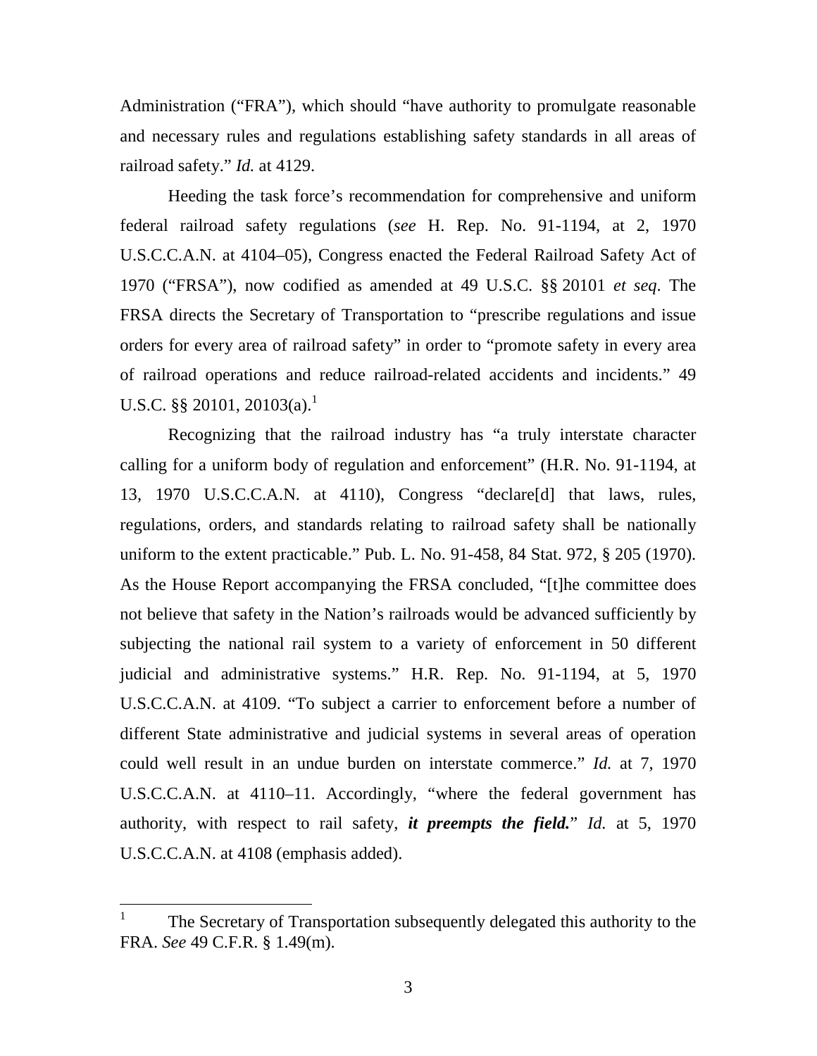Administration ("FRA"), which should "have authority to promulgate reasonable and necessary rules and regulations establishing safety standards in all areas of railroad safety." *Id.* at 4129.

Heeding the task force's recommendation for comprehensive and uniform federal railroad safety regulations (*see* H. Rep. No. 91-1194, at 2, 1970 U.S.C.C.A.N. at 4104–05), Congress enacted the Federal Railroad Safety Act of 1970 ("FRSA"), now codified as amended at 49 U.S.C. §§ 20101 *et seq*. The FRSA directs the Secretary of Transportation to "prescribe regulations and issue orders for every area of railroad safety" in order to "promote safety in every area of railroad operations and reduce railroad-related accidents and incidents." 49 U.S.C. §§ 20101, 20103(a).[1]

Recognizing that the railroad industry has "a truly interstate character calling for a uniform body of regulation and enforcement" (H.R. No. 91-1194, at 13, 1970 U.S.C.C.A.N. at 4110), Congress "declare[d] that laws, rules, regulations, orders, and standards relating to railroad safety shall be nationally uniform to the extent practicable." Pub. L. No. 91-458, 84 Stat. 972, § 205 (1970). As the House Report accompanying the FRSA concluded, "[t]he committee does not believe that safety in the Nation's railroads would be advanced sufficiently by subjecting the national rail system to a variety of enforcement in 50 different judicial and administrative systems." H.R. Rep. No. 91-1194, at 5, 1970 U.S.C.C.A.N. at 4109. "To subject a carrier to enforcement before a number of different State administrative and judicial systems in several areas of operation could well result in an undue burden on interstate commerce." *Id.* at 7, 1970 U.S.C.C.A.N. at 4110–11. Accordingly, "where the federal government has authority, with respect to rail safety, ***it preempts the field.***" *Id.* at 5, 1970 U.S.C.C.A.N. at 4108 (emphasis added).

---

[1] The Secretary of Transportation subsequently delegated this authority to the FRA. *See* 49 C.F.R. § 1.49(m).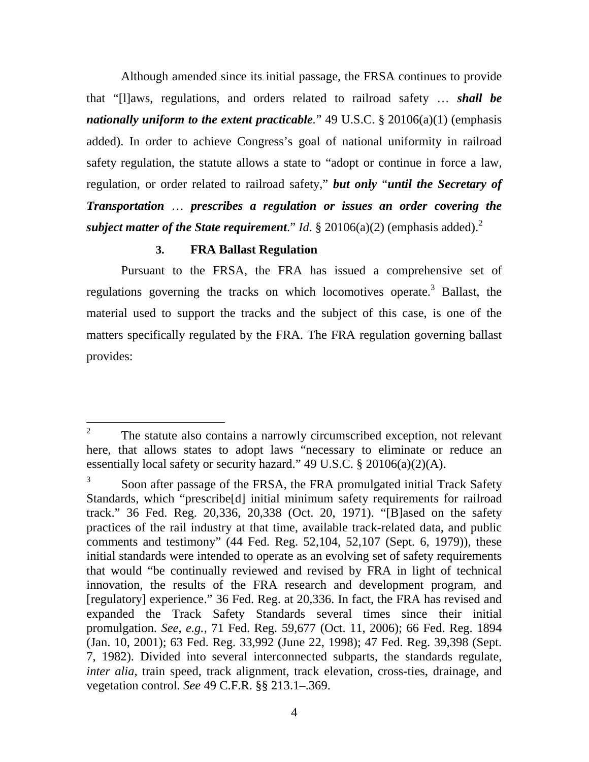Although amended since its initial passage, the FRSA continues to provide that "[l]aws, regulations, and orders related to railroad safety … ***shall be nationally uniform to the extent practicable***." 49 U.S.C. § 20106(a)(1) (emphasis added). In order to achieve Congress's goal of national uniformity in railroad safety regulation, the statute allows a state to "adopt or continue in force a law, regulation, or order related to railroad safety," ***but only*** "***until the Secretary of Transportation … prescribes a regulation or issues an order covering the subject matter of the State requirement***." *Id*. § 20106(a)(2) (emphasis added).[2]

### 3. FRA Ballast Regulation

Pursuant to the FRSA, the FRA has issued a comprehensive set of regulations governing the tracks on which locomotives operate.[3] Ballast, the material used to support the tracks and the subject of this case, is one of the matters specifically regulated by the FRA. The FRA regulation governing ballast provides:

---

[2] The statute also contains a narrowly circumscribed exception, not relevant here, that allows states to adopt laws "necessary to eliminate or reduce an essentially local safety or security hazard." 49 U.S.C. § 20106(a)(2)(A).

[3] Soon after passage of the FRSA, the FRA promulgated initial Track Safety Standards, which "prescribe[d] initial minimum safety requirements for railroad track." 36 Fed. Reg. 20,336, 20,338 (Oct. 20, 1971). "[B]ased on the safety practices of the rail industry at that time, available track-related data, and public comments and testimony" (44 Fed. Reg. 52,104, 52,107 (Sept. 6, 1979)), these initial standards were intended to operate as an evolving set of safety requirements that would "be continually reviewed and revised by FRA in light of technical innovation, the results of the FRA research and development program, and [regulatory] experience." 36 Fed. Reg. at 20,336. In fact, the FRA has revised and expanded the Track Safety Standards several times since their initial promulgation. *See*, *e.g.*, 71 Fed. Reg. 59,677 (Oct. 11, 2006); 66 Fed. Reg. 1894 (Jan. 10, 2001); 63 Fed. Reg. 33,992 (June 22, 1998); 47 Fed. Reg. 39,398 (Sept. 7, 1982). Divided into several interconnected subparts, the standards regulate, *inter alia*, train speed, track alignment, track elevation, cross-ties, drainage, and vegetation control. *See* 49 C.F.R. §§ 213.1–.369.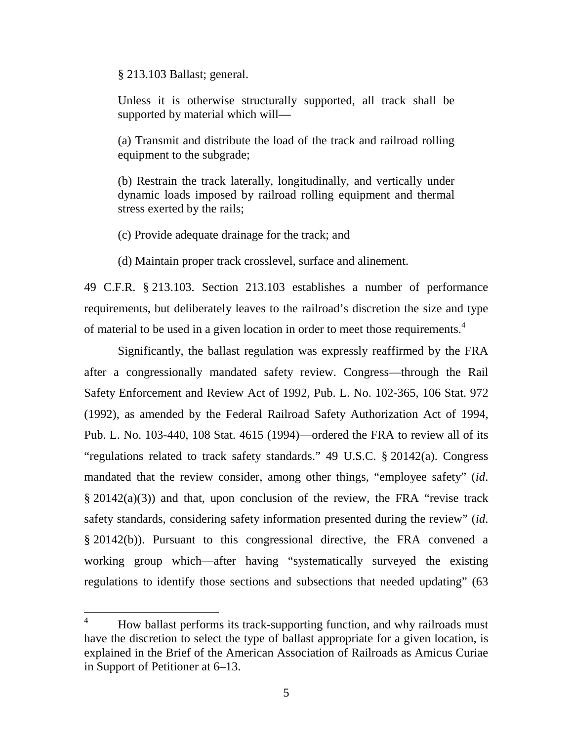§ 213.103 Ballast; general.

> Unless it is otherwise structurally supported, all track shall be supported by material which will—
>
> (a) Transmit and distribute the load of the track and railroad rolling equipment to the subgrade;
>
> (b) Restrain the track laterally, longitudinally, and vertically under dynamic loads imposed by railroad rolling equipment and thermal stress exerted by the rails;
>
> (c) Provide adequate drainage for the track; and
>
> (d) Maintain proper track crosslevel, surface and alinement.

49 C.F.R. § 213.103. Section 213.103 establishes a number of performance requirements, but deliberately leaves to the railroad's discretion the size and type of material to be used in a given location in order to meet those requirements.[4]

Significantly, the ballast regulation was expressly reaffirmed by the FRA after a congressionally mandated safety review. Congress—through the Rail Safety Enforcement and Review Act of 1992, Pub. L. No. 102-365, 106 Stat. 972 (1992), as amended by the Federal Railroad Safety Authorization Act of 1994, Pub. L. No. 103-440, 108 Stat. 4615 (1994)—ordered the FRA to review all of its "regulations related to track safety standards." 49 U.S.C. § 20142(a). Congress mandated that the review consider, among other things, "employee safety" (*id*. § 20142(a)(3)) and that, upon conclusion of the review, the FRA "revise track safety standards, considering safety information presented during the review" (*id*. § 20142(b)). Pursuant to this congressional directive, the FRA convened a working group which—after having "systematically surveyed the existing regulations to identify those sections and subsections that needed updating" (63

---

[4] How ballast performs its track-supporting function, and why railroads must have the discretion to select the type of ballast appropriate for a given location, is explained in the Brief of the American Association of Railroads as Amicus Curiae in Support of Petitioner at 6–13.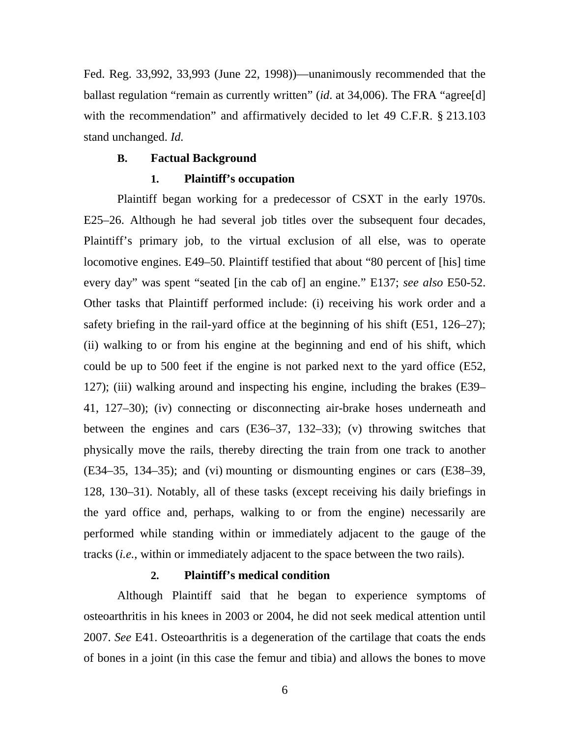Fed. Reg. 33,992, 33,993 (June 22, 1998))—unanimously recommended that the ballast regulation "remain as currently written" (*id*. at 34,006). The FRA "agree[d] with the recommendation" and affirmatively decided to let 49 C.F.R. § 213.103 stand unchanged. *Id.*

### B. Factual Background

#### 1. Plaintiff's occupation

Plaintiff began working for a predecessor of CSXT in the early 1970s. E25–26. Although he had several job titles over the subsequent four decades, Plaintiff's primary job, to the virtual exclusion of all else, was to operate locomotive engines. E49–50. Plaintiff testified that about "80 percent of [his] time every day" was spent "seated [in the cab of] an engine." E137; *see also* E50-52. Other tasks that Plaintiff performed include: (i) receiving his work order and a safety briefing in the rail-yard office at the beginning of his shift (E51, 126–27); (ii) walking to or from his engine at the beginning and end of his shift, which could be up to 500 feet if the engine is not parked next to the yard office (E52, 127); (iii) walking around and inspecting his engine, including the brakes (E39–41, 127–30); (iv) connecting or disconnecting air-brake hoses underneath and between the engines and cars (E36–37, 132–33); (v) throwing switches that physically move the rails, thereby directing the train from one track to another (E34–35, 134–35); and (vi) mounting or dismounting engines or cars (E38–39, 128, 130–31). Notably, all of these tasks (except receiving his daily briefings in the yard office and, perhaps, walking to or from the engine) necessarily are performed while standing within or immediately adjacent to the gauge of the tracks (*i.e.*, within or immediately adjacent to the space between the two rails).

#### 2. Plaintiff's medical condition

Although Plaintiff said that he began to experience symptoms of osteoarthritis in his knees in 2003 or 2004, he did not seek medical attention until 2007. *See* E41. Osteoarthritis is a degeneration of the cartilage that coats the ends of bones in a joint (in this case the femur and tibia) and allows the bones to move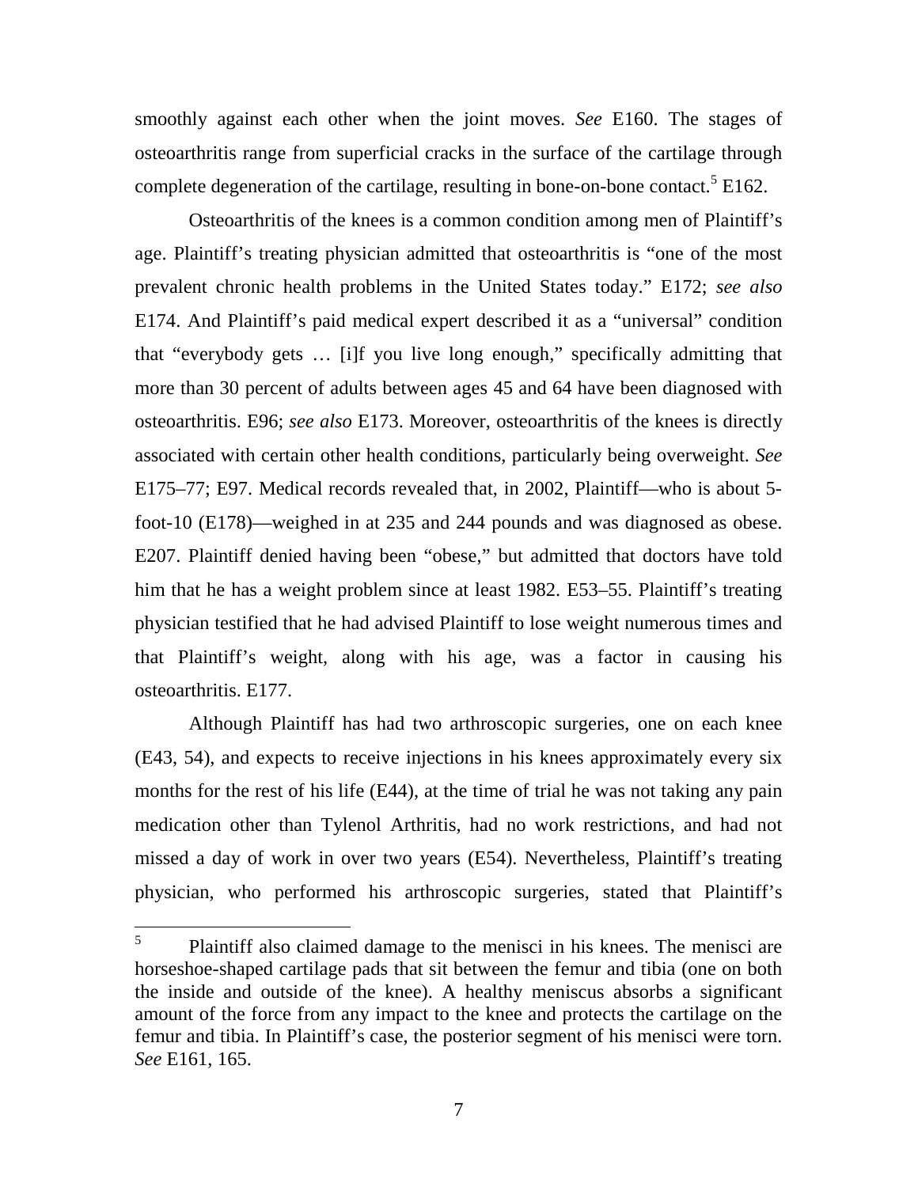smoothly against each other when the joint moves. *See* E160. The stages of osteoarthritis range from superficial cracks in the surface of the cartilage through complete degeneration of the cartilage, resulting in bone-on-bone contact.[5] E162.

Osteoarthritis of the knees is a common condition among men of Plaintiff's age. Plaintiff's treating physician admitted that osteoarthritis is "one of the most prevalent chronic health problems in the United States today." E172; *see also* E174. And Plaintiff's paid medical expert described it as a "universal" condition that "everybody gets … [i]f you live long enough," specifically admitting that more than 30 percent of adults between ages 45 and 64 have been diagnosed with osteoarthritis. E96; *see also* E173. Moreover, osteoarthritis of the knees is directly associated with certain other health conditions, particularly being overweight. *See* E175–77; E97. Medical records revealed that, in 2002, Plaintiff—who is about 5-foot-10 (E178)—weighed in at 235 and 244 pounds and was diagnosed as obese. E207. Plaintiff denied having been "obese," but admitted that doctors have told him that he has a weight problem since at least 1982. E53–55. Plaintiff's treating physician testified that he had advised Plaintiff to lose weight numerous times and that Plaintiff's weight, along with his age, was a factor in causing his osteoarthritis. E177.

Although Plaintiff has had two arthroscopic surgeries, one on each knee (E43, 54), and expects to receive injections in his knees approximately every six months for the rest of his life (E44), at the time of trial he was not taking any pain medication other than Tylenol Arthritis, had no work restrictions, and had not missed a day of work in over two years (E54). Nevertheless, Plaintiff's treating physician, who performed his arthroscopic surgeries, stated that Plaintiff's

---

[5] Plaintiff also claimed damage to the menisci in his knees. The menisci are horseshoe-shaped cartilage pads that sit between the femur and tibia (one on both the inside and outside of the knee). A healthy meniscus absorbs a significant amount of the force from any impact to the knee and protects the cartilage on the femur and tibia. In Plaintiff's case, the posterior segment of his menisci were torn. *See* E161, 165.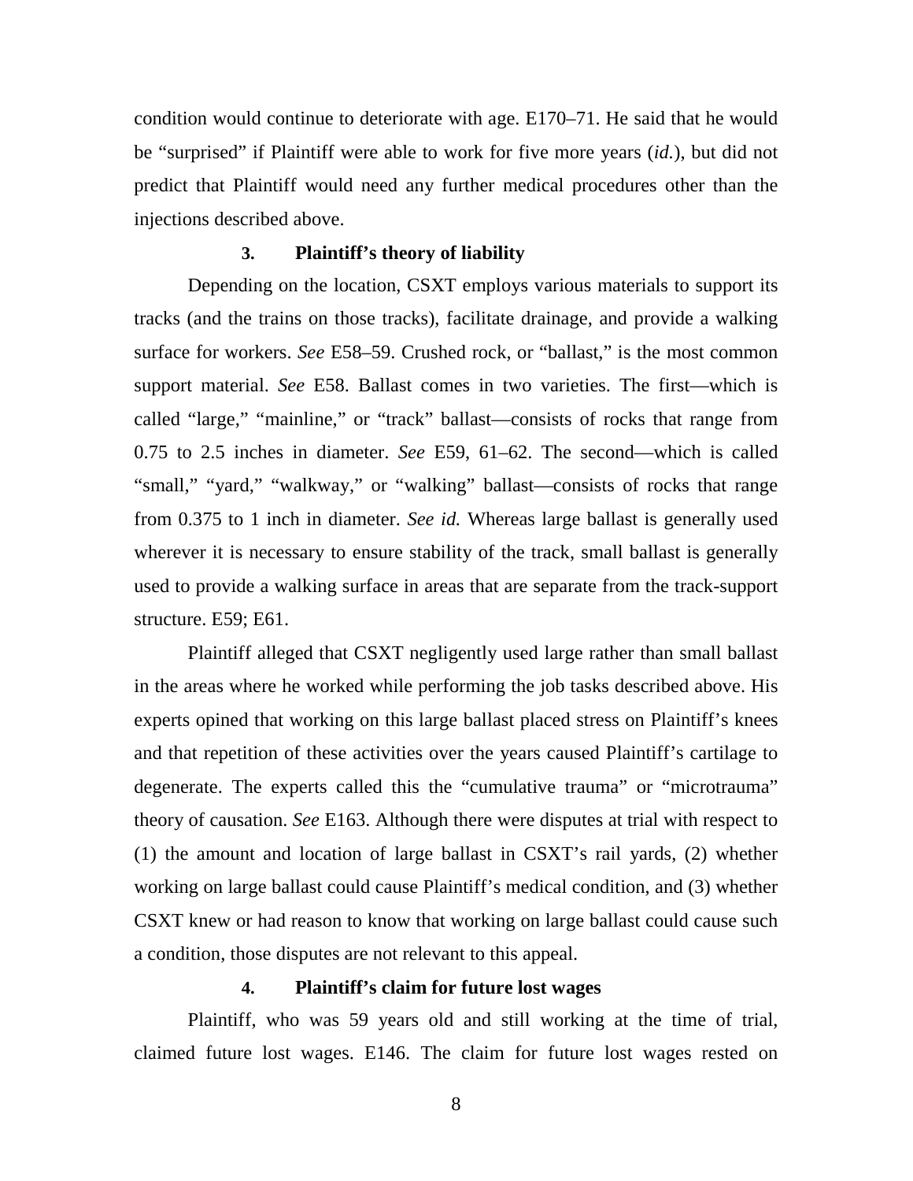condition would continue to deteriorate with age. E170–71. He said that he would be "surprised" if Plaintiff were able to work for five more years (*id.*), but did not predict that Plaintiff would need any further medical procedures other than the injections described above.

### 3. Plaintiff's theory of liability

Depending on the location, CSXT employs various materials to support its tracks (and the trains on those tracks), facilitate drainage, and provide a walking surface for workers. *See* E58–59. Crushed rock, or "ballast," is the most common support material. *See* E58. Ballast comes in two varieties. The first—which is called "large," "mainline," or "track" ballast—consists of rocks that range from 0.75 to 2.5 inches in diameter. *See* E59, 61–62. The second—which is called "small," "yard," "walkway," or "walking" ballast—consists of rocks that range from 0.375 to 1 inch in diameter. *See id.* Whereas large ballast is generally used wherever it is necessary to ensure stability of the track, small ballast is generally used to provide a walking surface in areas that are separate from the track-support structure. E59; E61.

Plaintiff alleged that CSXT negligently used large rather than small ballast in the areas where he worked while performing the job tasks described above. His experts opined that working on this large ballast placed stress on Plaintiff's knees and that repetition of these activities over the years caused Plaintiff's cartilage to degenerate. The experts called this the "cumulative trauma" or "microtrauma" theory of causation. *See* E163. Although there were disputes at trial with respect to (1) the amount and location of large ballast in CSXT's rail yards, (2) whether working on large ballast could cause Plaintiff's medical condition, and (3) whether CSXT knew or had reason to know that working on large ballast could cause such a condition, those disputes are not relevant to this appeal.

### 4. Plaintiff's claim for future lost wages

Plaintiff, who was 59 years old and still working at the time of trial, claimed future lost wages. E146. The claim for future lost wages rested on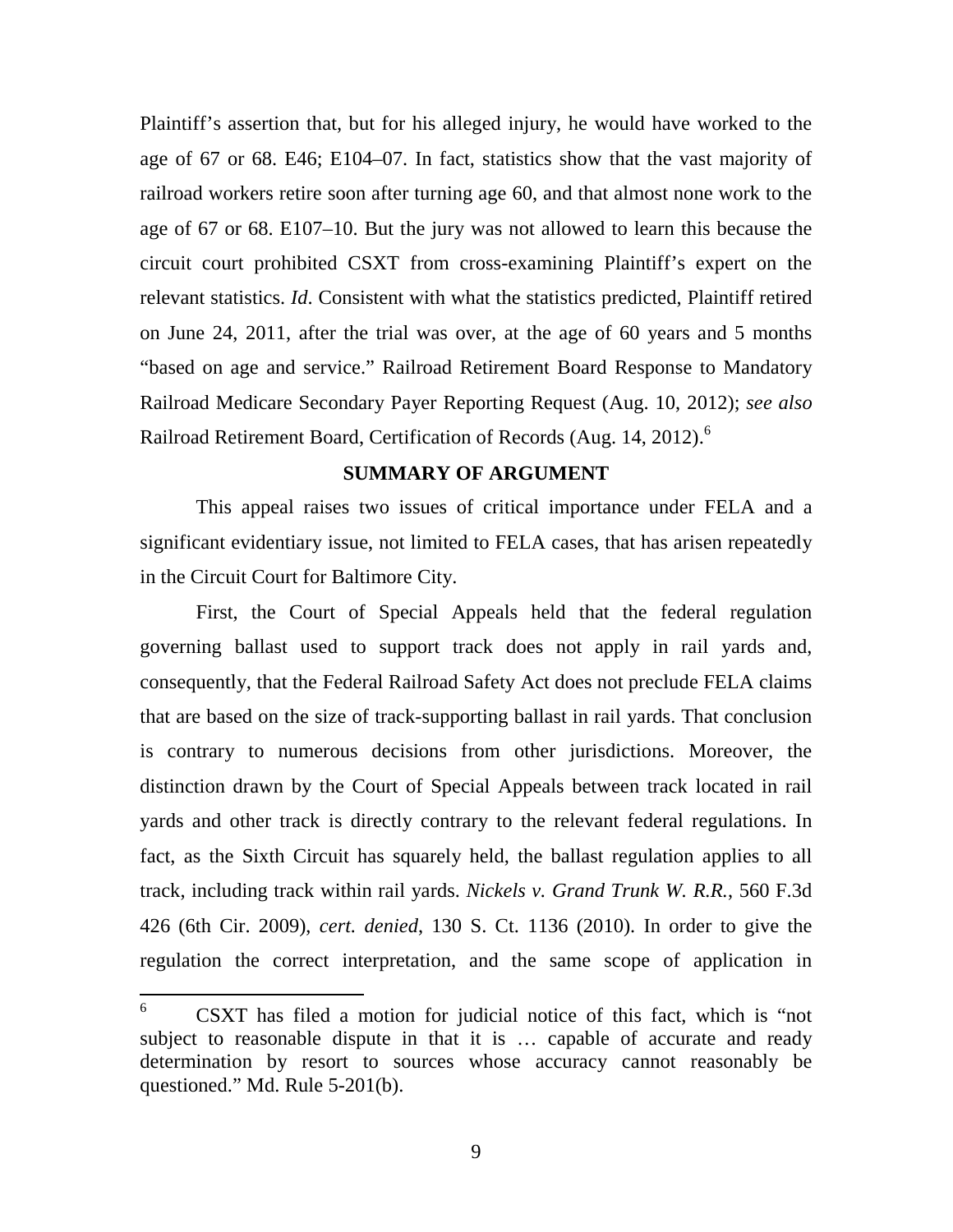Plaintiff's assertion that, but for his alleged injury, he would have worked to the age of 67 or 68. E46; E104–07. In fact, statistics show that the vast majority of railroad workers retire soon after turning age 60, and that almost none work to the age of 67 or 68. E107–10. But the jury was not allowed to learn this because the circuit court prohibited CSXT from cross-examining Plaintiff's expert on the relevant statistics. *Id*. Consistent with what the statistics predicted, Plaintiff retired on June 24, 2011, after the trial was over, at the age of 60 years and 5 months "based on age and service." Railroad Retirement Board Response to Mandatory Railroad Medicare Secondary Payer Reporting Request (Aug. 10, 2012); *see also* Railroad Retirement Board, Certification of Records (Aug. 14, 2012).[6]

## SUMMARY OF ARGUMENT

This appeal raises two issues of critical importance under FELA and a significant evidentiary issue, not limited to FELA cases, that has arisen repeatedly in the Circuit Court for Baltimore City.

First, the Court of Special Appeals held that the federal regulation governing ballast used to support track does not apply in rail yards and, consequently, that the Federal Railroad Safety Act does not preclude FELA claims that are based on the size of track-supporting ballast in rail yards. That conclusion is contrary to numerous decisions from other jurisdictions. Moreover, the distinction drawn by the Court of Special Appeals between track located in rail yards and other track is directly contrary to the relevant federal regulations. In fact, as the Sixth Circuit has squarely held, the ballast regulation applies to all track, including track within rail yards. *Nickels v. Grand Trunk W. R.R.*, 560 F.3d 426 (6th Cir. 2009), *cert. denied*, 130 S. Ct. 1136 (2010). In order to give the regulation the correct interpretation, and the same scope of application in

---

[6] CSXT has filed a motion for judicial notice of this fact, which is "not subject to reasonable dispute in that it is … capable of accurate and ready determination by resort to sources whose accuracy cannot reasonably be questioned." Md. Rule 5-201(b).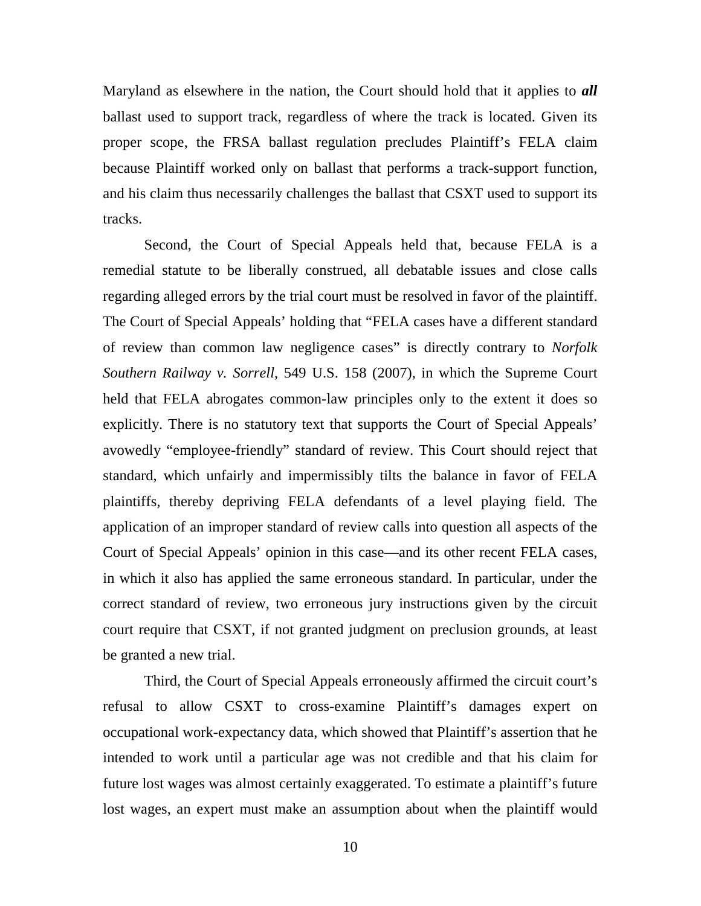Maryland as elsewhere in the nation, the Court should hold that it applies to ***all*** ballast used to support track, regardless of where the track is located. Given its proper scope, the FRSA ballast regulation precludes Plaintiff's FELA claim because Plaintiff worked only on ballast that performs a track-support function, and his claim thus necessarily challenges the ballast that CSXT used to support its tracks.

Second, the Court of Special Appeals held that, because FELA is a remedial statute to be liberally construed, all debatable issues and close calls regarding alleged errors by the trial court must be resolved in favor of the plaintiff. The Court of Special Appeals' holding that "FELA cases have a different standard of review than common law negligence cases" is directly contrary to *Norfolk Southern Railway v. Sorrell*, 549 U.S. 158 (2007), in which the Supreme Court held that FELA abrogates common-law principles only to the extent it does so explicitly. There is no statutory text that supports the Court of Special Appeals' avowedly "employee-friendly" standard of review. This Court should reject that standard, which unfairly and impermissibly tilts the balance in favor of FELA plaintiffs, thereby depriving FELA defendants of a level playing field. The application of an improper standard of review calls into question all aspects of the Court of Special Appeals' opinion in this case—and its other recent FELA cases, in which it also has applied the same erroneous standard. In particular, under the correct standard of review, two erroneous jury instructions given by the circuit court require that CSXT, if not granted judgment on preclusion grounds, at least be granted a new trial.

Third, the Court of Special Appeals erroneously affirmed the circuit court's refusal to allow CSXT to cross-examine Plaintiff's damages expert on occupational work-expectancy data, which showed that Plaintiff's assertion that he intended to work until a particular age was not credible and that his claim for future lost wages was almost certainly exaggerated. To estimate a plaintiff's future lost wages, an expert must make an assumption about when the plaintiff would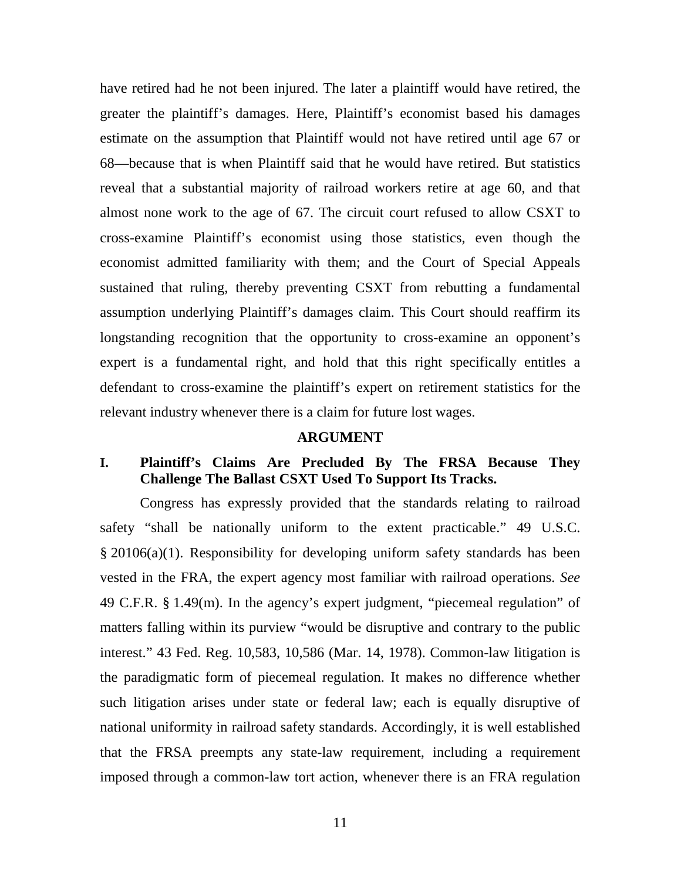have retired had he not been injured. The later a plaintiff would have retired, the greater the plaintiff's damages. Here, Plaintiff's economist based his damages estimate on the assumption that Plaintiff would not have retired until age 67 or 68—because that is when Plaintiff said that he would have retired. But statistics reveal that a substantial majority of railroad workers retire at age 60, and that almost none work to the age of 67. The circuit court refused to allow CSXT to cross-examine Plaintiff's economist using those statistics, even though the economist admitted familiarity with them; and the Court of Special Appeals sustained that ruling, thereby preventing CSXT from rebutting a fundamental assumption underlying Plaintiff's damages claim. This Court should reaffirm its longstanding recognition that the opportunity to cross-examine an opponent's expert is a fundamental right, and hold that this right specifically entitles a defendant to cross-examine the plaintiff's expert on retirement statistics for the relevant industry whenever there is a claim for future lost wages.

## ARGUMENT

### I. Plaintiff's Claims Are Precluded By The FRSA Because They Challenge The Ballast CSXT Used To Support Its Tracks.

Congress has expressly provided that the standards relating to railroad safety "shall be nationally uniform to the extent practicable." 49 U.S.C. § 20106(a)(1). Responsibility for developing uniform safety standards has been vested in the FRA, the expert agency most familiar with railroad operations. *See* 49 C.F.R. § 1.49(m). In the agency's expert judgment, "piecemeal regulation" of matters falling within its purview "would be disruptive and contrary to the public interest." 43 Fed. Reg. 10,583, 10,586 (Mar. 14, 1978). Common-law litigation is the paradigmatic form of piecemeal regulation. It makes no difference whether such litigation arises under state or federal law; each is equally disruptive of national uniformity in railroad safety standards. Accordingly, it is well established that the FRSA preempts any state-law requirement, including a requirement imposed through a common-law tort action, whenever there is an FRA regulation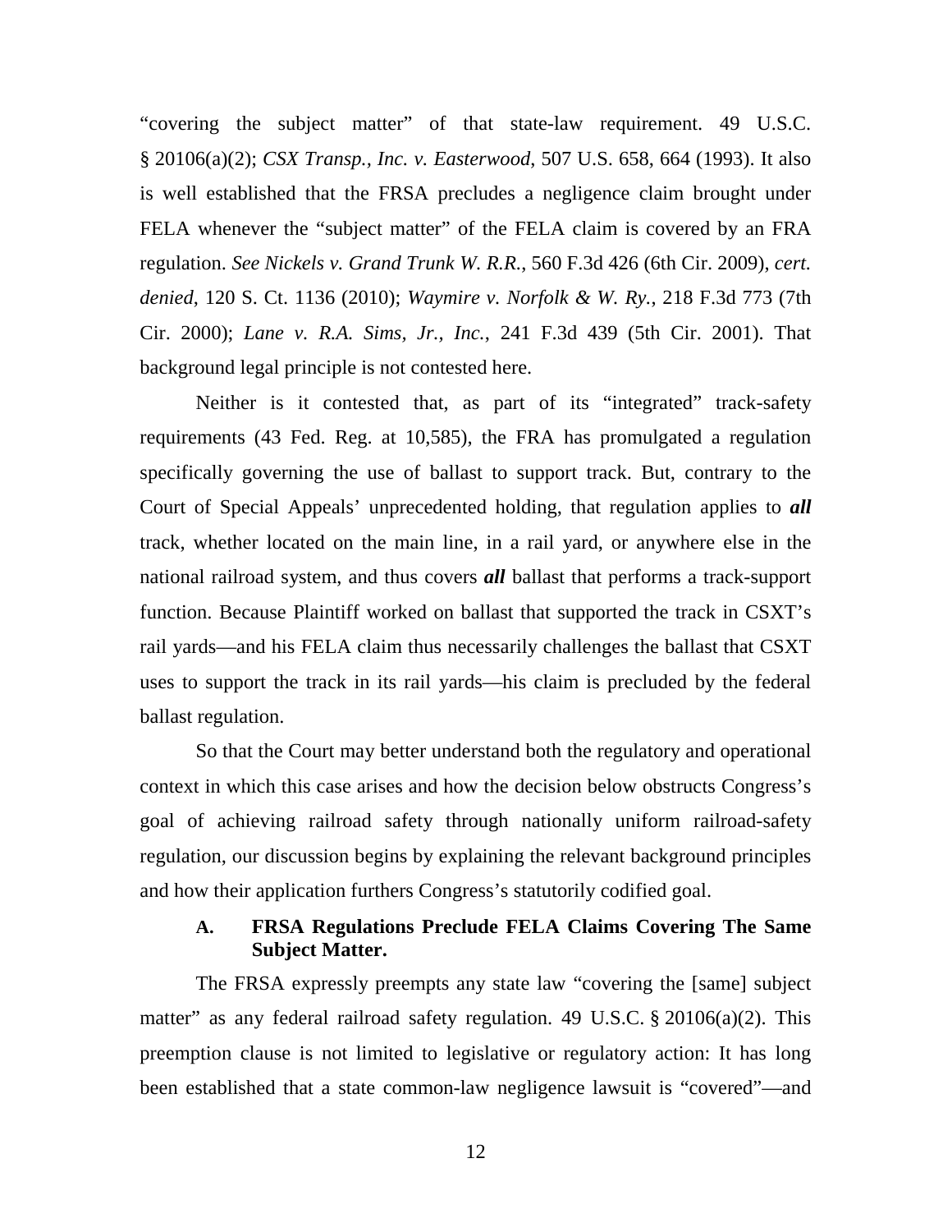"covering the subject matter" of that state-law requirement. 49 U.S.C. § 20106(a)(2); *CSX Transp., Inc. v. Easterwood*, 507 U.S. 658, 664 (1993). It also is well established that the FRSA precludes a negligence claim brought under FELA whenever the "subject matter" of the FELA claim is covered by an FRA regulation. *See Nickels v. Grand Trunk W. R.R.*, 560 F.3d 426 (6th Cir. 2009), *cert. denied*, 120 S. Ct. 1136 (2010); *Waymire v. Norfolk & W. Ry.*, 218 F.3d 773 (7th Cir. 2000); *Lane v. R.A. Sims, Jr., Inc.*, 241 F.3d 439 (5th Cir. 2001). That background legal principle is not contested here.

Neither is it contested that, as part of its "integrated" track-safety requirements (43 Fed. Reg. at 10,585), the FRA has promulgated a regulation specifically governing the use of ballast to support track. But, contrary to the Court of Special Appeals' unprecedented holding, that regulation applies to ***all*** track, whether located on the main line, in a rail yard, or anywhere else in the national railroad system, and thus covers ***all*** ballast that performs a track-support function. Because Plaintiff worked on ballast that supported the track in CSXT's rail yards—and his FELA claim thus necessarily challenges the ballast that CSXT uses to support the track in its rail yards—his claim is precluded by the federal ballast regulation.

So that the Court may better understand both the regulatory and operational context in which this case arises and how the decision below obstructs Congress's goal of achieving railroad safety through nationally uniform railroad-safety regulation, our discussion begins by explaining the relevant background principles and how their application furthers Congress's statutorily codified goal.

### A. FRSA Regulations Preclude FELA Claims Covering The Same Subject Matter.

The FRSA expressly preempts any state law "covering the [same] subject matter" as any federal railroad safety regulation. 49 U.S.C. § 20106(a)(2). This preemption clause is not limited to legislative or regulatory action: It has long been established that a state common-law negligence lawsuit is "covered"—and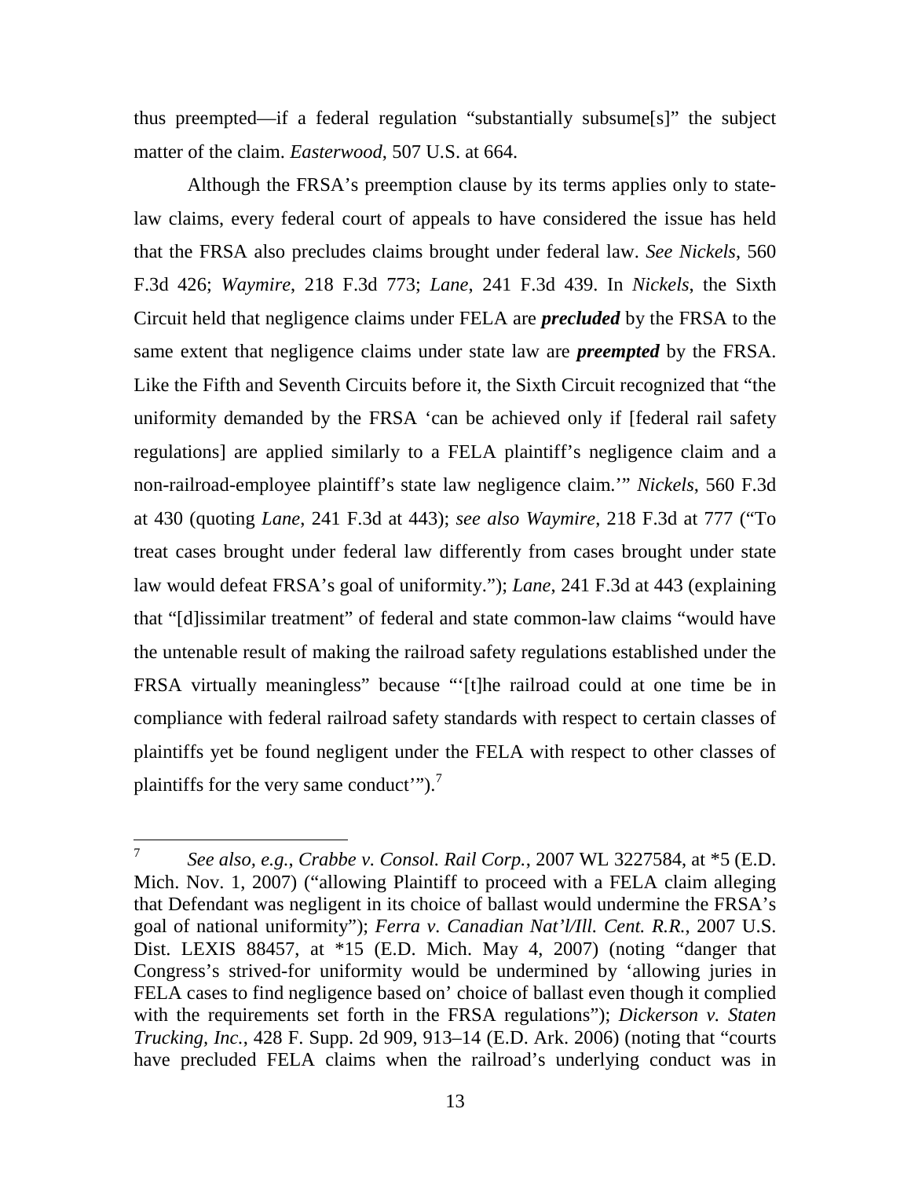thus preempted—if a federal regulation "substantially subsume[s]" the subject matter of the claim. *Easterwood*, 507 U.S. at 664.

Although the FRSA's preemption clause by its terms applies only to state-law claims, every federal court of appeals to have considered the issue has held that the FRSA also precludes claims brought under federal law. *See Nickels*, 560 F.3d 426; *Waymire*, 218 F.3d 773; *Lane*, 241 F.3d 439. In *Nickels*, the Sixth Circuit held that negligence claims under FELA are ***precluded*** by the FRSA to the same extent that negligence claims under state law are ***preempted*** by the FRSA. Like the Fifth and Seventh Circuits before it, the Sixth Circuit recognized that "the uniformity demanded by the FRSA 'can be achieved only if [federal rail safety regulations] are applied similarly to a FELA plaintiff's negligence claim and a non-railroad-employee plaintiff's state law negligence claim.'" *Nickels*, 560 F.3d at 430 (quoting *Lane*, 241 F.3d at 443); *see also Waymire*, 218 F.3d at 777 ("To treat cases brought under federal law differently from cases brought under state law would defeat FRSA's goal of uniformity."); *Lane*, 241 F.3d at 443 (explaining that "[d]issimilar treatment" of federal and state common-law claims "would have the untenable result of making the railroad safety regulations established under the FRSA virtually meaningless" because "'[t]he railroad could at one time be in compliance with federal railroad safety standards with respect to certain classes of plaintiffs yet be found negligent under the FELA with respect to other classes of plaintiffs for the very same conduct'").[7]

---

[7] *See also, e.g.*, *Crabbe v. Consol. Rail Corp.*, 2007 WL 3227584, at *5 (E.D. Mich. Nov. 1, 2007) ("allowing Plaintiff to proceed with a FELA claim alleging that Defendant was negligent in its choice of ballast would undermine the FRSA's goal of national uniformity"); *Ferra v. Canadian Nat'l/Ill. Cent. R.R.*, 2007 U.S. Dist. LEXIS 88457, at *15 (E.D. Mich. May 4, 2007) (noting "danger that Congress's strived-for uniformity would be undermined by 'allowing juries in FELA cases to find negligence based on' choice of ballast even though it complied with the requirements set forth in the FRSA regulations"); *Dickerson v. Staten Trucking, Inc.*, 428 F. Supp. 2d 909, 913–14 (E.D. Ark. 2006) (noting that "courts have precluded FELA claims when the railroad's underlying conduct was in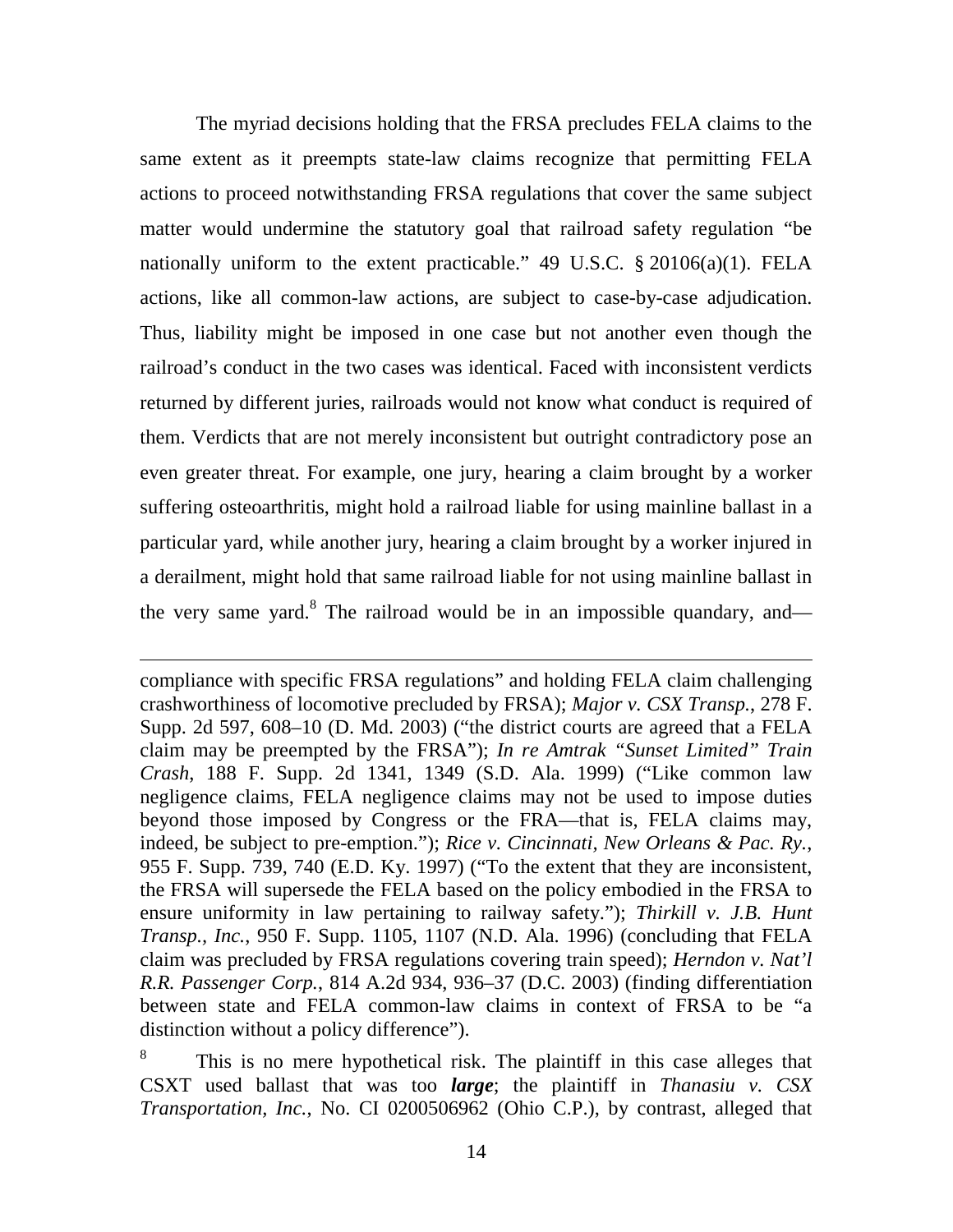The myriad decisions holding that the FRSA precludes FELA claims to the same extent as it preempts state-law claims recognize that permitting FELA actions to proceed notwithstanding FRSA regulations that cover the same subject matter would undermine the statutory goal that railroad safety regulation "be nationally uniform to the extent practicable." 49 U.S.C. § 20106(a)(1). FELA actions, like all common-law actions, are subject to case-by-case adjudication. Thus, liability might be imposed in one case but not another even though the railroad's conduct in the two cases was identical. Faced with inconsistent verdicts returned by different juries, railroads would not know what conduct is required of them. Verdicts that are not merely inconsistent but outright contradictory pose an even greater threat. For example, one jury, hearing a claim brought by a worker suffering osteoarthritis, might hold a railroad liable for using mainline ballast in a particular yard, while another jury, hearing a claim brought by a worker injured in a derailment, might hold that same railroad liable for not using mainline ballast in the very same yard.[8] The railroad would be in an impossible quandary, and—

---

compliance with specific FRSA regulations" and holding FELA claim challenging crashworthiness of locomotive precluded by FRSA); *Major v. CSX Transp.*, 278 F. Supp. 2d 597, 608–10 (D. Md. 2003) ("the district courts are agreed that a FELA claim may be preempted by the FRSA"); *In re Amtrak "Sunset Limited" Train Crash*, 188 F. Supp. 2d 1341, 1349 (S.D. Ala. 1999) ("Like common law negligence claims, FELA negligence claims may not be used to impose duties beyond those imposed by Congress or the FRA—that is, FELA claims may, indeed, be subject to pre-emption."); *Rice v. Cincinnati, New Orleans & Pac. Ry.*, 955 F. Supp. 739, 740 (E.D. Ky. 1997) ("To the extent that they are inconsistent, the FRSA will supersede the FELA based on the policy embodied in the FRSA to ensure uniformity in law pertaining to railway safety."); *Thirkill v. J.B. Hunt Transp., Inc.*, 950 F. Supp. 1105, 1107 (N.D. Ala. 1996) (concluding that FELA claim was precluded by FRSA regulations covering train speed); *Herndon v. Nat'l R.R. Passenger Corp.*, 814 A.2d 934, 936–37 (D.C. 2003) (finding differentiation between state and FELA common-law claims in context of FRSA to be "a distinction without a policy difference").

[8] This is no mere hypothetical risk. The plaintiff in this case alleges that CSXT used ballast that was too ***large***; the plaintiff in *Thanasiu v. CSX Transportation, Inc.*, No. CI 0200506962 (Ohio C.P.), by contrast, alleged that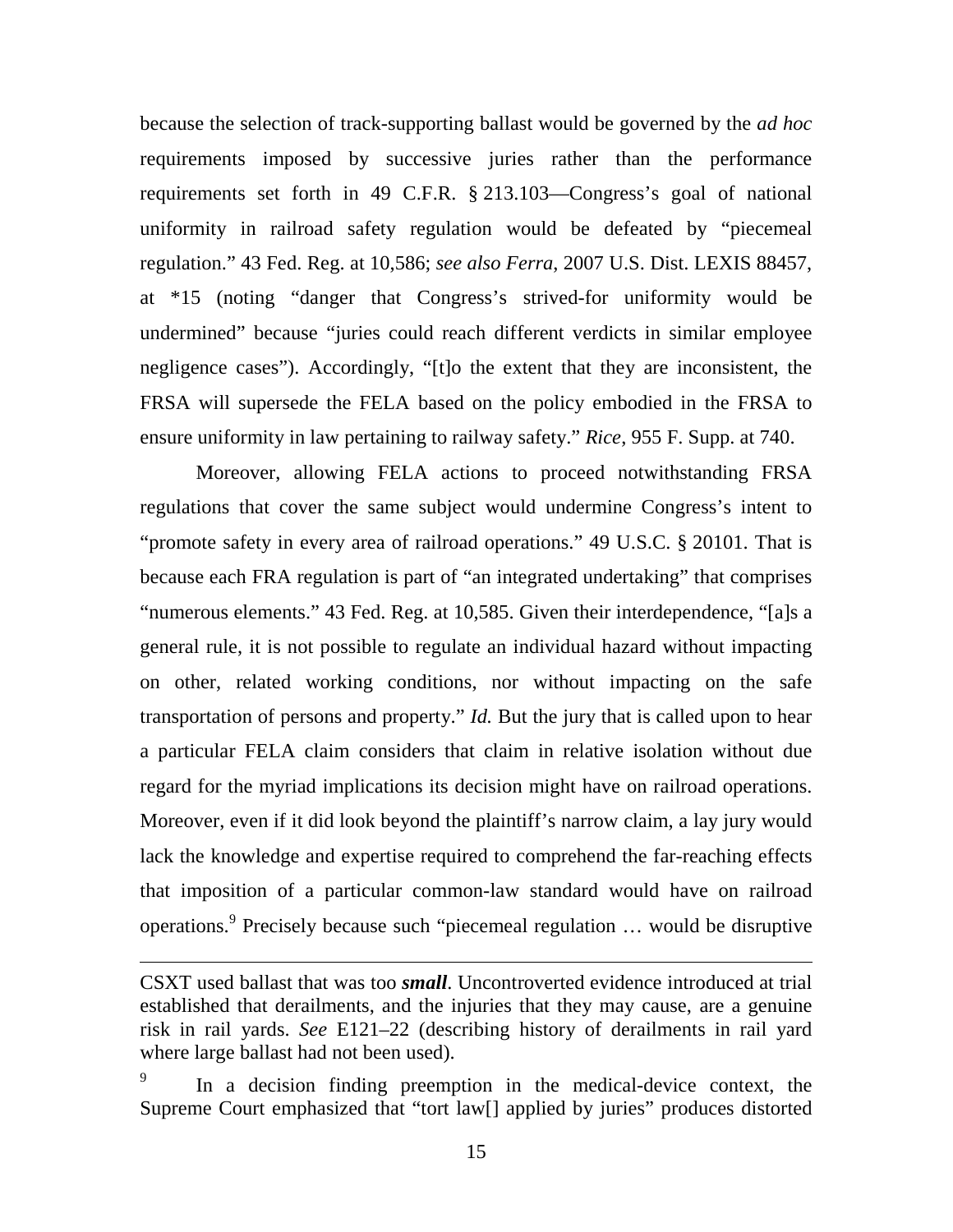because the selection of track-supporting ballast would be governed by the *ad hoc* requirements imposed by successive juries rather than the performance requirements set forth in 49 C.F.R. § 213.103—Congress's goal of national uniformity in railroad safety regulation would be defeated by "piecemeal regulation." 43 Fed. Reg. at 10,586; *see also Ferra*, 2007 U.S. Dist. LEXIS 88457, at *15 (noting "danger that Congress's strived-for uniformity would be undermined" because "juries could reach different verdicts in similar employee negligence cases"). Accordingly, "[t]o the extent that they are inconsistent, the FRSA will supersede the FELA based on the policy embodied in the FRSA to ensure uniformity in law pertaining to railway safety." *Rice*, 955 F. Supp. at 740.

Moreover, allowing FELA actions to proceed notwithstanding FRSA regulations that cover the same subject would undermine Congress's intent to "promote safety in every area of railroad operations." 49 U.S.C. § 20101. That is because each FRA regulation is part of "an integrated undertaking" that comprises "numerous elements." 43 Fed. Reg. at 10,585. Given their interdependence, "[a]s a general rule, it is not possible to regulate an individual hazard without impacting on other, related working conditions, nor without impacting on the safe transportation of persons and property." *Id.* But the jury that is called upon to hear a particular FELA claim considers that claim in relative isolation without due regard for the myriad implications its decision might have on railroad operations. Moreover, even if it did look beyond the plaintiff's narrow claim, a lay jury would lack the knowledge and expertise required to comprehend the far-reaching effects that imposition of a particular common-law standard would have on railroad operations.[9] Precisely because such "piecemeal regulation … would be disruptive

---

CSXT used ballast that was too ***small***. Uncontroverted evidence introduced at trial established that derailments, and the injuries that they may cause, are a genuine risk in rail yards. *See* E121–22 (describing history of derailments in rail yard where large ballast had not been used).

[9] In a decision finding preemption in the medical-device context, the Supreme Court emphasized that "tort law[] applied by juries" produces distorted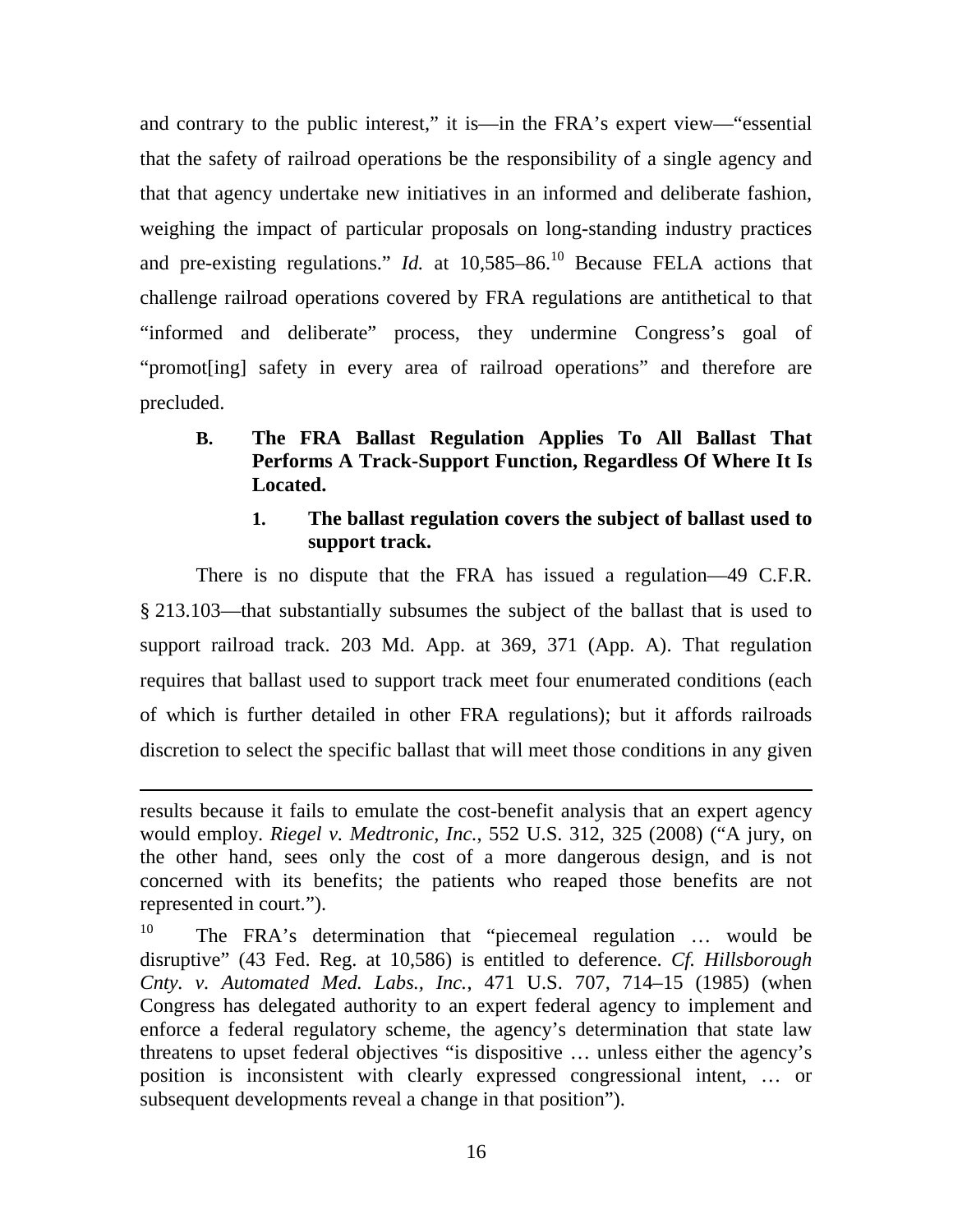and contrary to the public interest," it is—in the FRA's expert view—"essential that the safety of railroad operations be the responsibility of a single agency and that that agency undertake new initiatives in an informed and deliberate fashion, weighing the impact of particular proposals on long-standing industry practices and pre-existing regulations." *Id.* at 10,585–86.[10] Because FELA actions that challenge railroad operations covered by FRA regulations are antithetical to that "informed and deliberate" process, they undermine Congress's goal of "promot[ing] safety in every area of railroad operations" and therefore are precluded.

### B. The FRA Ballast Regulation Applies To All Ballast That Performs A Track-Support Function, Regardless Of Where It Is Located.

#### 1. The ballast regulation covers the subject of ballast used to support track.

There is no dispute that the FRA has issued a regulation—49 C.F.R. § 213.103—that substantially subsumes the subject of the ballast that is used to support railroad track. 203 Md. App. at 369, 371 (App. A). That regulation requires that ballast used to support track meet four enumerated conditions (each of which is further detailed in other FRA regulations); but it affords railroads discretion to select the specific ballast that will meet those conditions in any given

---

results because it fails to emulate the cost-benefit analysis that an expert agency would employ. *Riegel v. Medtronic, Inc.*, 552 U.S. 312, 325 (2008) ("A jury, on the other hand, sees only the cost of a more dangerous design, and is not concerned with its benefits; the patients who reaped those benefits are not represented in court.").

[10] The FRA's determination that "piecemeal regulation … would be disruptive" (43 Fed. Reg. at 10,586) is entitled to deference. *Cf. Hillsborough Cnty. v. Automated Med. Labs., Inc.*, 471 U.S. 707, 714–15 (1985) (when Congress has delegated authority to an expert federal agency to implement and enforce a federal regulatory scheme, the agency's determination that state law threatens to upset federal objectives "is dispositive … unless either the agency's position is inconsistent with clearly expressed congressional intent, … or subsequent developments reveal a change in that position").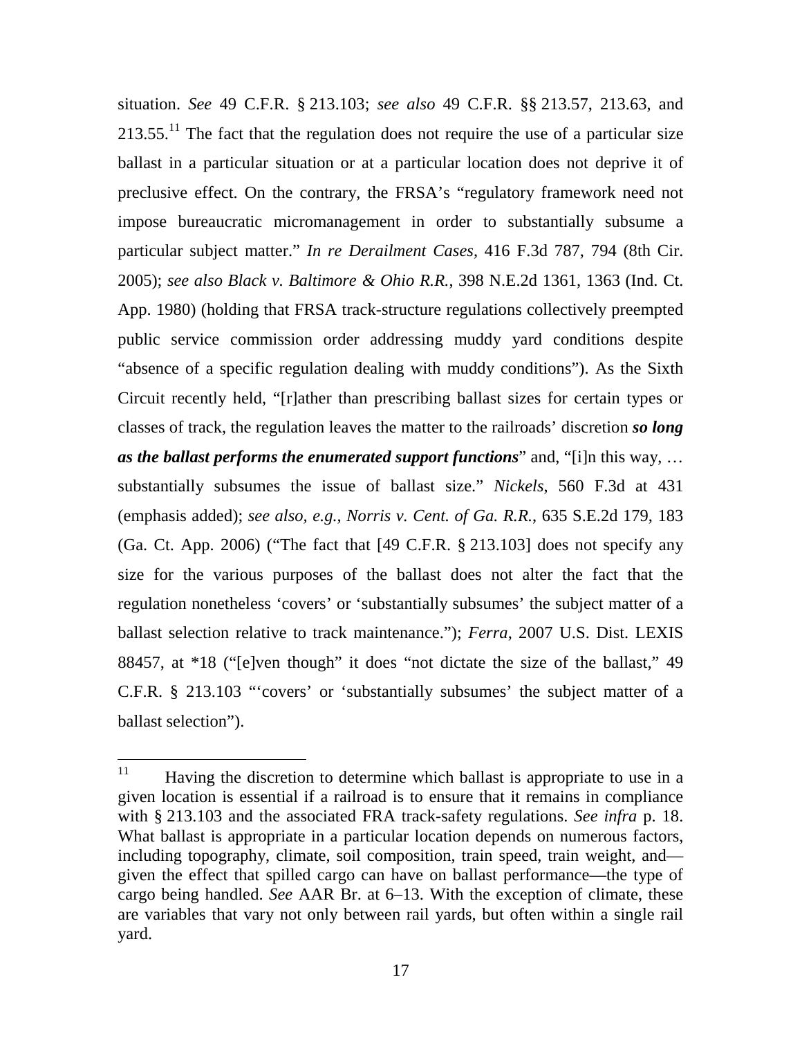situation. *See* 49 C.F.R. § 213.103; *see also* 49 C.F.R. §§ 213.57, 213.63, and 213.55.[11] The fact that the regulation does not require the use of a particular size ballast in a particular situation or at a particular location does not deprive it of preclusive effect. On the contrary, the FRSA's "regulatory framework need not impose bureaucratic micromanagement in order to substantially subsume a particular subject matter." *In re Derailment Cases*, 416 F.3d 787, 794 (8th Cir. 2005); *see also Black v. Baltimore & Ohio R.R.*, 398 N.E.2d 1361, 1363 (Ind. Ct. App. 1980) (holding that FRSA track-structure regulations collectively preempted public service commission order addressing muddy yard conditions despite "absence of a specific regulation dealing with muddy conditions"). As the Sixth Circuit recently held, "[r]ather than prescribing ballast sizes for certain types or classes of track, the regulation leaves the matter to the railroads' discretion ***so long as the ballast performs the enumerated support functions*** " and, "[i]n this way, … substantially subsumes the issue of ballast size." *Nickels*, 560 F.3d at 431 (emphasis added); *see also, e.g.*, *Norris v. Cent. of Ga. R.R.*, 635 S.E.2d 179, 183 (Ga. Ct. App. 2006) ("The fact that [49 C.F.R. § 213.103] does not specify any size for the various purposes of the ballast does not alter the fact that the regulation nonetheless 'covers' or 'substantially subsumes' the subject matter of a ballast selection relative to track maintenance."); *Ferra*, 2007 U.S. Dist. LEXIS 88457, at *18 ("[e]ven though" it does "not dictate the size of the ballast," 49 C.F.R. § 213.103 "'covers' or 'substantially subsumes' the subject matter of a ballast selection").

---

[11] Having the discretion to determine which ballast is appropriate to use in a given location is essential if a railroad is to ensure that it remains in compliance with § 213.103 and the associated FRA track-safety regulations. *See infra* p. 18. What ballast is appropriate in a particular location depends on numerous factors, including topography, climate, soil composition, train speed, train weight, and—given the effect that spilled cargo can have on ballast performance—the type of cargo being handled. *See* AAR Br. at 6–13. With the exception of climate, these are variables that vary not only between rail yards, but often within a single rail yard.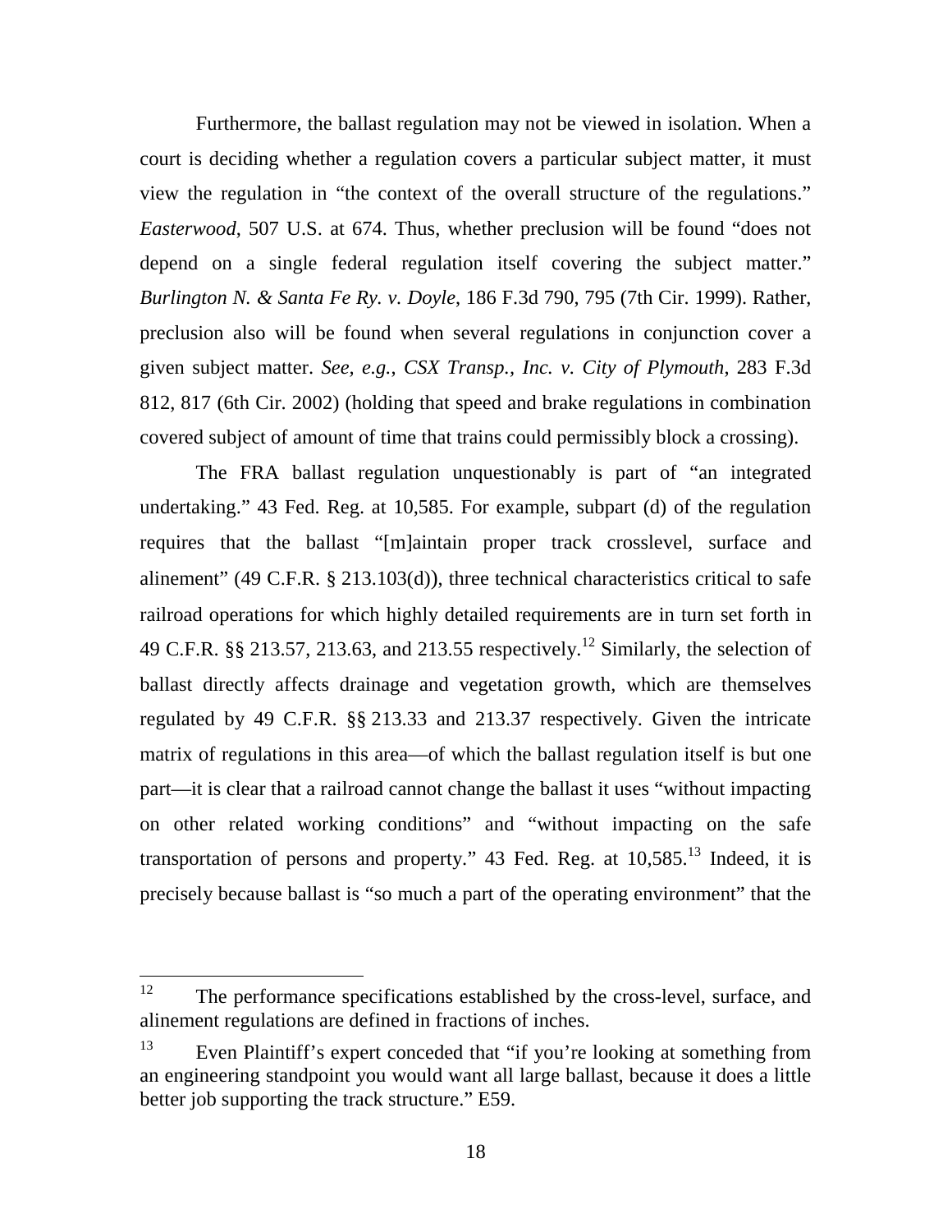Furthermore, the ballast regulation may not be viewed in isolation. When a court is deciding whether a regulation covers a particular subject matter, it must view the regulation in "the context of the overall structure of the regulations." *Easterwood*, 507 U.S. at 674. Thus, whether preclusion will be found "does not depend on a single federal regulation itself covering the subject matter." *Burlington N. & Santa Fe Ry. v. Doyle*, 186 F.3d 790, 795 (7th Cir. 1999). Rather, preclusion also will be found when several regulations in conjunction cover a given subject matter. *See, e.g.*, *CSX Transp., Inc. v. City of Plymouth*, 283 F.3d 812, 817 (6th Cir. 2002) (holding that speed and brake regulations in combination covered subject of amount of time that trains could permissibly block a crossing).

The FRA ballast regulation unquestionably is part of "an integrated undertaking." 43 Fed. Reg. at 10,585. For example, subpart (d) of the regulation requires that the ballast "[m]aintain proper track crosslevel, surface and alinement" (49 C.F.R. § 213.103(d)), three technical characteristics critical to safe railroad operations for which highly detailed requirements are in turn set forth in 49 C.F.R. §§ 213.57, 213.63, and 213.55 respectively.[12] Similarly, the selection of ballast directly affects drainage and vegetation growth, which are themselves regulated by 49 C.F.R. §§ 213.33 and 213.37 respectively. Given the intricate matrix of regulations in this area—of which the ballast regulation itself is but one part—it is clear that a railroad cannot change the ballast it uses "without impacting on other related working conditions" and "without impacting on the safe transportation of persons and property." 43 Fed. Reg. at 10,585.[13] Indeed, it is precisely because ballast is "so much a part of the operating environment" that the

---

[12] The performance specifications established by the cross-level, surface, and alinement regulations are defined in fractions of inches.

[13] Even Plaintiff's expert conceded that "if you're looking at something from an engineering standpoint you would want all large ballast, because it does a little better job supporting the track structure." E59.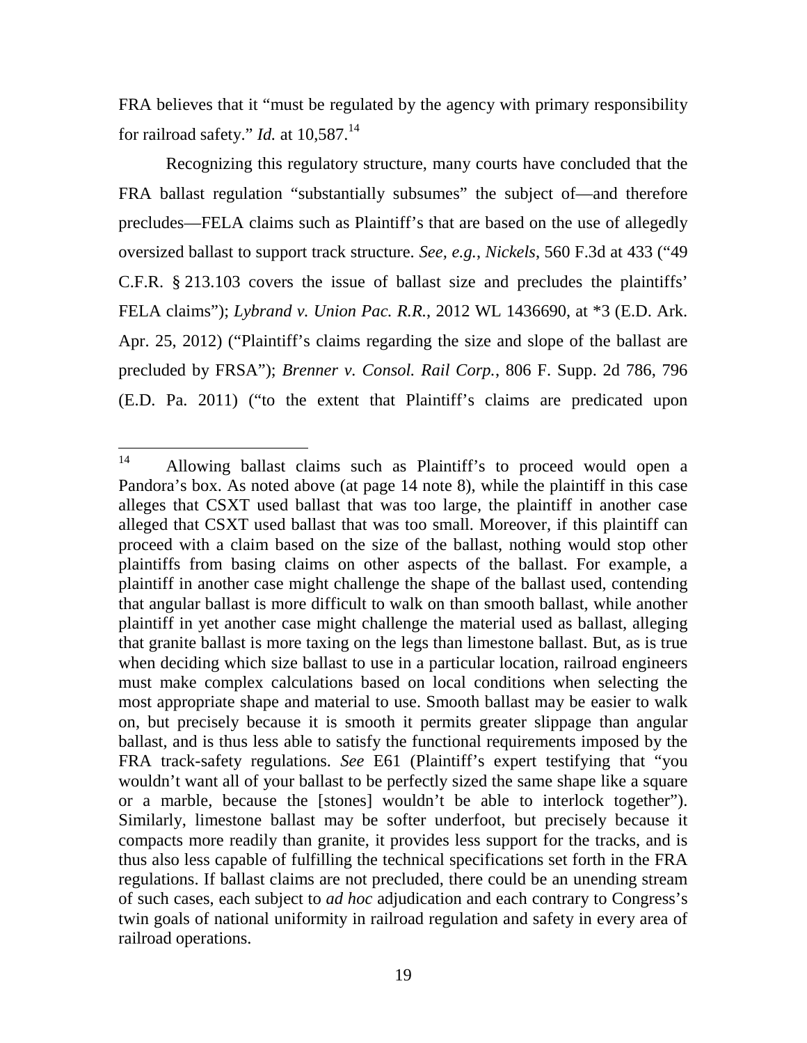FRA believes that it "must be regulated by the agency with primary responsibility for railroad safety." *Id.* at 10,587.[14]

Recognizing this regulatory structure, many courts have concluded that the FRA ballast regulation "substantially subsumes" the subject of—and therefore precludes—FELA claims such as Plaintiff's that are based on the use of allegedly oversized ballast to support track structure. *See, e.g.*, *Nickels*, 560 F.3d at 433 ("49 C.F.R. § 213.103 covers the issue of ballast size and precludes the plaintiffs' FELA claims"); *Lybrand v. Union Pac. R.R.*, 2012 WL 1436690, at *3 (E.D. Ark. Apr. 25, 2012) ("Plaintiff's claims regarding the size and slope of the ballast are precluded by FRSA"); *Brenner v. Consol. Rail Corp.*, 806 F. Supp. 2d 786, 796 (E.D. Pa. 2011) ("to the extent that Plaintiff's claims are predicated upon

---

[14] Allowing ballast claims such as Plaintiff's to proceed would open a Pandora's box. As noted above (at page 14 note 8), while the plaintiff in this case alleges that CSXT used ballast that was too large, the plaintiff in another case alleged that CSXT used ballast that was too small. Moreover, if this plaintiff can proceed with a claim based on the size of the ballast, nothing would stop other plaintiffs from basing claims on other aspects of the ballast. For example, a plaintiff in another case might challenge the shape of the ballast used, contending that angular ballast is more difficult to walk on than smooth ballast, while another plaintiff in yet another case might challenge the material used as ballast, alleging that granite ballast is more taxing on the legs than limestone ballast. But, as is true when deciding which size ballast to use in a particular location, railroad engineers must make complex calculations based on local conditions when selecting the most appropriate shape and material to use. Smooth ballast may be easier to walk on, but precisely because it is smooth it permits greater slippage than angular ballast, and is thus less able to satisfy the functional requirements imposed by the FRA track-safety regulations. *See* E61 (Plaintiff's expert testifying that "you wouldn't want all of your ballast to be perfectly sized the same shape like a square or a marble, because the [stones] wouldn't be able to interlock together"). Similarly, limestone ballast may be softer underfoot, but precisely because it compacts more readily than granite, it provides less support for the tracks, and is thus also less capable of fulfilling the technical specifications set forth in the FRA regulations. If ballast claims are not precluded, there could be an unending stream of such cases, each subject to *ad hoc* adjudication and each contrary to Congress's twin goals of national uniformity in railroad regulation and safety in every area of railroad operations.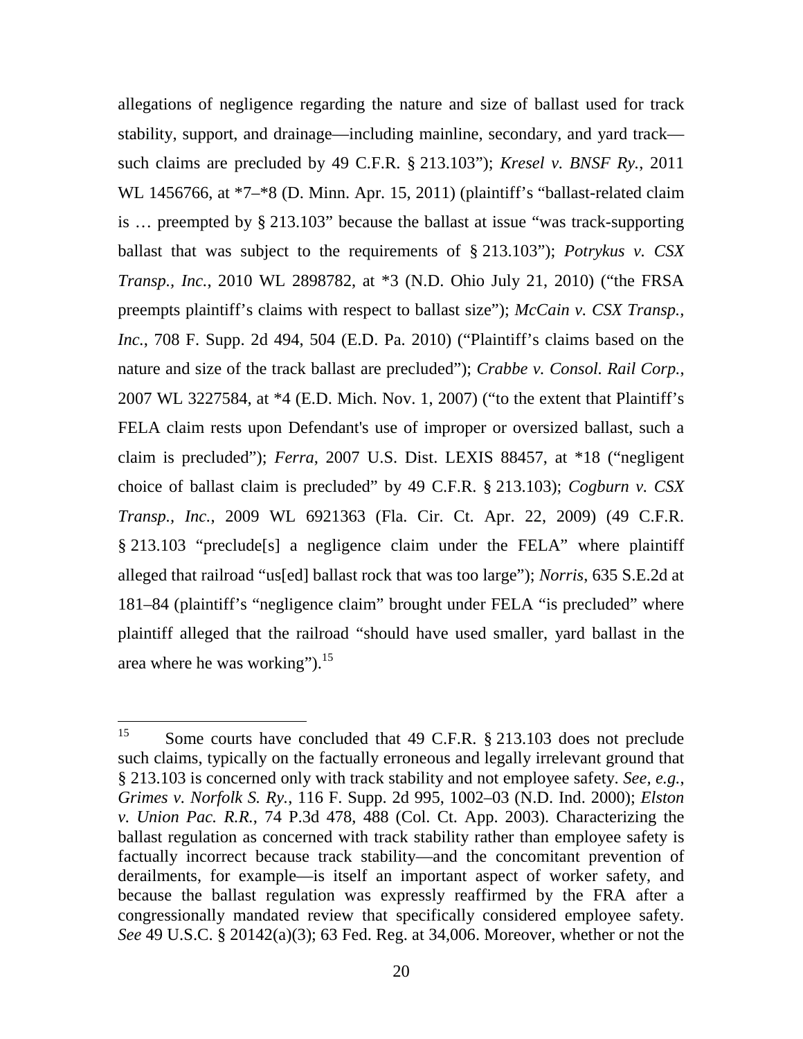allegations of negligence regarding the nature and size of ballast used for track stability, support, and drainage—including mainline, secondary, and yard track—such claims are precluded by 49 C.F.R. § 213.103"); *Kresel v. BNSF Ry.*, 2011 WL 1456766, at *7–*8 (D. Minn. Apr. 15, 2011) (plaintiff's "ballast-related claim is … preempted by § 213.103" because the ballast at issue "was track-supporting ballast that was subject to the requirements of § 213.103"); *Potrykus v. CSX Transp., Inc.*, 2010 WL 2898782, at *3 (N.D. Ohio July 21, 2010) ("the FRSA preempts plaintiff's claims with respect to ballast size"); *McCain v. CSX Transp., Inc.*, 708 F. Supp. 2d 494, 504 (E.D. Pa. 2010) ("Plaintiff's claims based on the nature and size of the track ballast are precluded"); *Crabbe v. Consol. Rail Corp.*, 2007 WL 3227584, at *4 (E.D. Mich. Nov. 1, 2007) ("to the extent that Plaintiff's FELA claim rests upon Defendant's use of improper or oversized ballast, such a claim is precluded"); *Ferra*, 2007 U.S. Dist. LEXIS 88457, at *18 ("negligent choice of ballast claim is precluded" by 49 C.F.R. § 213.103); *Cogburn v. CSX Transp., Inc.*, 2009 WL 6921363 (Fla. Cir. Ct. Apr. 22, 2009) (49 C.F.R. § 213.103 "preclude[s] a negligence claim under the FELA" where plaintiff alleged that railroad "us[ed] ballast rock that was too large"); *Norris*, 635 S.E.2d at 181–84 (plaintiff's "negligence claim" brought under FELA "is precluded" where plaintiff alleged that the railroad "should have used smaller, yard ballast in the area where he was working").[15]

---

[15] Some courts have concluded that 49 C.F.R. § 213.103 does not preclude such claims, typically on the factually erroneous and legally irrelevant ground that § 213.103 is concerned only with track stability and not employee safety. *See, e.g.*, *Grimes v. Norfolk S. Ry.*, 116 F. Supp. 2d 995, 1002–03 (N.D. Ind. 2000); *Elston v. Union Pac. R.R.*, 74 P.3d 478, 488 (Col. Ct. App. 2003). Characterizing the ballast regulation as concerned with track stability rather than employee safety is factually incorrect because track stability—and the concomitant prevention of derailments, for example—is itself an important aspect of worker safety, and because the ballast regulation was expressly reaffirmed by the FRA after a congressionally mandated review that specifically considered employee safety. *See* 49 U.S.C. § 20142(a)(3); 63 Fed. Reg. at 34,006. Moreover, whether or not the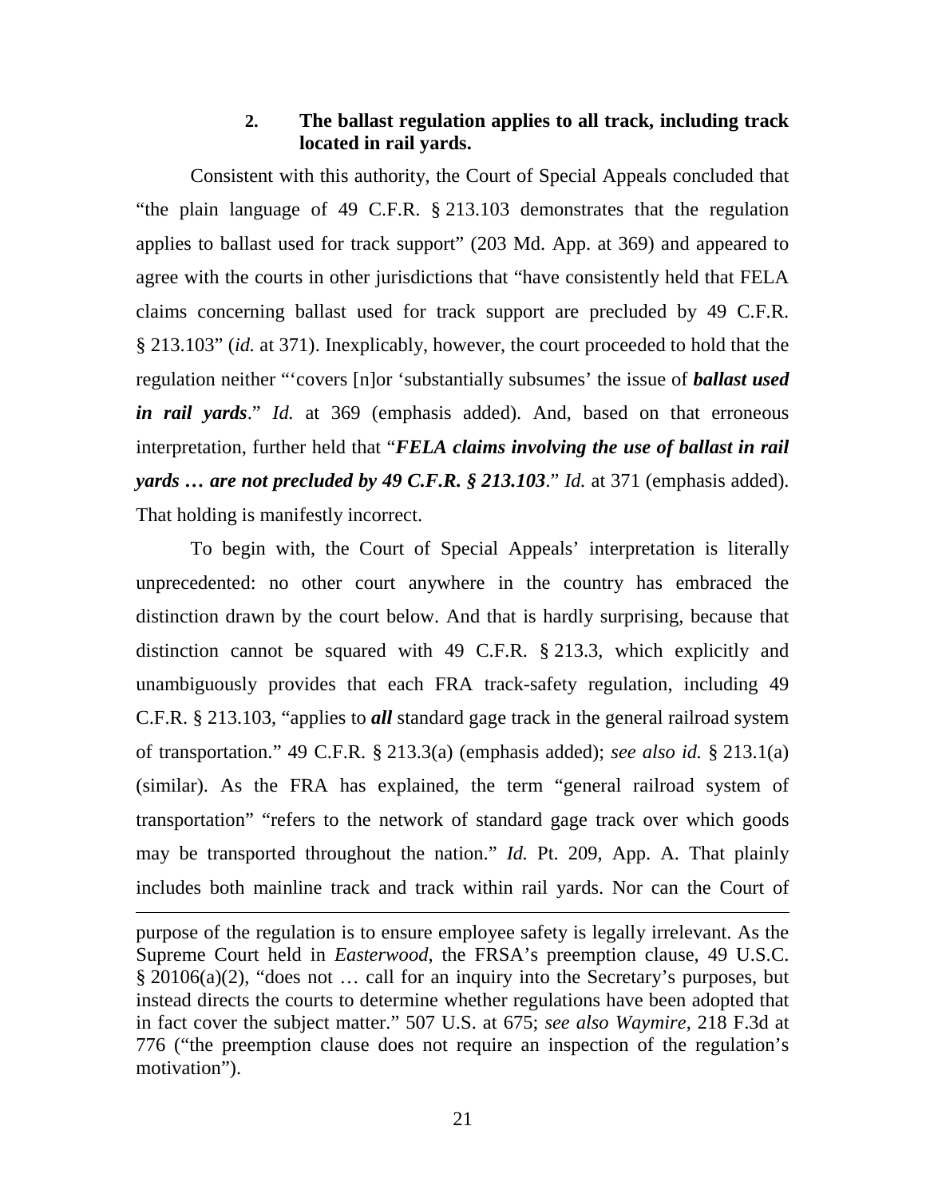### 2. The ballast regulation applies to all track, including track located in rail yards.

Consistent with this authority, the Court of Special Appeals concluded that "the plain language of 49 C.F.R. § 213.103 demonstrates that the regulation applies to ballast used for track support" (203 Md. App. at 369) and appeared to agree with the courts in other jurisdictions that "have consistently held that FELA claims concerning ballast used for track support are precluded by 49 C.F.R. § 213.103" (*id.* at 371). Inexplicably, however, the court proceeded to hold that the regulation neither "'covers [n]or 'substantially subsumes' the issue of ***ballast used in rail yards***." *Id.* at 369 (emphasis added). And, based on that erroneous interpretation, further held that "***FELA claims involving the use of ballast in rail yards … are not precluded by 49 C.F.R. § 213.103***." *Id.* at 371 (emphasis added). That holding is manifestly incorrect.

To begin with, the Court of Special Appeals' interpretation is literally unprecedented: no other court anywhere in the country has embraced the distinction drawn by the court below. And that is hardly surprising, because that distinction cannot be squared with 49 C.F.R. § 213.3, which explicitly and unambiguously provides that each FRA track-safety regulation, including 49 C.F.R. § 213.103, "applies to ***all*** standard gage track in the general railroad system of transportation." 49 C.F.R. § 213.3(a) (emphasis added); *see also id.* § 213.1(a) (similar). As the FRA has explained, the term "general railroad system of transportation" "refers to the network of standard gage track over which goods may be transported throughout the nation." *Id.* Pt. 209, App. A. That plainly includes both mainline track and track within rail yards. Nor can the Court of

---

purpose of the regulation is to ensure employee safety is legally irrelevant. As the Supreme Court held in *Easterwood*, the FRSA's preemption clause, 49 U.S.C. § 20106(a)(2), "does not … call for an inquiry into the Secretary's purposes, but instead directs the courts to determine whether regulations have been adopted that in fact cover the subject matter." 507 U.S. at 675; *see also Waymire*, 218 F.3d at 776 ("the preemption clause does not require an inspection of the regulation's motivation").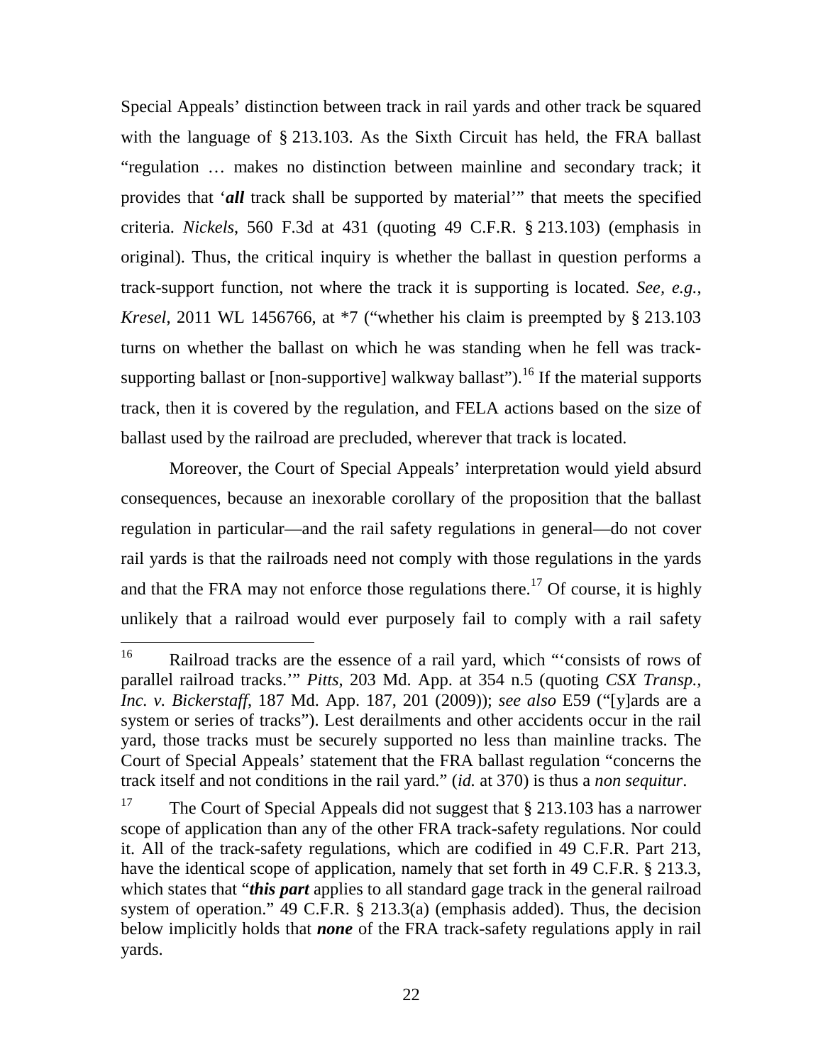Special Appeals' distinction between track in rail yards and other track be squared with the language of § 213.103. As the Sixth Circuit has held, the FRA ballast "regulation … makes no distinction between mainline and secondary track; it provides that '***all*** track shall be supported by material'" that meets the specified criteria. *Nickels*, 560 F.3d at 431 (quoting 49 C.F.R. § 213.103) (emphasis in original). Thus, the critical inquiry is whether the ballast in question performs a track-support function, not where the track it is supporting is located. *See, e.g.*, *Kresel*, 2011 WL 1456766, at *7 ("whether his claim is preempted by § 213.103 turns on whether the ballast on which he was standing when he fell was track-supporting ballast or [non-supportive] walkway ballast").[16] If the material supports track, then it is covered by the regulation, and FELA actions based on the size of ballast used by the railroad are precluded, wherever that track is located.

Moreover, the Court of Special Appeals' interpretation would yield absurd consequences, because an inexorable corollary of the proposition that the ballast regulation in particular—and the rail safety regulations in general—do not cover rail yards is that the railroads need not comply with those regulations in the yards and that the FRA may not enforce those regulations there.[17] Of course, it is highly unlikely that a railroad would ever purposely fail to comply with a rail safety

---

[16] Railroad tracks are the essence of a rail yard, which "'consists of rows of parallel railroad tracks.'" *Pitts*, 203 Md. App. at 354 n.5 (quoting *CSX Transp., Inc. v. Bickerstaff*, 187 Md. App. 187, 201 (2009)); *see also* E59 ("[y]ards are a system or series of tracks"). Lest derailments and other accidents occur in the rail yard, those tracks must be securely supported no less than mainline tracks. The Court of Special Appeals' statement that the FRA ballast regulation "concerns the track itself and not conditions in the rail yard." (*id.* at 370) is thus a *non sequitur*.

[17] The Court of Special Appeals did not suggest that § 213.103 has a narrower scope of application than any of the other FRA track-safety regulations. Nor could it. All of the track-safety regulations, which are codified in 49 C.F.R. Part 213, have the identical scope of application, namely that set forth in 49 C.F.R. § 213.3, which states that "***this part*** applies to all standard gage track in the general railroad system of operation." 49 C.F.R. § 213.3(a) (emphasis added). Thus, the decision below implicitly holds that ***none*** of the FRA track-safety regulations apply in rail yards.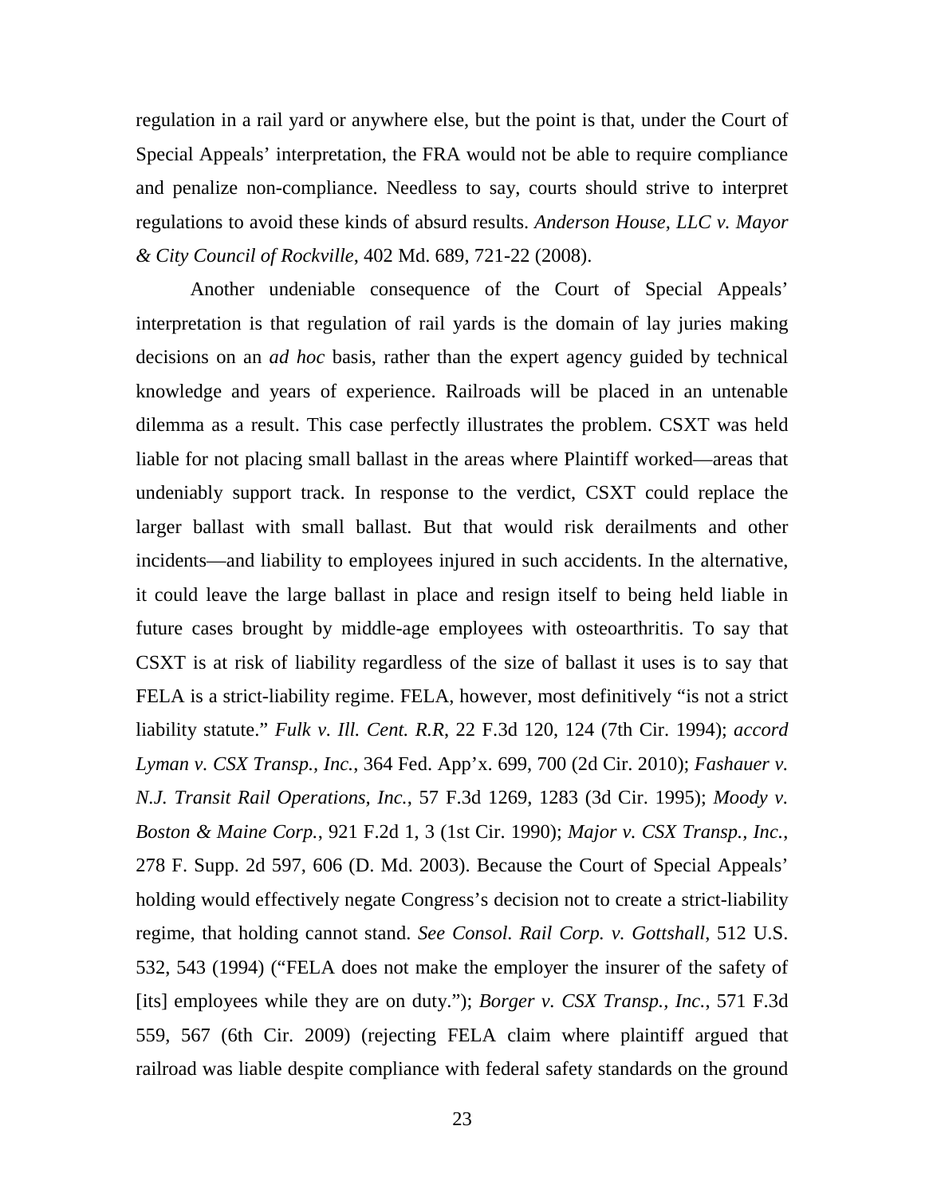regulation in a rail yard or anywhere else, but the point is that, under the Court of Special Appeals' interpretation, the FRA would not be able to require compliance and penalize non-compliance. Needless to say, courts should strive to interpret regulations to avoid these kinds of absurd results. *Anderson House, LLC v. Mayor & City Council of Rockville*, 402 Md. 689, 721-22 (2008).

Another undeniable consequence of the Court of Special Appeals' interpretation is that regulation of rail yards is the domain of lay juries making decisions on an *ad hoc* basis, rather than the expert agency guided by technical knowledge and years of experience. Railroads will be placed in an untenable dilemma as a result. This case perfectly illustrates the problem. CSXT was held liable for not placing small ballast in the areas where Plaintiff worked—areas that undeniably support track. In response to the verdict, CSXT could replace the larger ballast with small ballast. But that would risk derailments and other incidents—and liability to employees injured in such accidents. In the alternative, it could leave the large ballast in place and resign itself to being held liable in future cases brought by middle-age employees with osteoarthritis. To say that CSXT is at risk of liability regardless of the size of ballast it uses is to say that FELA is a strict-liability regime. FELA, however, most definitively "is not a strict liability statute." *Fulk v. Ill. Cent. R.R*, 22 F.3d 120, 124 (7th Cir. 1994); *accord Lyman v. CSX Transp., Inc.*, 364 Fed. App'x. 699, 700 (2d Cir. 2010); *Fashauer v. N.J. Transit Rail Operations, Inc.*, 57 F.3d 1269, 1283 (3d Cir. 1995); *Moody v. Boston & Maine Corp.*, 921 F.2d 1, 3 (1st Cir. 1990); *Major v. CSX Transp., Inc.*, 278 F. Supp. 2d 597, 606 (D. Md. 2003). Because the Court of Special Appeals' holding would effectively negate Congress's decision not to create a strict-liability regime, that holding cannot stand. *See Consol. Rail Corp. v. Gottshall*, 512 U.S. 532, 543 (1994) ("FELA does not make the employer the insurer of the safety of [its] employees while they are on duty."); *Borger v. CSX Transp., Inc.*, 571 F.3d 559, 567 (6th Cir. 2009) (rejecting FELA claim where plaintiff argued that railroad was liable despite compliance with federal safety standards on the ground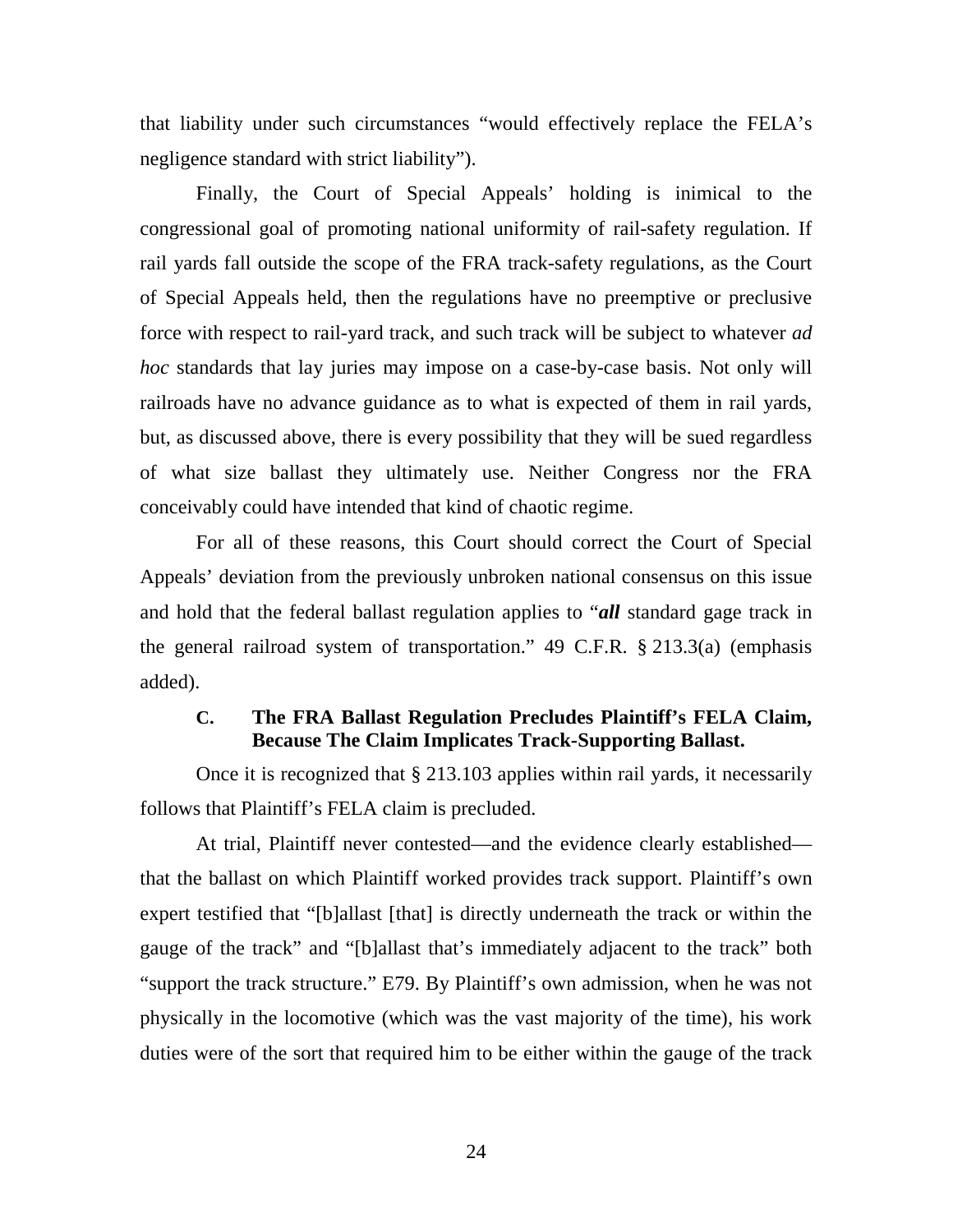that liability under such circumstances "would effectively replace the FELA's negligence standard with strict liability").

Finally, the Court of Special Appeals' holding is inimical to the congressional goal of promoting national uniformity of rail-safety regulation. If rail yards fall outside the scope of the FRA track-safety regulations, as the Court of Special Appeals held, then the regulations have no preemptive or preclusive force with respect to rail-yard track, and such track will be subject to whatever *ad hoc* standards that lay juries may impose on a case-by-case basis. Not only will railroads have no advance guidance as to what is expected of them in rail yards, but, as discussed above, there is every possibility that they will be sued regardless of what size ballast they ultimately use. Neither Congress nor the FRA conceivably could have intended that kind of chaotic regime.

For all of these reasons, this Court should correct the Court of Special Appeals' deviation from the previously unbroken national consensus on this issue and hold that the federal ballast regulation applies to "***all*** standard gage track in the general railroad system of transportation." 49 C.F.R. § 213.3(a) (emphasis added).

### C. The FRA Ballast Regulation Precludes Plaintiff's FELA Claim, Because The Claim Implicates Track-Supporting Ballast.

Once it is recognized that § 213.103 applies within rail yards, it necessarily follows that Plaintiff's FELA claim is precluded.

At trial, Plaintiff never contested—and the evidence clearly established—that the ballast on which Plaintiff worked provides track support. Plaintiff's own expert testified that "[b]allast [that] is directly underneath the track or within the gauge of the track" and "[b]allast that's immediately adjacent to the track" both "support the track structure." E79. By Plaintiff's own admission, when he was not physically in the locomotive (which was the vast majority of the time), his work duties were of the sort that required him to be either within the gauge of the track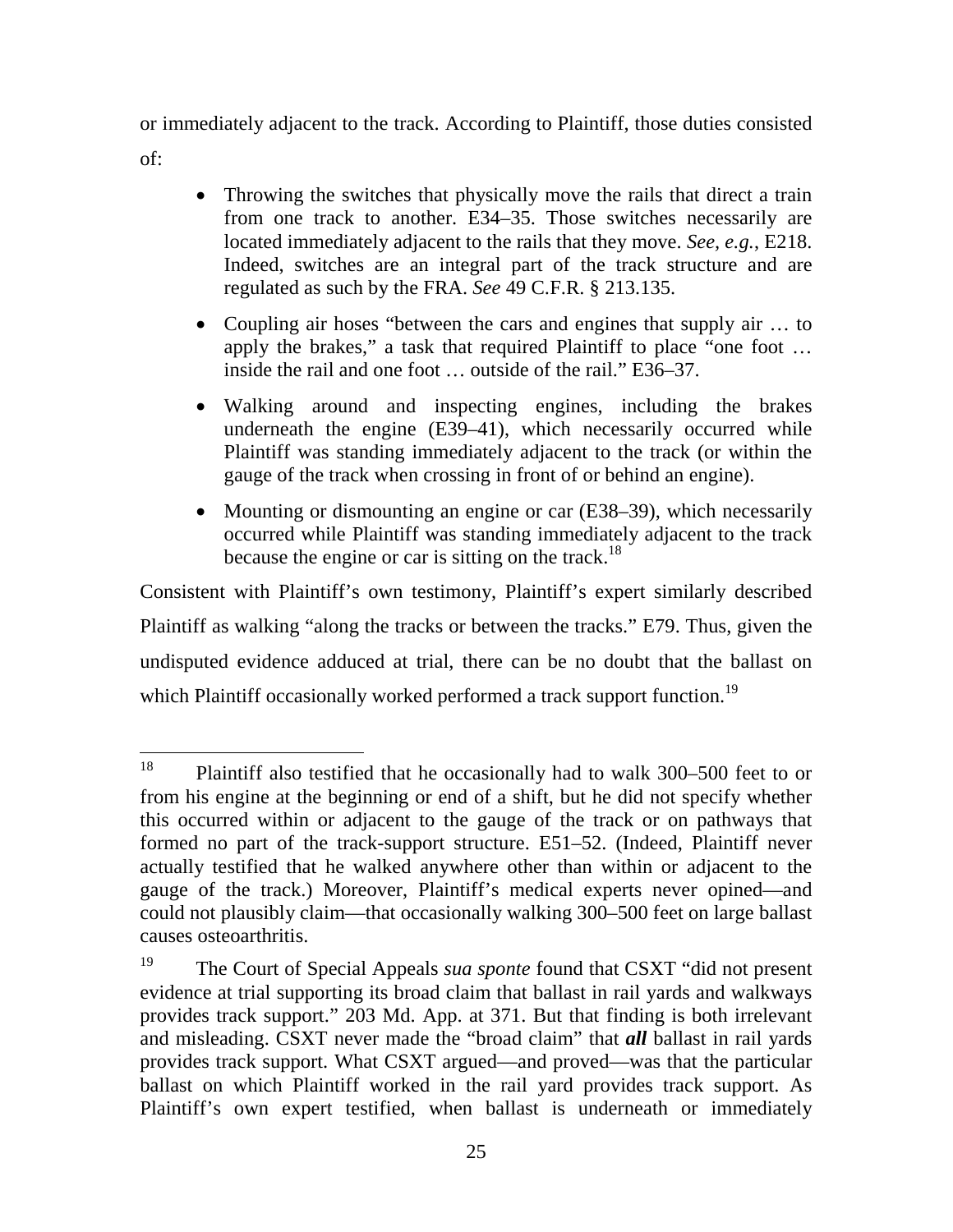or immediately adjacent to the track. According to Plaintiff, those duties consisted of:

- Throwing the switches that physically move the rails that direct a train from one track to another. E34–35. Those switches necessarily are located immediately adjacent to the rails that they move. *See, e.g.*, E218. Indeed, switches are an integral part of the track structure and are regulated as such by the FRA. *See* 49 C.F.R. § 213.135.
- Coupling air hoses "between the cars and engines that supply air … to apply the brakes," a task that required Plaintiff to place "one foot … inside the rail and one foot … outside of the rail." E36–37.
- Walking around and inspecting engines, including the brakes underneath the engine (E39–41), which necessarily occurred while Plaintiff was standing immediately adjacent to the track (or within the gauge of the track when crossing in front of or behind an engine).
- Mounting or dismounting an engine or car (E38–39), which necessarily occurred while Plaintiff was standing immediately adjacent to the track because the engine or car is sitting on the track.[18]

Consistent with Plaintiff's own testimony, Plaintiff's expert similarly described Plaintiff as walking "along the tracks or between the tracks." E79. Thus, given the undisputed evidence adduced at trial, there can be no doubt that the ballast on which Plaintiff occasionally worked performed a track support function.[19]

---

[18] Plaintiff also testified that he occasionally had to walk 300–500 feet to or from his engine at the beginning or end of a shift, but he did not specify whether this occurred within or adjacent to the gauge of the track or on pathways that formed no part of the track-support structure. E51–52. (Indeed, Plaintiff never actually testified that he walked anywhere other than within or adjacent to the gauge of the track.) Moreover, Plaintiff's medical experts never opined—and could not plausibly claim—that occasionally walking 300–500 feet on large ballast causes osteoarthritis.

[19] The Court of Special Appeals *sua sponte* found that CSXT "did not present evidence at trial supporting its broad claim that ballast in rail yards and walkways provides track support." 203 Md. App. at 371. But that finding is both irrelevant and misleading. CSXT never made the "broad claim" that ***all*** ballast in rail yards provides track support. What CSXT argued—and proved—was that the particular ballast on which Plaintiff worked in the rail yard provides track support. As Plaintiff's own expert testified, when ballast is underneath or immediately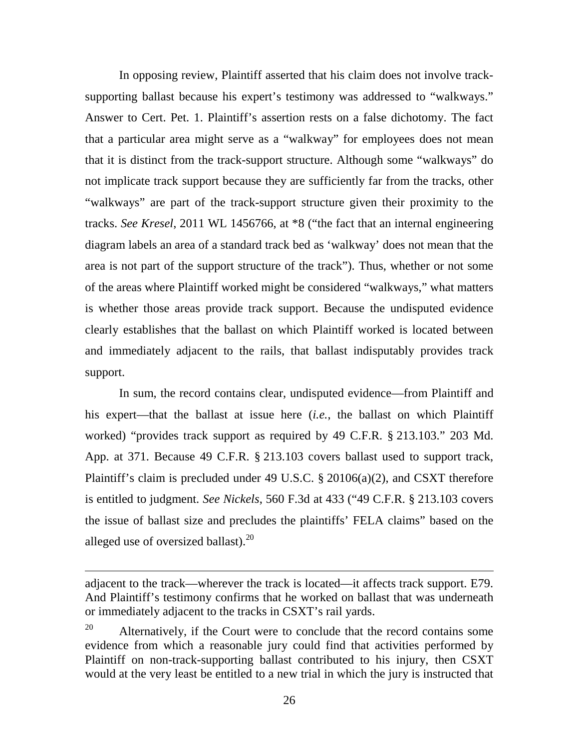In opposing review, Plaintiff asserted that his claim does not involve track-supporting ballast because his expert's testimony was addressed to "walkways." Answer to Cert. Pet. 1. Plaintiff's assertion rests on a false dichotomy. The fact that a particular area might serve as a "walkway" for employees does not mean that it is distinct from the track-support structure. Although some "walkways" do not implicate track support because they are sufficiently far from the tracks, other "walkways" are part of the track-support structure given their proximity to the tracks. *See Kresel*, 2011 WL 1456766, at *8 ("the fact that an internal engineering diagram labels an area of a standard track bed as 'walkway' does not mean that the area is not part of the support structure of the track"). Thus, whether or not some of the areas where Plaintiff worked might be considered "walkways," what matters is whether those areas provide track support. Because the undisputed evidence clearly establishes that the ballast on which Plaintiff worked is located between and immediately adjacent to the rails, that ballast indisputably provides track support.

In sum, the record contains clear, undisputed evidence—from Plaintiff and his expert—that the ballast at issue here (*i.e.*, the ballast on which Plaintiff worked) "provides track support as required by 49 C.F.R. § 213.103." 203 Md. App. at 371. Because 49 C.F.R. § 213.103 covers ballast used to support track, Plaintiff's claim is precluded under 49 U.S.C. § 20106(a)(2), and CSXT therefore is entitled to judgment. *See Nickels*, 560 F.3d at 433 ("49 C.F.R. § 213.103 covers the issue of ballast size and precludes the plaintiffs' FELA claims" based on the alleged use of oversized ballast).[20]

---

adjacent to the track—wherever the track is located—it affects track support. E79. And Plaintiff's testimony confirms that he worked on ballast that was underneath or immediately adjacent to the tracks in CSXT's rail yards.

[20] Alternatively, if the Court were to conclude that the record contains some evidence from which a reasonable jury could find that activities performed by Plaintiff on non-track-supporting ballast contributed to his injury, then CSXT would at the very least be entitled to a new trial in which the jury is instructed that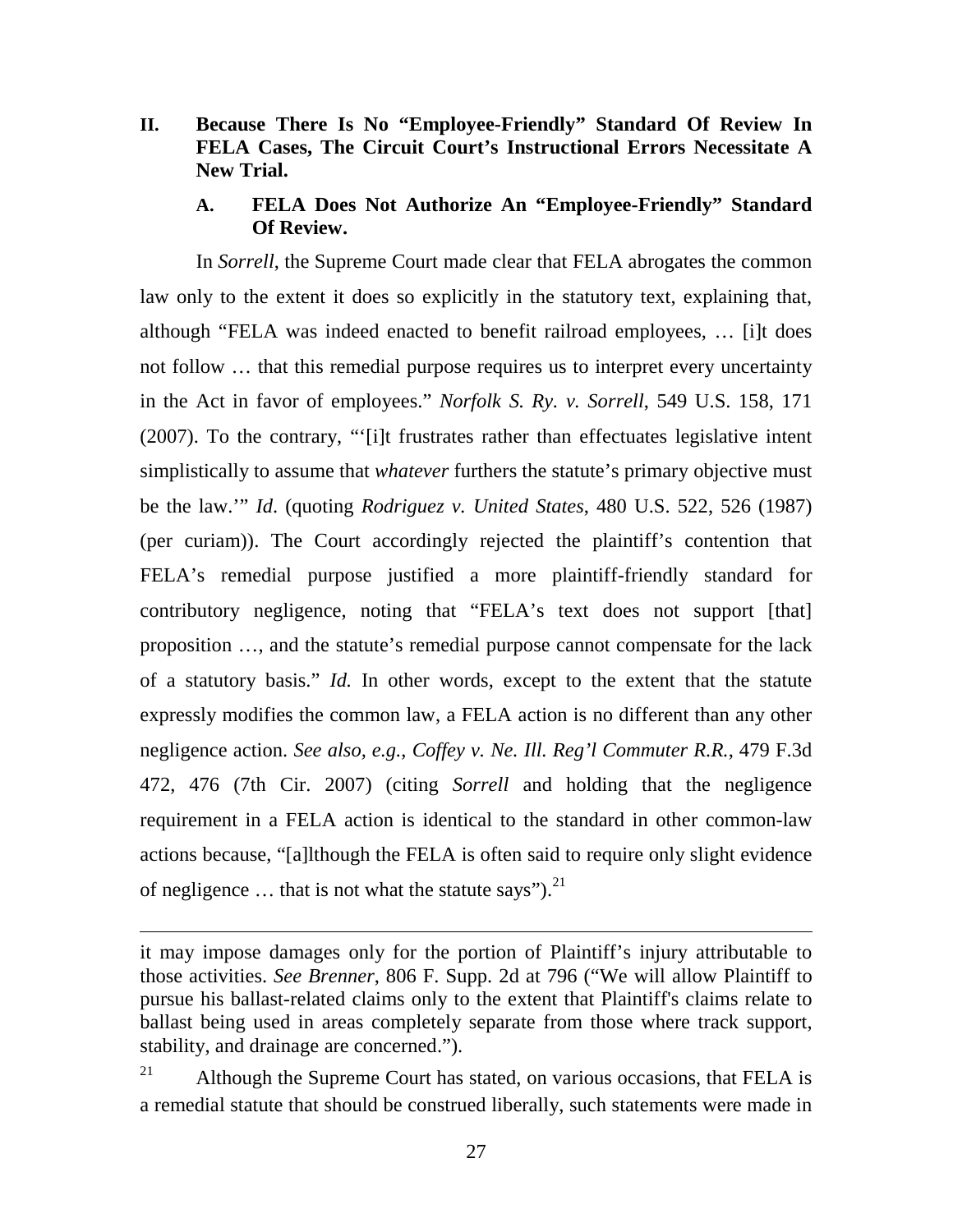## II. Because There Is No "Employee-Friendly" Standard Of Review In FELA Cases, The Circuit Court's Instructional Errors Necessitate A New Trial.

### A. FELA Does Not Authorize An "Employee-Friendly" Standard Of Review.

In *Sorrell*, the Supreme Court made clear that FELA abrogates the common law only to the extent it does so explicitly in the statutory text, explaining that, although "FELA was indeed enacted to benefit railroad employees, … [i]t does not follow … that this remedial purpose requires us to interpret every uncertainty in the Act in favor of employees." *Norfolk S. Ry. v. Sorrell*, 549 U.S. 158, 171 (2007). To the contrary, "'[i]t frustrates rather than effectuates legislative intent simplistically to assume that *whatever* furthers the statute's primary objective must be the law.'" *Id*. (quoting *Rodriguez v. United States*, 480 U.S. 522, 526 (1987) (per curiam)). The Court accordingly rejected the plaintiff's contention that FELA's remedial purpose justified a more plaintiff-friendly standard for contributory negligence, noting that "FELA's text does not support [that] proposition …, and the statute's remedial purpose cannot compensate for the lack of a statutory basis." *Id.* In other words, except to the extent that the statute expressly modifies the common law, a FELA action is no different than any other negligence action. *See also, e.g.*, *Coffey v. Ne. Ill. Reg'l Commuter R.R.*, 479 F.3d 472, 476 (7th Cir. 2007) (citing *Sorrell* and holding that the negligence requirement in a FELA action is identical to the standard in other common-law actions because, "[a]lthough the FELA is often said to require only slight evidence of negligence … that is not what the statute says").[21]

---

it may impose damages only for the portion of Plaintiff's injury attributable to those activities. *See Brenner*, 806 F. Supp. 2d at 796 ("We will allow Plaintiff to pursue his ballast-related claims only to the extent that Plaintiff's claims relate to ballast being used in areas completely separate from those where track support, stability, and drainage are concerned.").

[21] Although the Supreme Court has stated, on various occasions, that FELA is a remedial statute that should be construed liberally, such statements were made in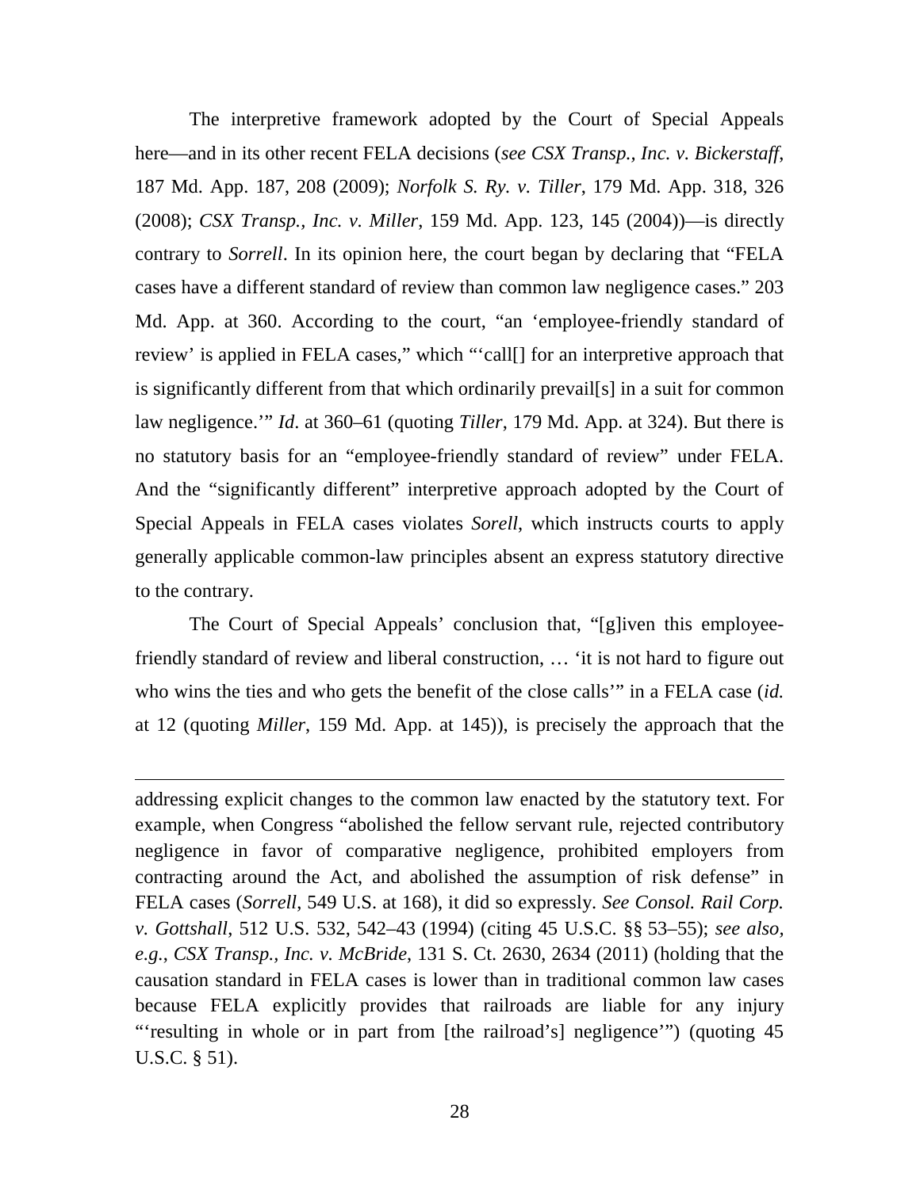The interpretive framework adopted by the Court of Special Appeals here—and in its other recent FELA decisions (*see CSX Transp., Inc. v. Bickerstaff*, 187 Md. App. 187, 208 (2009); *Norfolk S. Ry. v. Tiller*, 179 Md. App. 318, 326 (2008); *CSX Transp., Inc. v. Miller*, 159 Md. App. 123, 145 (2004))—is directly contrary to *Sorrell*. In its opinion here, the court began by declaring that "FELA cases have a different standard of review than common law negligence cases." 203 Md. App. at 360. According to the court, "an 'employee-friendly standard of review' is applied in FELA cases," which "'call[] for an interpretive approach that is significantly different from that which ordinarily prevail[s] in a suit for common law negligence.'" *Id*. at 360–61 (quoting *Tiller*, 179 Md. App. at 324). But there is no statutory basis for an "employee-friendly standard of review" under FELA. And the "significantly different" interpretive approach adopted by the Court of Special Appeals in FELA cases violates *Sorell*, which instructs courts to apply generally applicable common-law principles absent an express statutory directive to the contrary.

The Court of Special Appeals' conclusion that, "[g]iven this employee-friendly standard of review and liberal construction, … 'it is not hard to figure out who wins the ties and who gets the benefit of the close calls'" in a FELA case (*id.* at 12 (quoting *Miller*, 159 Md. App. at 145)), is precisely the approach that the

---

addressing explicit changes to the common law enacted by the statutory text. For example, when Congress "abolished the fellow servant rule, rejected contributory negligence in favor of comparative negligence, prohibited employers from contracting around the Act, and abolished the assumption of risk defense" in FELA cases (*Sorrell*, 549 U.S. at 168), it did so expressly. *See Consol. Rail Corp. v. Gottshall*, 512 U.S. 532, 542–43 (1994) (citing 45 U.S.C. §§ 53–55); *see also, e.g.*, *CSX Transp., Inc. v. McBride*, 131 S. Ct. 2630, 2634 (2011) (holding that the causation standard in FELA cases is lower than in traditional common law cases because FELA explicitly provides that railroads are liable for any injury "'resulting in whole or in part from [the railroad's] negligence'") (quoting 45 U.S.C. § 51).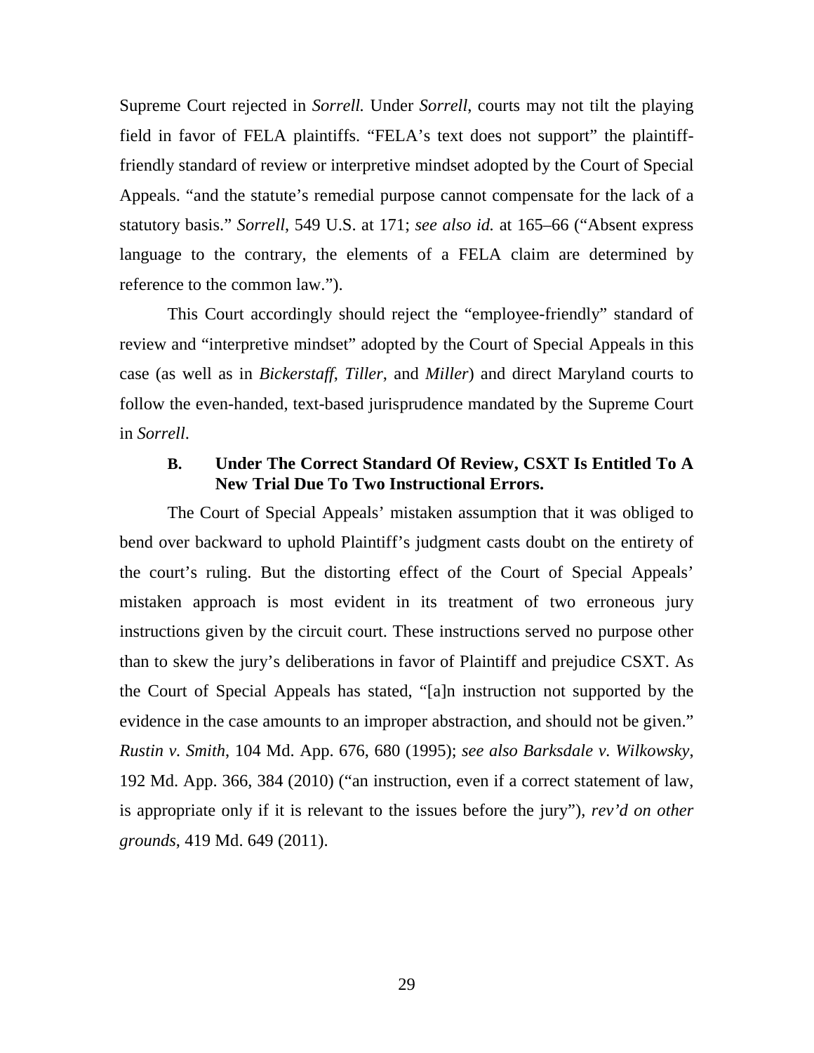Supreme Court rejected in *Sorrell.* Under *Sorrell*, courts may not tilt the playing field in favor of FELA plaintiffs. "FELA's text does not support" the plaintiff-friendly standard of review or interpretive mindset adopted by the Court of Special Appeals. "and the statute's remedial purpose cannot compensate for the lack of a statutory basis." *Sorrell*, 549 U.S. at 171; *see also id.* at 165–66 ("Absent express language to the contrary, the elements of a FELA claim are determined by reference to the common law.").

This Court accordingly should reject the "employee-friendly" standard of review and "interpretive mindset" adopted by the Court of Special Appeals in this case (as well as in *Bickerstaff*, *Tiller*, and *Miller*) and direct Maryland courts to follow the even-handed, text-based jurisprudence mandated by the Supreme Court in *Sorrell*.

### B. Under The Correct Standard Of Review, CSXT Is Entitled To A New Trial Due To Two Instructional Errors.

The Court of Special Appeals' mistaken assumption that it was obliged to bend over backward to uphold Plaintiff's judgment casts doubt on the entirety of the court's ruling. But the distorting effect of the Court of Special Appeals' mistaken approach is most evident in its treatment of two erroneous jury instructions given by the circuit court. These instructions served no purpose other than to skew the jury's deliberations in favor of Plaintiff and prejudice CSXT. As the Court of Special Appeals has stated, "[a]n instruction not supported by the evidence in the case amounts to an improper abstraction, and should not be given." *Rustin v. Smith*, 104 Md. App. 676, 680 (1995); *see also Barksdale v. Wilkowsky*, 192 Md. App. 366, 384 (2010) ("an instruction, even if a correct statement of law, is appropriate only if it is relevant to the issues before the jury"), *rev'd on other grounds*, 419 Md. 649 (2011).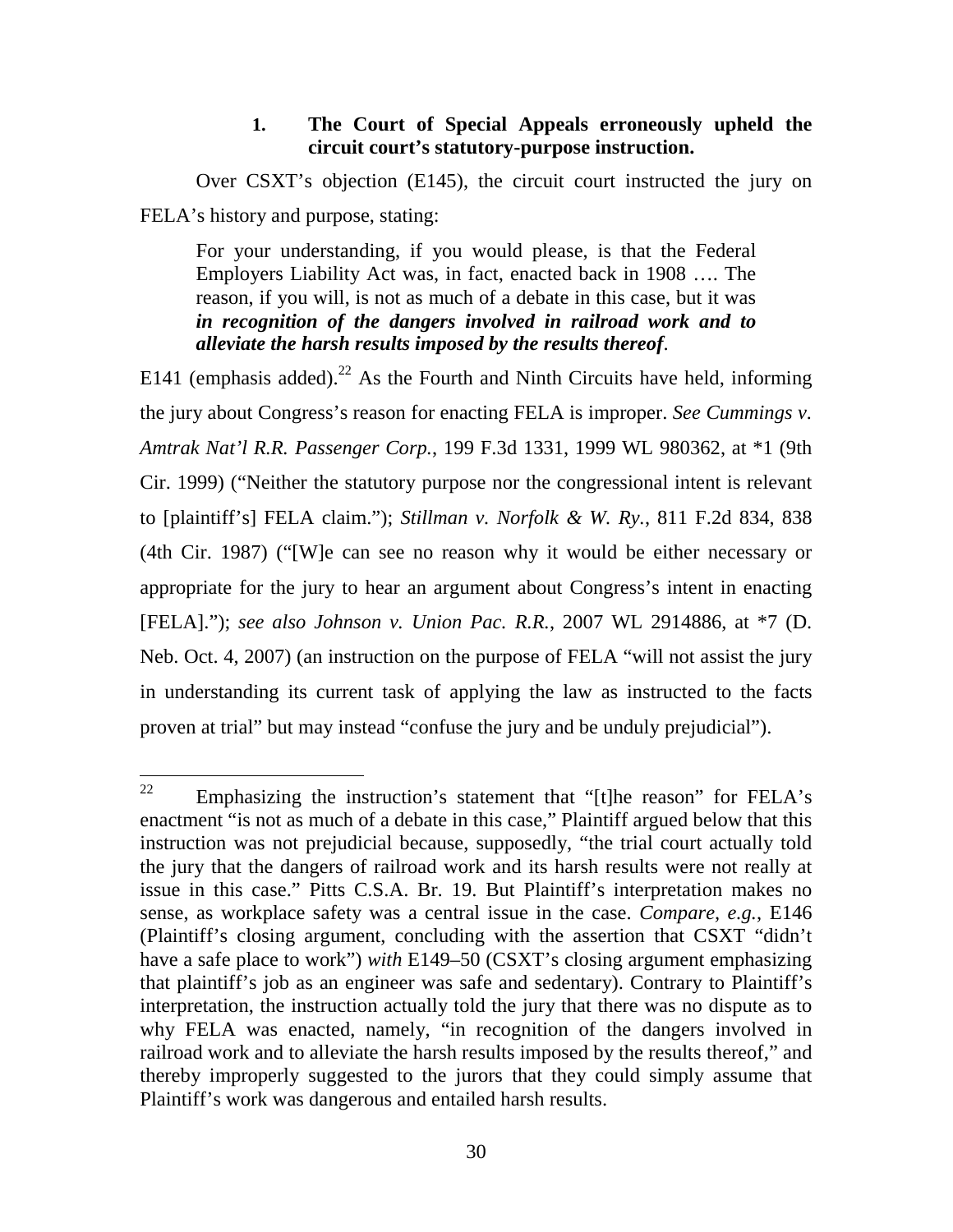### 1. The Court of Special Appeals erroneously upheld the circuit court's statutory-purpose instruction.

Over CSXT's objection (E145), the circuit court instructed the jury on FELA's history and purpose, stating:

> For your understanding, if you would please, is that the Federal Employers Liability Act was, in fact, enacted back in 1908 …. The reason, if you will, is not as much of a debate in this case, but it was ***in recognition of the dangers involved in railroad work and to alleviate the harsh results imposed by the results thereof***.

E141 (emphasis added).[22] As the Fourth and Ninth Circuits have held, informing the jury about Congress's reason for enacting FELA is improper. *See Cummings v. Amtrak Nat'l R.R. Passenger Corp.*, 199 F.3d 1331, 1999 WL 980362, at *1 (9th Cir. 1999) ("Neither the statutory purpose nor the congressional intent is relevant to [plaintiff's] FELA claim."); *Stillman v. Norfolk & W. Ry.*, 811 F.2d 834, 838 (4th Cir. 1987) ("[W]e can see no reason why it would be either necessary or appropriate for the jury to hear an argument about Congress's intent in enacting [FELA]."); *see also Johnson v. Union Pac. R.R.*, 2007 WL 2914886, at *7 (D. Neb. Oct. 4, 2007) (an instruction on the purpose of FELA "will not assist the jury in understanding its current task of applying the law as instructed to the facts proven at trial" but may instead "confuse the jury and be unduly prejudicial").

---

[22] Emphasizing the instruction's statement that "[t]he reason" for FELA's enactment "is not as much of a debate in this case," Plaintiff argued below that this instruction was not prejudicial because, supposedly, "the trial court actually told the jury that the dangers of railroad work and its harsh results were not really at issue in this case." Pitts C.S.A. Br. 19. But Plaintiff's interpretation makes no sense, as workplace safety was a central issue in the case. *Compare*, *e.g.*, E146 (Plaintiff's closing argument, concluding with the assertion that CSXT "didn't have a safe place to work") *with* E149–50 (CSXT's closing argument emphasizing that plaintiff's job as an engineer was safe and sedentary). Contrary to Plaintiff's interpretation, the instruction actually told the jury that there was no dispute as to why FELA was enacted, namely, "in recognition of the dangers involved in railroad work and to alleviate the harsh results imposed by the results thereof," and thereby improperly suggested to the jurors that they could simply assume that Plaintiff's work was dangerous and entailed harsh results.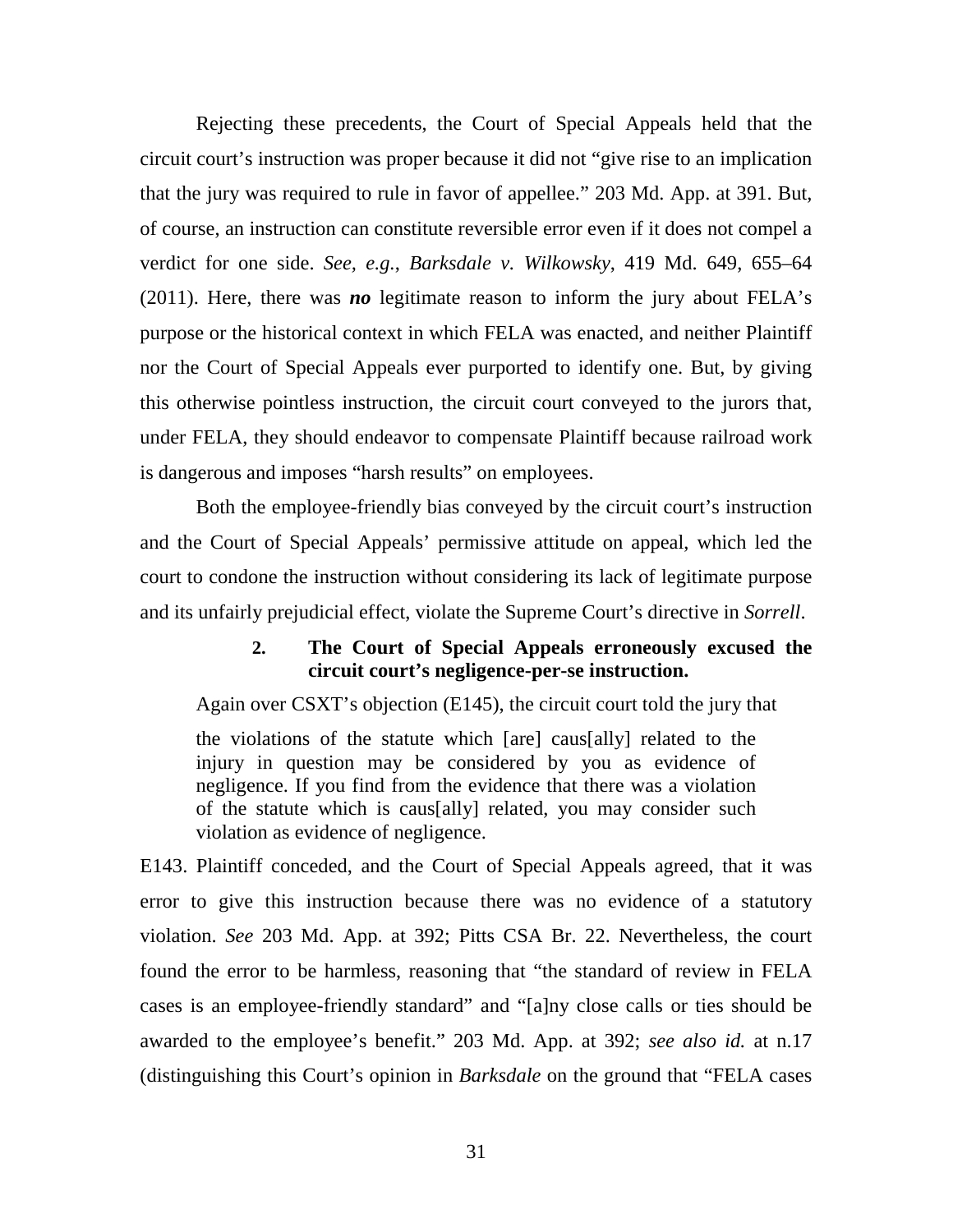Rejecting these precedents, the Court of Special Appeals held that the circuit court's instruction was proper because it did not "give rise to an implication that the jury was required to rule in favor of appellee." 203 Md. App. at 391. But, of course, an instruction can constitute reversible error even if it does not compel a verdict for one side. *See, e.g.*, *Barksdale v. Wilkowsky*, 419 Md. 649, 655–64 (2011). Here, there was ***no*** legitimate reason to inform the jury about FELA's purpose or the historical context in which FELA was enacted, and neither Plaintiff nor the Court of Special Appeals ever purported to identify one. But, by giving this otherwise pointless instruction, the circuit court conveyed to the jurors that, under FELA, they should endeavor to compensate Plaintiff because railroad work is dangerous and imposes "harsh results" on employees.

Both the employee-friendly bias conveyed by the circuit court's instruction and the Court of Special Appeals' permissive attitude on appeal, which led the court to condone the instruction without considering its lack of legitimate purpose and its unfairly prejudicial effect, violate the Supreme Court's directive in *Sorrell*.

#### 2. The Court of Special Appeals erroneously excused the circuit court's negligence-per-se instruction.

Again over CSXT's objection (E145), the circuit court told the jury that

> the violations of the statute which [are] caus[ally] related to the injury in question may be considered by you as evidence of negligence. If you find from the evidence that there was a violation of the statute which is caus[ally] related, you may consider such violation as evidence of negligence.

E143. Plaintiff conceded, and the Court of Special Appeals agreed, that it was error to give this instruction because there was no evidence of a statutory violation. *See* 203 Md. App. at 392; Pitts CSA Br. 22. Nevertheless, the court found the error to be harmless, reasoning that "the standard of review in FELA cases is an employee-friendly standard" and "[a]ny close calls or ties should be awarded to the employee's benefit." 203 Md. App. at 392; *see also id.* at n.17 (distinguishing this Court's opinion in *Barksdale* on the ground that "FELA cases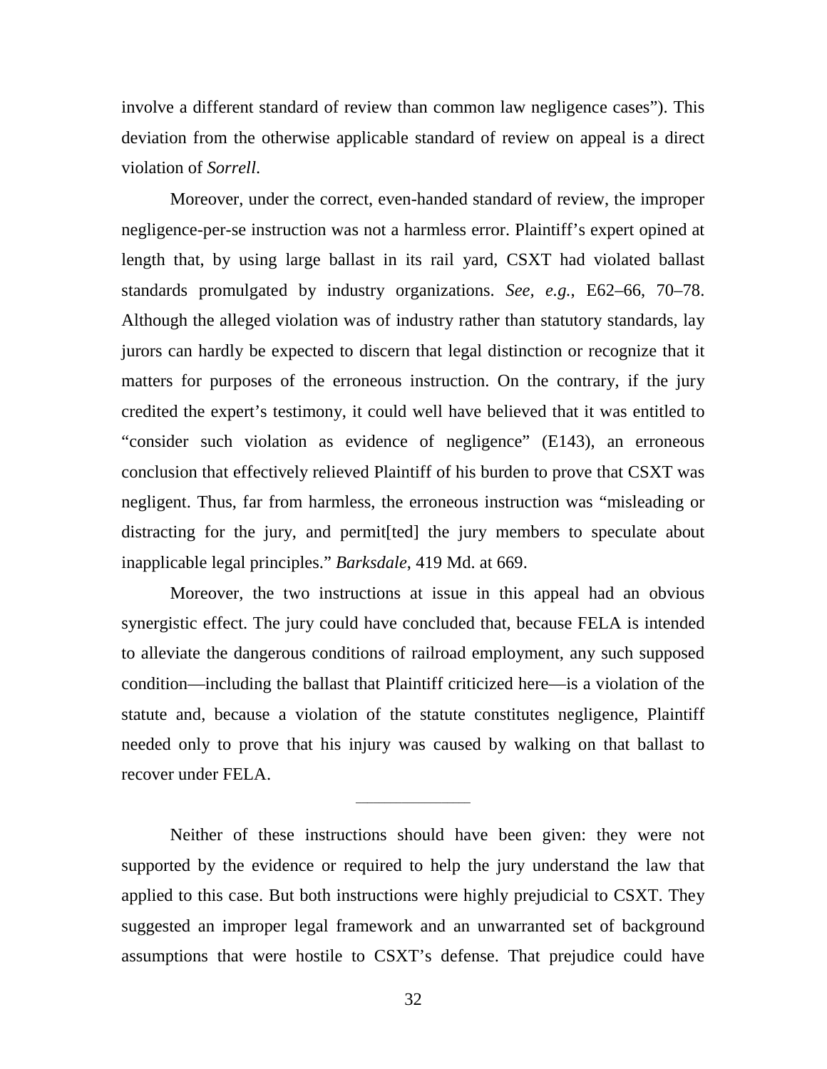involve a different standard of review than common law negligence cases"). This deviation from the otherwise applicable standard of review on appeal is a direct violation of *Sorrell*.

Moreover, under the correct, even-handed standard of review, the improper negligence-per-se instruction was not a harmless error. Plaintiff's expert opined at length that, by using large ballast in its rail yard, CSXT had violated ballast standards promulgated by industry organizations. *See, e.g.*, E62–66, 70–78. Although the alleged violation was of industry rather than statutory standards, lay jurors can hardly be expected to discern that legal distinction or recognize that it matters for purposes of the erroneous instruction. On the contrary, if the jury credited the expert's testimony, it could well have believed that it was entitled to "consider such violation as evidence of negligence" (E143), an erroneous conclusion that effectively relieved Plaintiff of his burden to prove that CSXT was negligent. Thus, far from harmless, the erroneous instruction was "misleading or distracting for the jury, and permit[ted] the jury members to speculate about inapplicable legal principles." *Barksdale*, 419 Md. at 669.

Moreover, the two instructions at issue in this appeal had an obvious synergistic effect. The jury could have concluded that, because FELA is intended to alleviate the dangerous conditions of railroad employment, any such supposed condition—including the ballast that Plaintiff criticized here—is a violation of the statute and, because a violation of the statute constitutes negligence, Plaintiff needed only to prove that his injury was caused by walking on that ballast to recover under FELA.

---

Neither of these instructions should have been given: they were not supported by the evidence or required to help the jury understand the law that applied to this case. But both instructions were highly prejudicial to CSXT. They suggested an improper legal framework and an unwarranted set of background assumptions that were hostile to CSXT's defense. That prejudice could have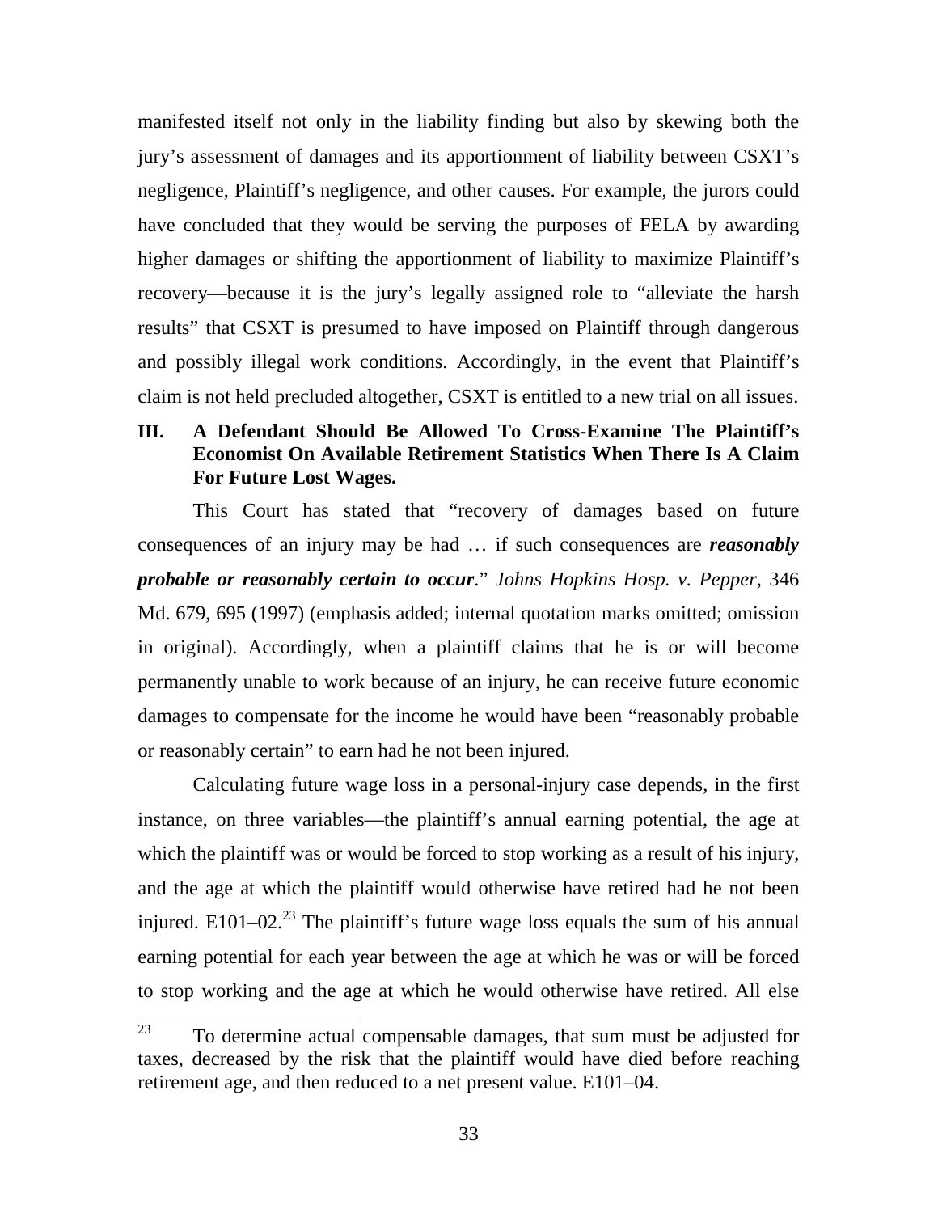manifested itself not only in the liability finding but also by skewing both the jury's assessment of damages and its apportionment of liability between CSXT's negligence, Plaintiff's negligence, and other causes. For example, the jurors could have concluded that they would be serving the purposes of FELA by awarding higher damages or shifting the apportionment of liability to maximize Plaintiff's recovery—because it is the jury's legally assigned role to "alleviate the harsh results" that CSXT is presumed to have imposed on Plaintiff through dangerous and possibly illegal work conditions. Accordingly, in the event that Plaintiff's claim is not held precluded altogether, CSXT is entitled to a new trial on all issues.

## III. A Defendant Should Be Allowed To Cross-Examine The Plaintiff's Economist On Available Retirement Statistics When There Is A Claim For Future Lost Wages.

This Court has stated that "recovery of damages based on future consequences of an injury may be had … if such consequences are ***reasonably probable or reasonably certain to occur***." *Johns Hopkins Hosp. v. Pepper*, 346 Md. 679, 695 (1997) (emphasis added; internal quotation marks omitted; omission in original). Accordingly, when a plaintiff claims that he is or will become permanently unable to work because of an injury, he can receive future economic damages to compensate for the income he would have been "reasonably probable or reasonably certain" to earn had he not been injured.

Calculating future wage loss in a personal-injury case depends, in the first instance, on three variables—the plaintiff's annual earning potential, the age at which the plaintiff was or would be forced to stop working as a result of his injury, and the age at which the plaintiff would otherwise have retired had he not been injured. E101–02.[23] The plaintiff's future wage loss equals the sum of his annual earning potential for each year between the age at which he was or will be forced to stop working and the age at which he would otherwise have retired. All else

[23] To determine actual compensable damages, that sum must be adjusted for taxes, decreased by the risk that the plaintiff would have died before reaching retirement age, and then reduced to a net present value. E101–04.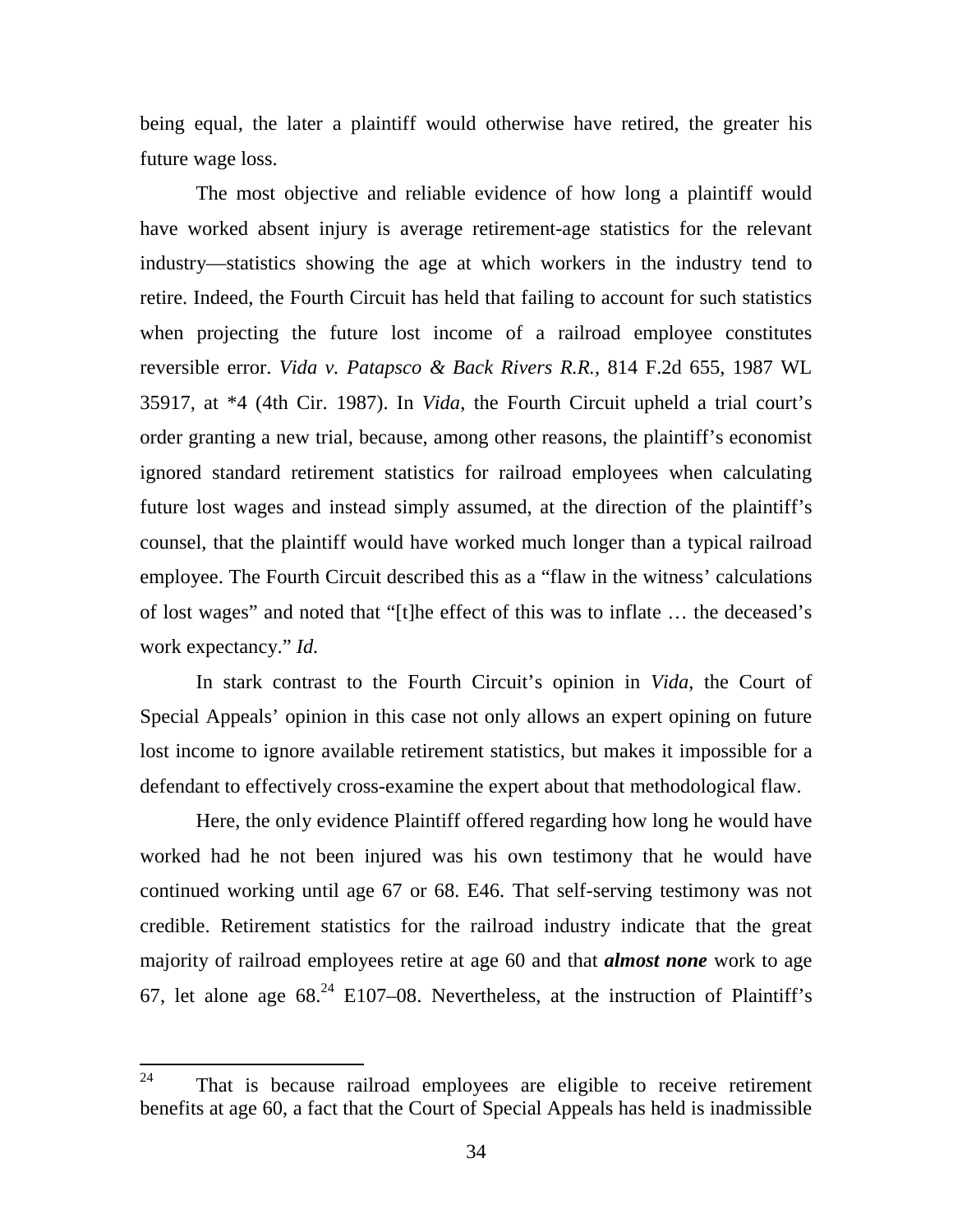being equal, the later a plaintiff would otherwise have retired, the greater his future wage loss.

The most objective and reliable evidence of how long a plaintiff would have worked absent injury is average retirement-age statistics for the relevant industry—statistics showing the age at which workers in the industry tend to retire. Indeed, the Fourth Circuit has held that failing to account for such statistics when projecting the future lost income of a railroad employee constitutes reversible error. *Vida v. Patapsco & Back Rivers R.R.*, 814 F.2d 655, 1987 WL 35917, at *4 (4th Cir. 1987). In *Vida*, the Fourth Circuit upheld a trial court's order granting a new trial, because, among other reasons, the plaintiff's economist ignored standard retirement statistics for railroad employees when calculating future lost wages and instead simply assumed, at the direction of the plaintiff's counsel, that the plaintiff would have worked much longer than a typical railroad employee. The Fourth Circuit described this as a "flaw in the witness' calculations of lost wages" and noted that "[t]he effect of this was to inflate … the deceased's work expectancy." *Id.*

In stark contrast to the Fourth Circuit's opinion in *Vida*, the Court of Special Appeals' opinion in this case not only allows an expert opining on future lost income to ignore available retirement statistics, but makes it impossible for a defendant to effectively cross-examine the expert about that methodological flaw.

Here, the only evidence Plaintiff offered regarding how long he would have worked had he not been injured was his own testimony that he would have continued working until age 67 or 68. E46. That self-serving testimony was not credible. Retirement statistics for the railroad industry indicate that the great majority of railroad employees retire at age 60 and that ***almost none*** work to age 67, let alone age 68.[24] E107–08. Nevertheless, at the instruction of Plaintiff's

---

[24] That is because railroad employees are eligible to receive retirement benefits at age 60, a fact that the Court of Special Appeals has held is inadmissible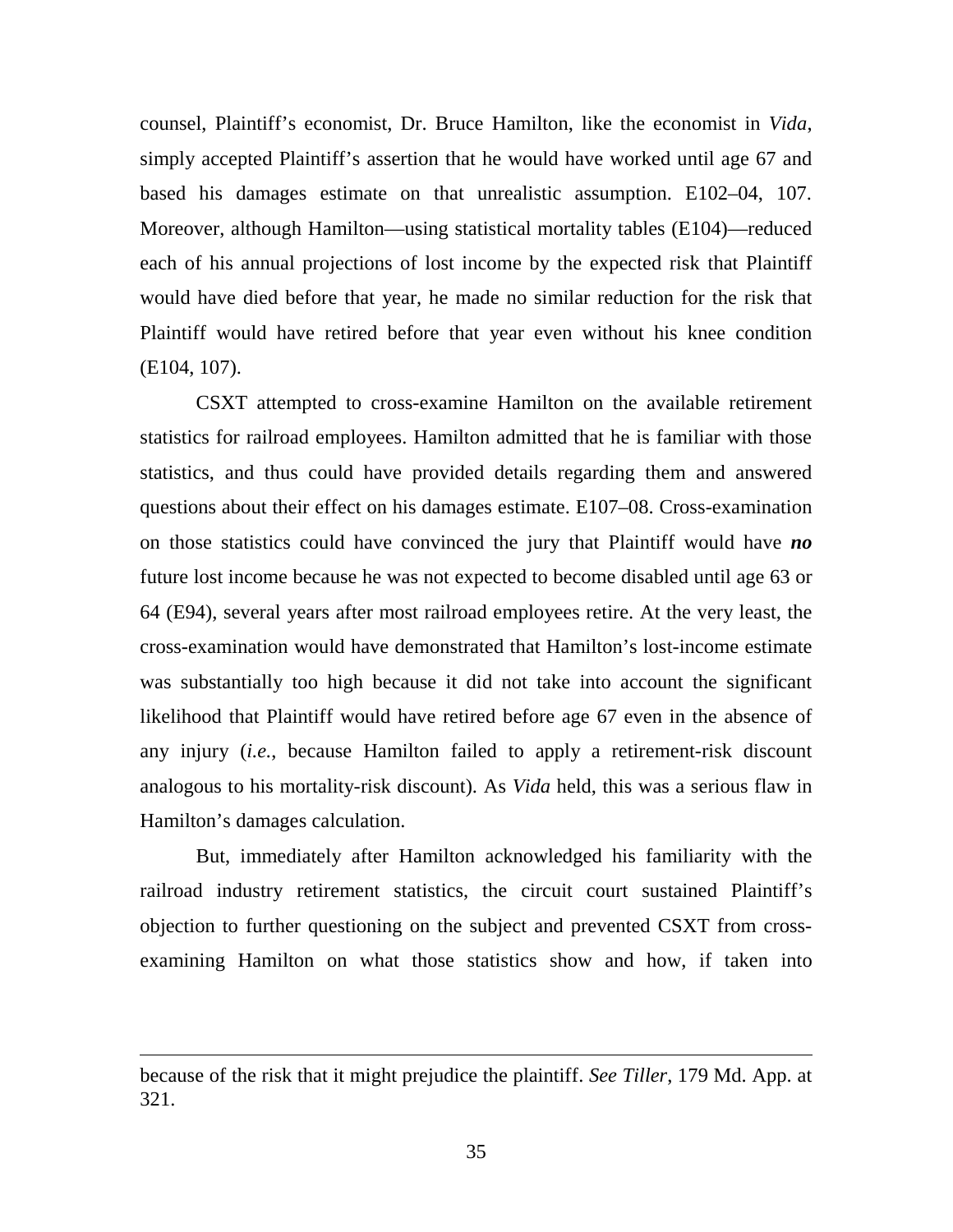counsel, Plaintiff's economist, Dr. Bruce Hamilton, like the economist in *Vida*, simply accepted Plaintiff's assertion that he would have worked until age 67 and based his damages estimate on that unrealistic assumption. E102–04, 107. Moreover, although Hamilton—using statistical mortality tables (E104)—reduced each of his annual projections of lost income by the expected risk that Plaintiff would have died before that year, he made no similar reduction for the risk that Plaintiff would have retired before that year even without his knee condition (E104, 107).

CSXT attempted to cross-examine Hamilton on the available retirement statistics for railroad employees. Hamilton admitted that he is familiar with those statistics, and thus could have provided details regarding them and answered questions about their effect on his damages estimate. E107–08. Cross-examination on those statistics could have convinced the jury that Plaintiff would have ***no*** future lost income because he was not expected to become disabled until age 63 or 64 (E94), several years after most railroad employees retire. At the very least, the cross-examination would have demonstrated that Hamilton's lost-income estimate was substantially too high because it did not take into account the significant likelihood that Plaintiff would have retired before age 67 even in the absence of any injury (*i.e.*, because Hamilton failed to apply a retirement-risk discount analogous to his mortality-risk discount). As *Vida* held, this was a serious flaw in Hamilton's damages calculation.

But, immediately after Hamilton acknowledged his familiarity with the railroad industry retirement statistics, the circuit court sustained Plaintiff's objection to further questioning on the subject and prevented CSXT from cross-examining Hamilton on what those statistics show and how, if taken into

---

because of the risk that it might prejudice the plaintiff. *See Tiller*, 179 Md. App. at 321.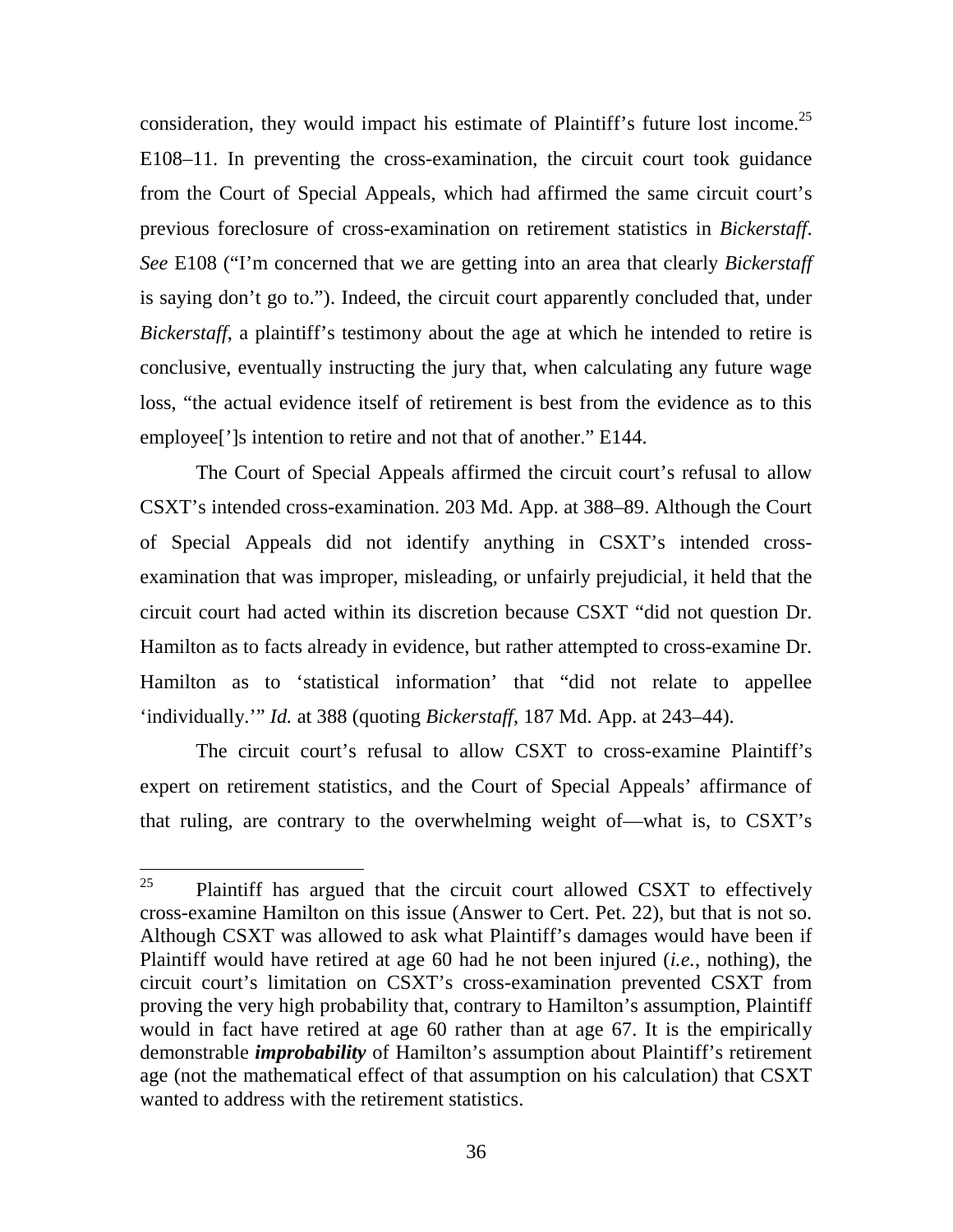consideration, they would impact his estimate of Plaintiff's future lost income.[25] E108–11. In preventing the cross-examination, the circuit court took guidance from the Court of Special Appeals, which had affirmed the same circuit court's previous foreclosure of cross-examination on retirement statistics in *Bickerstaff*. *See* E108 ("I'm concerned that we are getting into an area that clearly *Bickerstaff* is saying don't go to."). Indeed, the circuit court apparently concluded that, under *Bickerstaff*, a plaintiff's testimony about the age at which he intended to retire is conclusive, eventually instructing the jury that, when calculating any future wage loss, "the actual evidence itself of retirement is best from the evidence as to this employee[']s intention to retire and not that of another." E144.

The Court of Special Appeals affirmed the circuit court's refusal to allow CSXT's intended cross-examination. 203 Md. App. at 388–89. Although the Court of Special Appeals did not identify anything in CSXT's intended cross-examination that was improper, misleading, or unfairly prejudicial, it held that the circuit court had acted within its discretion because CSXT "did not question Dr. Hamilton as to facts already in evidence, but rather attempted to cross-examine Dr. Hamilton as to 'statistical information' that "did not relate to appellee 'individually.'" *Id.* at 388 (quoting *Bickerstaff*, 187 Md. App. at 243–44).

The circuit court's refusal to allow CSXT to cross-examine Plaintiff's expert on retirement statistics, and the Court of Special Appeals' affirmance of that ruling, are contrary to the overwhelming weight of—what is, to CSXT's

---

[25] Plaintiff has argued that the circuit court allowed CSXT to effectively cross-examine Hamilton on this issue (Answer to Cert. Pet. 22), but that is not so. Although CSXT was allowed to ask what Plaintiff's damages would have been if Plaintiff would have retired at age 60 had he not been injured (*i.e.*, nothing), the circuit court's limitation on CSXT's cross-examination prevented CSXT from proving the very high probability that, contrary to Hamilton's assumption, Plaintiff would in fact have retired at age 60 rather than at age 67. It is the empirically demonstrable ***improbability*** of Hamilton's assumption about Plaintiff's retirement age (not the mathematical effect of that assumption on his calculation) that CSXT wanted to address with the retirement statistics.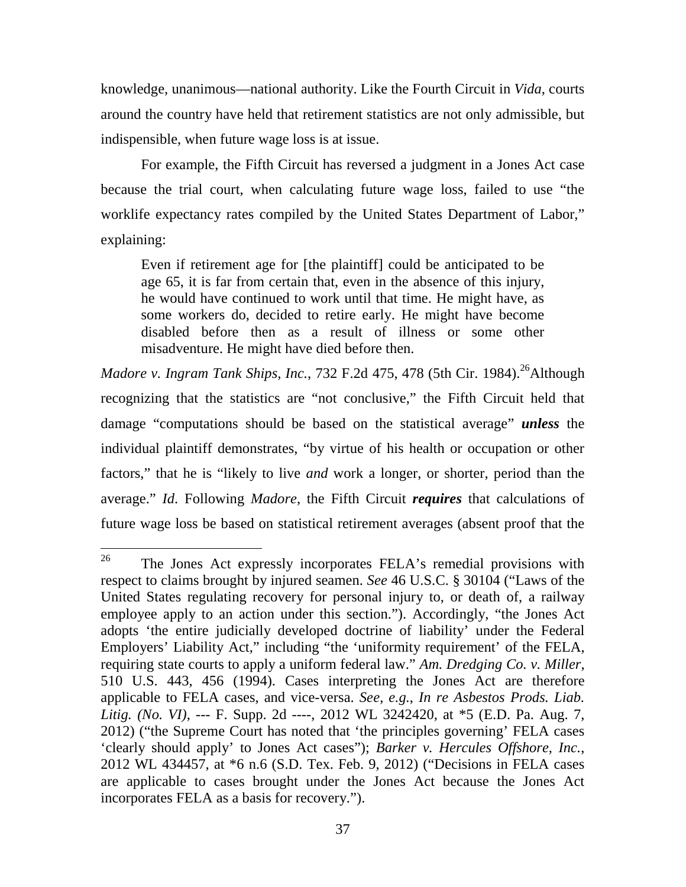knowledge, unanimous—national authority. Like the Fourth Circuit in *Vida*, courts around the country have held that retirement statistics are not only admissible, but indispensible, when future wage loss is at issue.

For example, the Fifth Circuit has reversed a judgment in a Jones Act case because the trial court, when calculating future wage loss, failed to use "the worklife expectancy rates compiled by the United States Department of Labor," explaining:

> Even if retirement age for [the plaintiff] could be anticipated to be age 65, it is far from certain that, even in the absence of this injury, he would have continued to work until that time. He might have, as some workers do, decided to retire early. He might have become disabled before then as a result of illness or some other misadventure. He might have died before then.

*Madore v. Ingram Tank Ships, Inc.*, 732 F.2d 475, 478 (5th Cir. 1984).[26] Although recognizing that the statistics are "not conclusive," the Fifth Circuit held that damage "computations should be based on the statistical average" ***unless*** the individual plaintiff demonstrates, "by virtue of his health or occupation or other factors," that he is "likely to live *and* work a longer, or shorter, period than the average." *Id.* Following *Madore*, the Fifth Circuit ***requires*** that calculations of future wage loss be based on statistical retirement averages (absent proof that the

---

[26] The Jones Act expressly incorporates FELA's remedial provisions with respect to claims brought by injured seamen. *See* 46 U.S.C. § 30104 ("Laws of the United States regulating recovery for personal injury to, or death of, a railway employee apply to an action under this section."). Accordingly, "the Jones Act adopts 'the entire judicially developed doctrine of liability' under the Federal Employers' Liability Act," including "the 'uniformity requirement' of the FELA, requiring state courts to apply a uniform federal law." *Am. Dredging Co. v. Miller*, 510 U.S. 443, 456 (1994). Cases interpreting the Jones Act are therefore applicable to FELA cases, and vice-versa. *See, e.g.*, *In re Asbestos Prods. Liab. Litig. (No. VI)*, --- F. Supp. 2d ----, 2012 WL 3242420, at *5 (E.D. Pa. Aug. 7, 2012) ("the Supreme Court has noted that 'the principles governing' FELA cases 'clearly should apply' to Jones Act cases"); *Barker v. Hercules Offshore, Inc.*, 2012 WL 434457, at *6 n.6 (S.D. Tex. Feb. 9, 2012) ("Decisions in FELA cases are applicable to cases brought under the Jones Act because the Jones Act incorporates FELA as a basis for recovery.").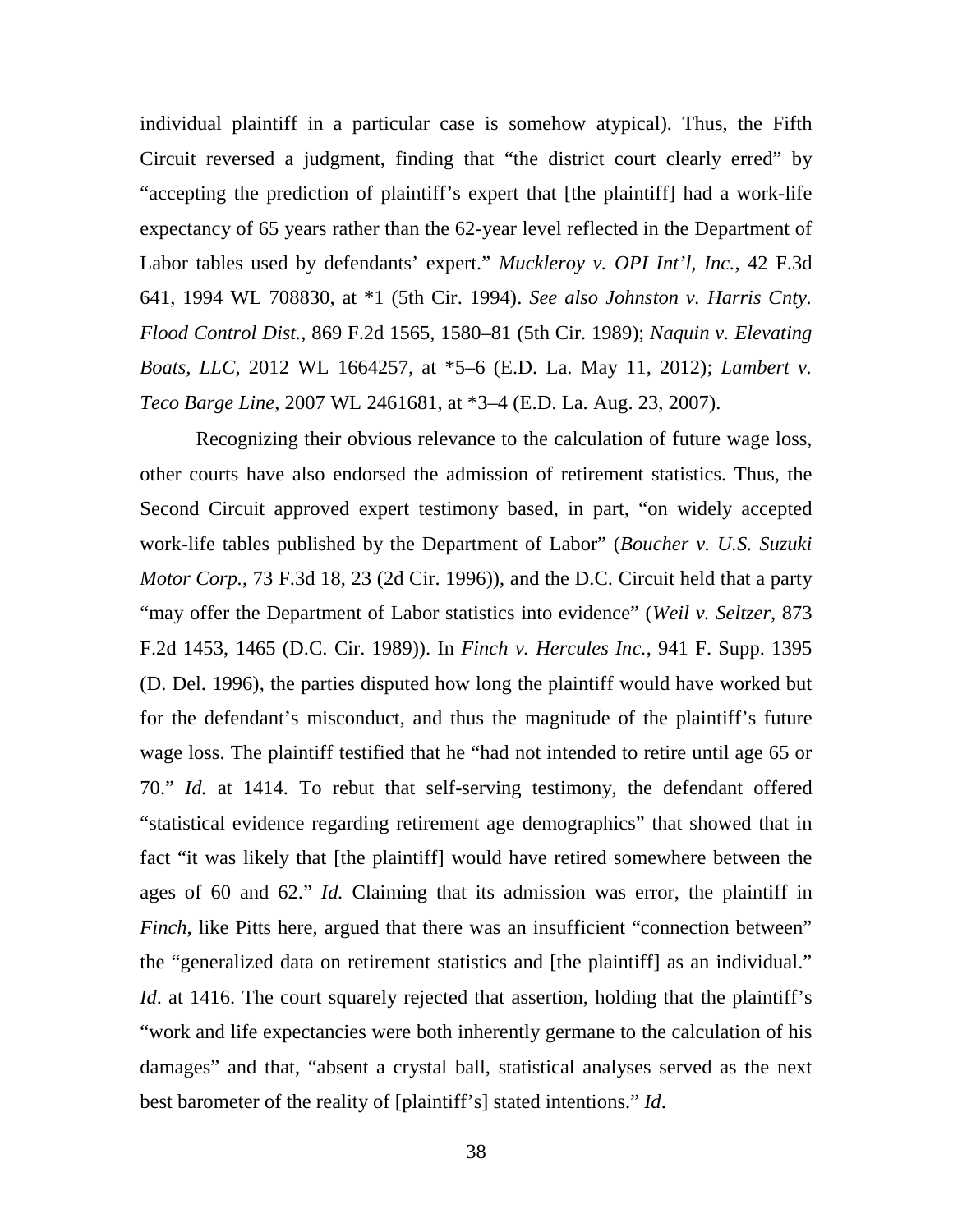individual plaintiff in a particular case is somehow atypical). Thus, the Fifth Circuit reversed a judgment, finding that "the district court clearly erred" by "accepting the prediction of plaintiff's expert that [the plaintiff] had a work-life expectancy of 65 years rather than the 62-year level reflected in the Department of Labor tables used by defendants' expert." *Muckleroy v. OPI Int'l, Inc.*, 42 F.3d 641, 1994 WL 708830, at *1 (5th Cir. 1994). *See also Johnston v. Harris Cnty. Flood Control Dist.*, 869 F.2d 1565, 1580–81 (5th Cir. 1989); *Naquin v. Elevating Boats, LLC*, 2012 WL 1664257, at *5–6 (E.D. La. May 11, 2012); *Lambert v. Teco Barge Line*, 2007 WL 2461681, at *3–4 (E.D. La. Aug. 23, 2007).

Recognizing their obvious relevance to the calculation of future wage loss, other courts have also endorsed the admission of retirement statistics. Thus, the Second Circuit approved expert testimony based, in part, "on widely accepted work-life tables published by the Department of Labor" (*Boucher v. U.S. Suzuki Motor Corp.*, 73 F.3d 18, 23 (2d Cir. 1996)), and the D.C. Circuit held that a party "may offer the Department of Labor statistics into evidence" (*Weil v. Seltzer*, 873 F.2d 1453, 1465 (D.C. Cir. 1989)). In *Finch v. Hercules Inc.*, 941 F. Supp. 1395 (D. Del. 1996), the parties disputed how long the plaintiff would have worked but for the defendant's misconduct, and thus the magnitude of the plaintiff's future wage loss. The plaintiff testified that he "had not intended to retire until age 65 or 70." *Id.* at 1414. To rebut that self-serving testimony, the defendant offered "statistical evidence regarding retirement age demographics" that showed that in fact "it was likely that [the plaintiff] would have retired somewhere between the ages of 60 and 62." *Id.* Claiming that its admission was error, the plaintiff in *Finch*, like Pitts here, argued that there was an insufficient "connection between" the "generalized data on retirement statistics and [the plaintiff] as an individual." *Id*. at 1416. The court squarely rejected that assertion, holding that the plaintiff's "work and life expectancies were both inherently germane to the calculation of his damages" and that, "absent a crystal ball, statistical analyses served as the next best barometer of the reality of [plaintiff's] stated intentions." *Id*.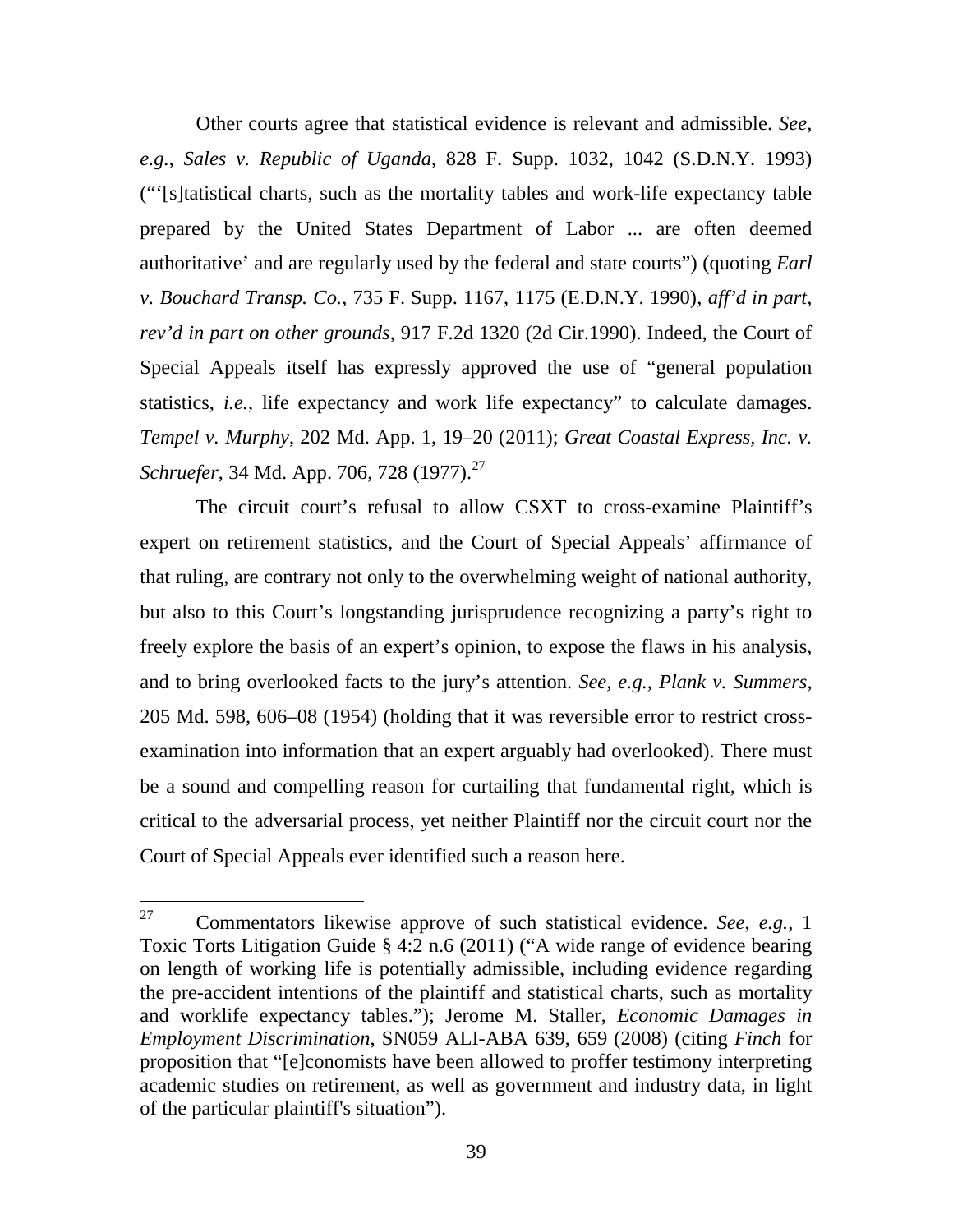Other courts agree that statistical evidence is relevant and admissible. *See, e.g.*, *Sales v. Republic of Uganda*, 828 F. Supp. 1032, 1042 (S.D.N.Y. 1993) ("'[s]tatistical charts, such as the mortality tables and work-life expectancy table prepared by the United States Department of Labor ... are often deemed authoritative' and are regularly used by the federal and state courts") (quoting *Earl v. Bouchard Transp. Co.*, 735 F. Supp. 1167, 1175 (E.D.N.Y. 1990), *aff'd in part, rev'd in part on other grounds*, 917 F.2d 1320 (2d Cir.1990). Indeed, the Court of Special Appeals itself has expressly approved the use of "general population statistics, *i.e.*, life expectancy and work life expectancy" to calculate damages. *Tempel v. Murphy*, 202 Md. App. 1, 19–20 (2011); *Great Coastal Express, Inc. v. Schruefer*, 34 Md. App. 706, 728 (1977).[27]

The circuit court's refusal to allow CSXT to cross-examine Plaintiff's expert on retirement statistics, and the Court of Special Appeals' affirmance of that ruling, are contrary not only to the overwhelming weight of national authority, but also to this Court's longstanding jurisprudence recognizing a party's right to freely explore the basis of an expert's opinion, to expose the flaws in his analysis, and to bring overlooked facts to the jury's attention. *See, e.g.*, *Plank v. Summers*, 205 Md. 598, 606–08 (1954) (holding that it was reversible error to restrict cross-examination into information that an expert arguably had overlooked). There must be a sound and compelling reason for curtailing that fundamental right, which is critical to the adversarial process, yet neither Plaintiff nor the circuit court nor the Court of Special Appeals ever identified such a reason here.

---

[27] Commentators likewise approve of such statistical evidence. *See, e.g.*, 1 Toxic Torts Litigation Guide § 4:2 n.6 (2011) ("A wide range of evidence bearing on length of working life is potentially admissible, including evidence regarding the pre-accident intentions of the plaintiff and statistical charts, such as mortality and worklife expectancy tables."); Jerome M. Staller, *Economic Damages in Employment Discrimination*, SN059 ALI-ABA 639, 659 (2008) (citing *Finch* for proposition that "[e]conomists have been allowed to proffer testimony interpreting academic studies on retirement, as well as government and industry data, in light of the particular plaintiff's situation").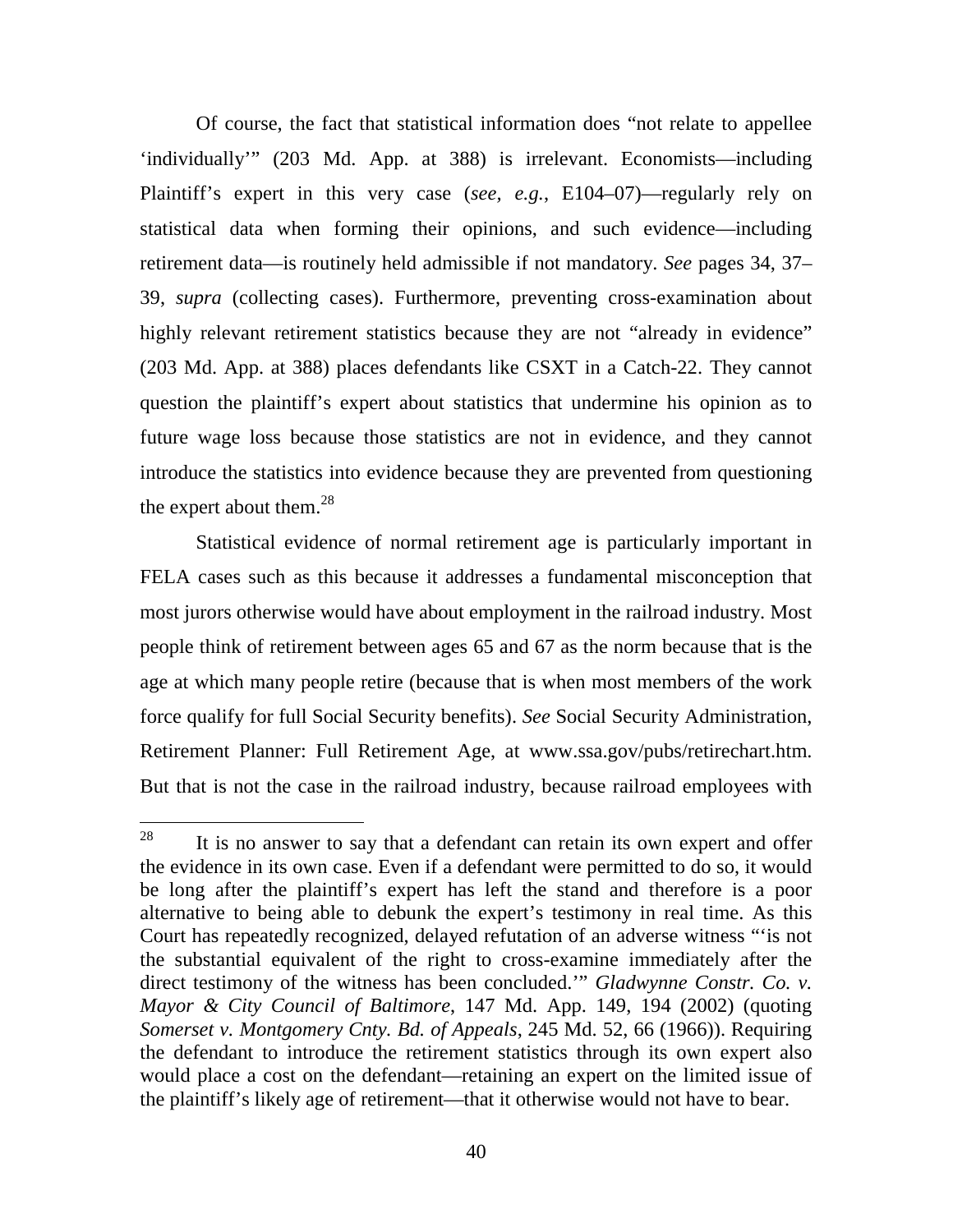Of course, the fact that statistical information does "not relate to appellee 'individually'" (203 Md. App. at 388) is irrelevant. Economists—including Plaintiff's expert in this very case (*see, e.g.*, E104–07)—regularly rely on statistical data when forming their opinions, and such evidence—including retirement data—is routinely held admissible if not mandatory. *See* pages 34, 37–39, *supra* (collecting cases). Furthermore, preventing cross-examination about highly relevant retirement statistics because they are not "already in evidence" (203 Md. App. at 388) places defendants like CSXT in a Catch-22. They cannot question the plaintiff's expert about statistics that undermine his opinion as to future wage loss because those statistics are not in evidence, and they cannot introduce the statistics into evidence because they are prevented from questioning the expert about them.[28]

Statistical evidence of normal retirement age is particularly important in FELA cases such as this because it addresses a fundamental misconception that most jurors otherwise would have about employment in the railroad industry. Most people think of retirement between ages 65 and 67 as the norm because that is the age at which many people retire (because that is when most members of the work force qualify for full Social Security benefits). *See* Social Security Administration, Retirement Planner: Full Retirement Age, at www.ssa.gov/pubs/retirechart.htm. But that is not the case in the railroad industry, because railroad employees with

---

[28] It is no answer to say that a defendant can retain its own expert and offer the evidence in its own case. Even if a defendant were permitted to do so, it would be long after the plaintiff's expert has left the stand and therefore is a poor alternative to being able to debunk the expert's testimony in real time. As this Court has repeatedly recognized, delayed refutation of an adverse witness "'is not the substantial equivalent of the right to cross-examine immediately after the direct testimony of the witness has been concluded.'" *Gladwynne Constr. Co. v. Mayor & City Council of Baltimore*, 147 Md. App. 149, 194 (2002) (quoting *Somerset v. Montgomery Cnty. Bd. of Appeals*, 245 Md. 52, 66 (1966)). Requiring the defendant to introduce the retirement statistics through its own expert also would place a cost on the defendant—retaining an expert on the limited issue of the plaintiff's likely age of retirement—that it otherwise would not have to bear.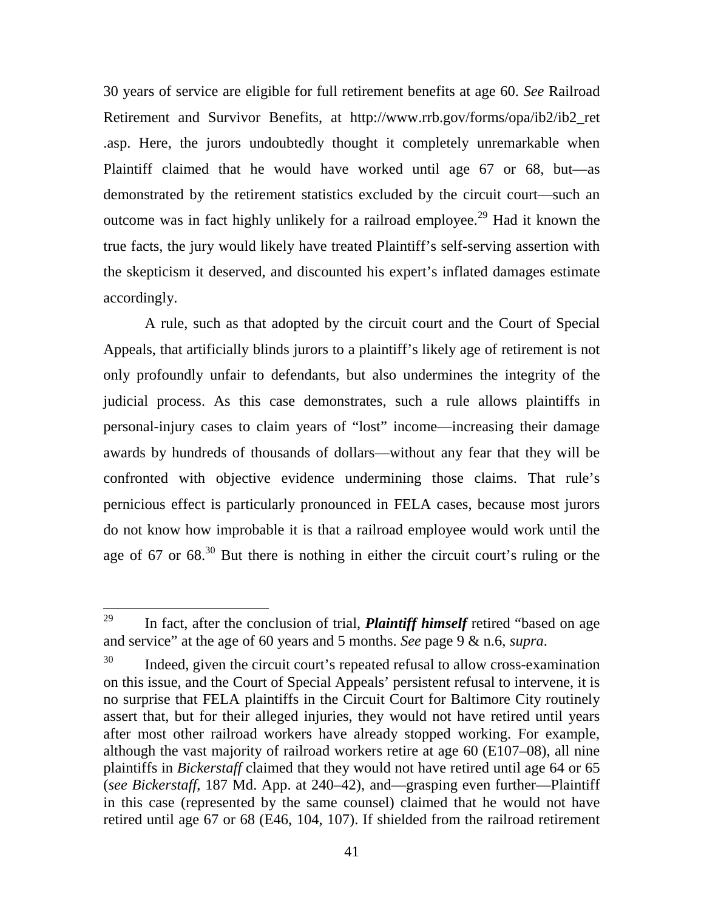30 years of service are eligible for full retirement benefits at age 60. *See* Railroad Retirement and Survivor Benefits, at http://www.rrb.gov/forms/opa/ib2/ib2_ret .asp. Here, the jurors undoubtedly thought it completely unremarkable when Plaintiff claimed that he would have worked until age 67 or 68, but—as demonstrated by the retirement statistics excluded by the circuit court—such an outcome was in fact highly unlikely for a railroad employee.[29] Had it known the true facts, the jury would likely have treated Plaintiff's self-serving assertion with the skepticism it deserved, and discounted his expert's inflated damages estimate accordingly.

A rule, such as that adopted by the circuit court and the Court of Special Appeals, that artificially blinds jurors to a plaintiff's likely age of retirement is not only profoundly unfair to defendants, but also undermines the integrity of the judicial process. As this case demonstrates, such a rule allows plaintiffs in personal-injury cases to claim years of "lost" income—increasing their damage awards by hundreds of thousands of dollars—without any fear that they will be confronted with objective evidence undermining those claims. That rule's pernicious effect is particularly pronounced in FELA cases, because most jurors do not know how improbable it is that a railroad employee would work until the age of 67 or 68.[30] But there is nothing in either the circuit court's ruling or the

[29] In fact, after the conclusion of trial, ***Plaintiff himself*** retired "based on age and service" at the age of 60 years and 5 months. *See* page 9 & n.6, *supra*.

[30] Indeed, given the circuit court's repeated refusal to allow cross-examination on this issue, and the Court of Special Appeals' persistent refusal to intervene, it is no surprise that FELA plaintiffs in the Circuit Court for Baltimore City routinely assert that, but for their alleged injuries, they would not have retired until years after most other railroad workers have already stopped working. For example, although the vast majority of railroad workers retire at age 60 (E107–08), all nine plaintiffs in *Bickerstaff* claimed that they would not have retired until age 64 or 65 (*see Bickerstaff*, 187 Md. App. at 240–42), and—grasping even further—Plaintiff in this case (represented by the same counsel) claimed that he would not have retired until age 67 or 68 (E46, 104, 107). If shielded from the railroad retirement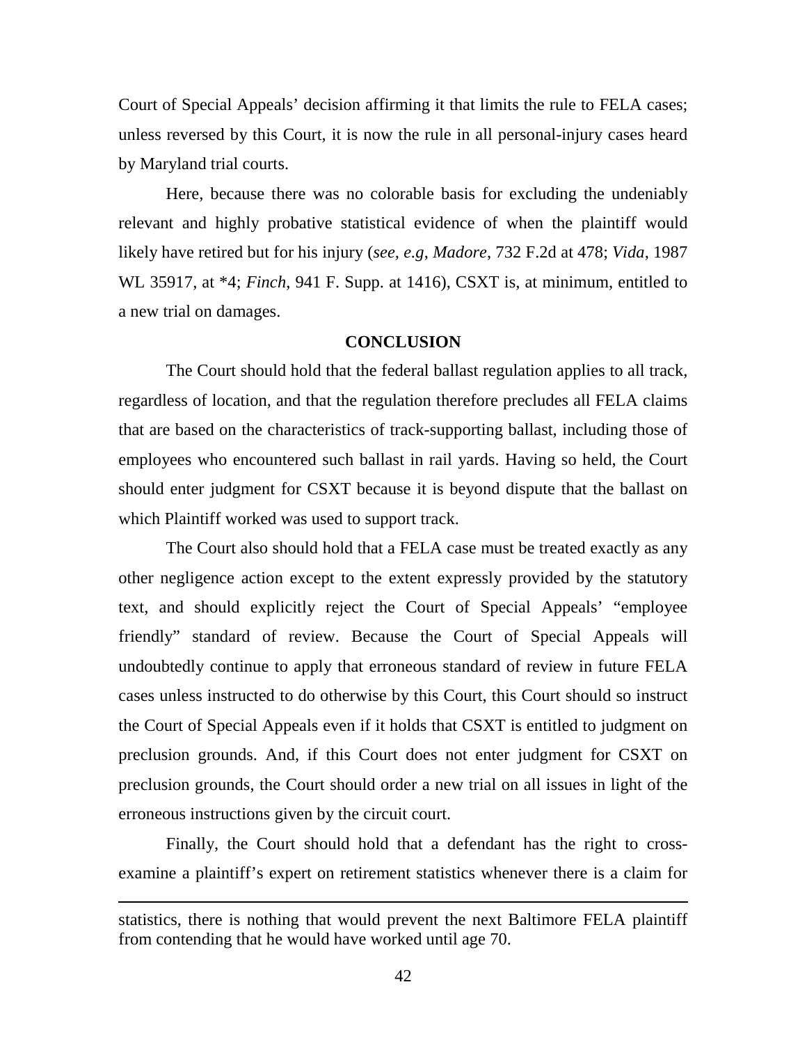Court of Special Appeals' decision affirming it that limits the rule to FELA cases; unless reversed by this Court, it is now the rule in all personal-injury cases heard by Maryland trial courts.

Here, because there was no colorable basis for excluding the undeniably relevant and highly probative statistical evidence of when the plaintiff would likely have retired but for his injury (*see, e.g*, *Madore*, 732 F.2d at 478; *Vida*, 1987 WL 35917, at *4; *Finch*, 941 F. Supp. at 1416), CSXT is, at minimum, entitled to a new trial on damages.

## CONCLUSION

The Court should hold that the federal ballast regulation applies to all track, regardless of location, and that the regulation therefore precludes all FELA claims that are based on the characteristics of track-supporting ballast, including those of employees who encountered such ballast in rail yards. Having so held, the Court should enter judgment for CSXT because it is beyond dispute that the ballast on which Plaintiff worked was used to support track.

The Court also should hold that a FELA case must be treated exactly as any other negligence action except to the extent expressly provided by the statutory text, and should explicitly reject the Court of Special Appeals' "employee friendly" standard of review. Because the Court of Special Appeals will undoubtedly continue to apply that erroneous standard of review in future FELA cases unless instructed to do otherwise by this Court, this Court should so instruct the Court of Special Appeals even if it holds that CSXT is entitled to judgment on preclusion grounds. And, if this Court does not enter judgment for CSXT on preclusion grounds, the Court should order a new trial on all issues in light of the erroneous instructions given by the circuit court.

Finally, the Court should hold that a defendant has the right to cross-examine a plaintiff's expert on retirement statistics whenever there is a claim for

---

statistics, there is nothing that would prevent the next Baltimore FELA plaintiff from contending that he would have worked until age 70.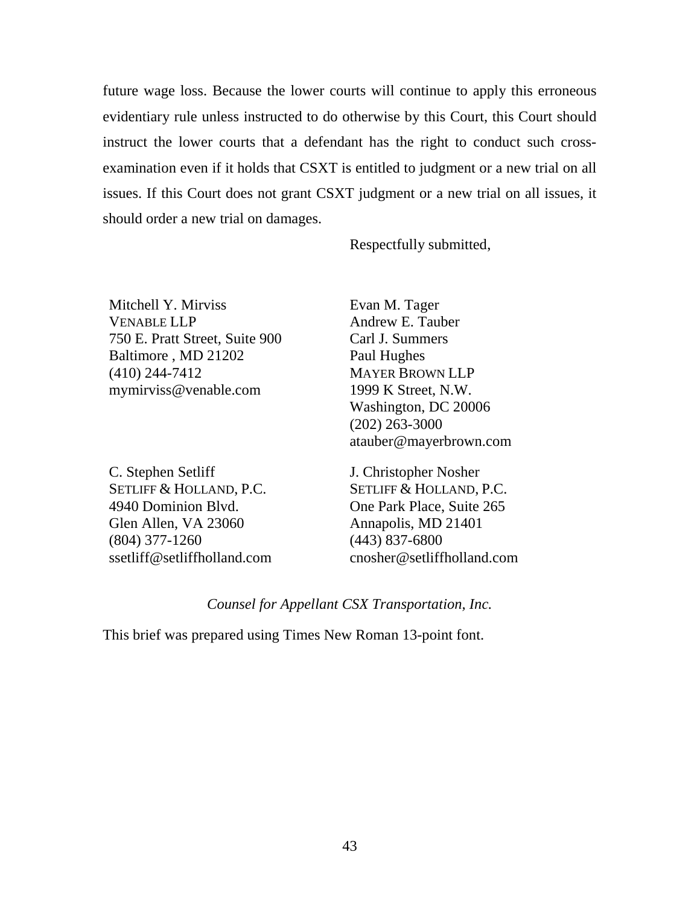future wage loss. Because the lower courts will continue to apply this erroneous evidentiary rule unless instructed to do otherwise by this Court, this Court should instruct the lower courts that a defendant has the right to conduct such cross-examination even if it holds that CSXT is entitled to judgment or a new trial on all issues. If this Court does not grant CSXT judgment or a new trial on all issues, it should order a new trial on damages.

Respectfully submitted,

Mitchell Y. Mirviss
VENABLE LLP
750 E. Pratt Street, Suite 900
Baltimore , MD 21202
(410) 244-7412
mymirviss@venable.com

Evan M. Tager
Andrew E. Tauber
Carl J. Summers
Paul Hughes
MAYER BROWN LLP
1999 K Street, N.W.
Washington, DC 20006
(202) 263-3000
atauber@mayerbrown.com

C. Stephen Setliff
SETLIFF & HOLLAND, P.C.
4940 Dominion Blvd.
Glen Allen, VA 23060
(804) 377-1260
ssetliff@setliffholland.com

J. Christopher Nosher
SETLIFF & HOLLAND, P.C.
One Park Place, Suite 265
Annapolis, MD 21401
(443) 837-6800
cnosher@setliffholland.com

*Counsel for Appellant CSX Transportation, Inc.*

This brief was prepared using Times New Roman 13-point font.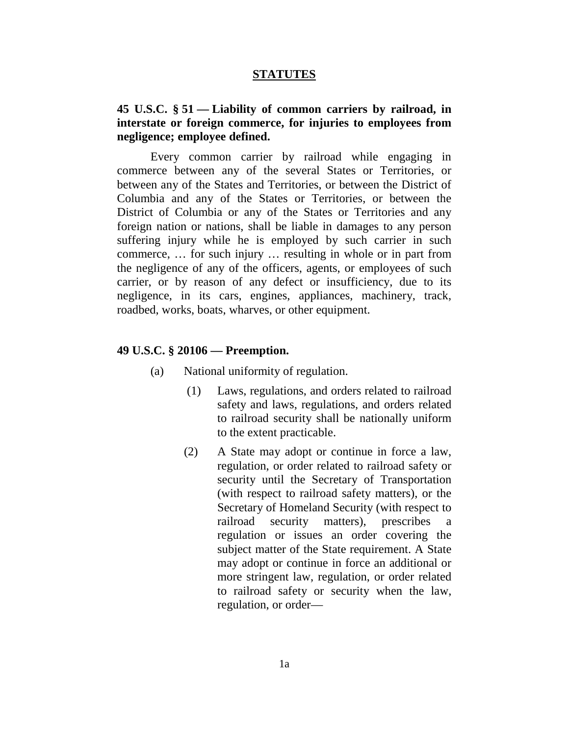## STATUTES

### 45 U.S.C. § 51 — Liability of common carriers by railroad, in interstate or foreign commerce, for injuries to employees from negligence; employee defined.

Every common carrier by railroad while engaging in commerce between any of the several States or Territories, or between any of the States and Territories, or between the District of Columbia and any of the States or Territories, or between the District of Columbia or any of the States or Territories and any foreign nation or nations, shall be liable in damages to any person suffering injury while he is employed by such carrier in such commerce, … for such injury … resulting in whole or in part from the negligence of any of the officers, agents, or employees of such carrier, or by reason of any defect or insufficiency, due to its negligence, in its cars, engines, appliances, machinery, track, roadbed, works, boats, wharves, or other equipment.

### 49 U.S.C. § 20106 — Preemption.

(a) National uniformity of regulation.

(1) Laws, regulations, and orders related to railroad safety and laws, regulations, and orders related to railroad security shall be nationally uniform to the extent practicable.

(2) A State may adopt or continue in force a law, regulation, or order related to railroad safety or security until the Secretary of Transportation (with respect to railroad safety matters), or the Secretary of Homeland Security (with respect to railroad security matters), prescribes a regulation or issues an order covering the subject matter of the State requirement. A State may adopt or continue in force an additional or more stringent law, regulation, or order related to railroad safety or security when the law, regulation, or order—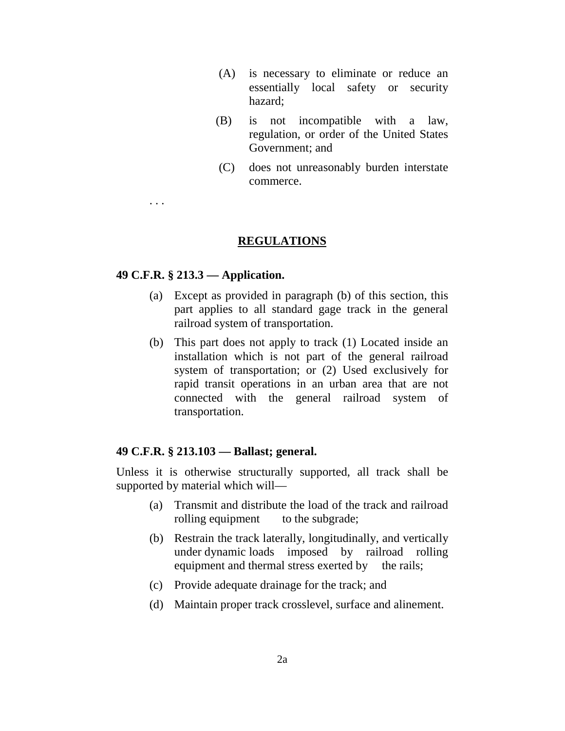(A) is necessary to eliminate or reduce an essentially local safety or security hazard;

(B) is not incompatible with a law, regulation, or order of the United States Government; and

(C) does not unreasonably burden interstate commerce.

. . .

## REGULATIONS

**49 C.F.R. § 213.3 — Application.**

(a) Except as provided in paragraph (b) of this section, this part applies to all standard gage track in the general railroad system of transportation.

(b) This part does not apply to track (1) Located inside an installation which is not part of the general railroad system of transportation; or (2) Used exclusively for rapid transit operations in an urban area that are not connected with the general railroad system of transportation.

**49 C.F.R. § 213.103 — Ballast; general.**

Unless it is otherwise structurally supported, all track shall be supported by material which will—

(a) Transmit and distribute the load of the track and railroad rolling equipment to the subgrade;

(b) Restrain the track laterally, longitudinally, and vertically under dynamic loads imposed by railroad rolling equipment and thermal stress exerted by the rails;

(c) Provide adequate drainage for the track; and

(d) Maintain proper track crosslevel, surface and alinement.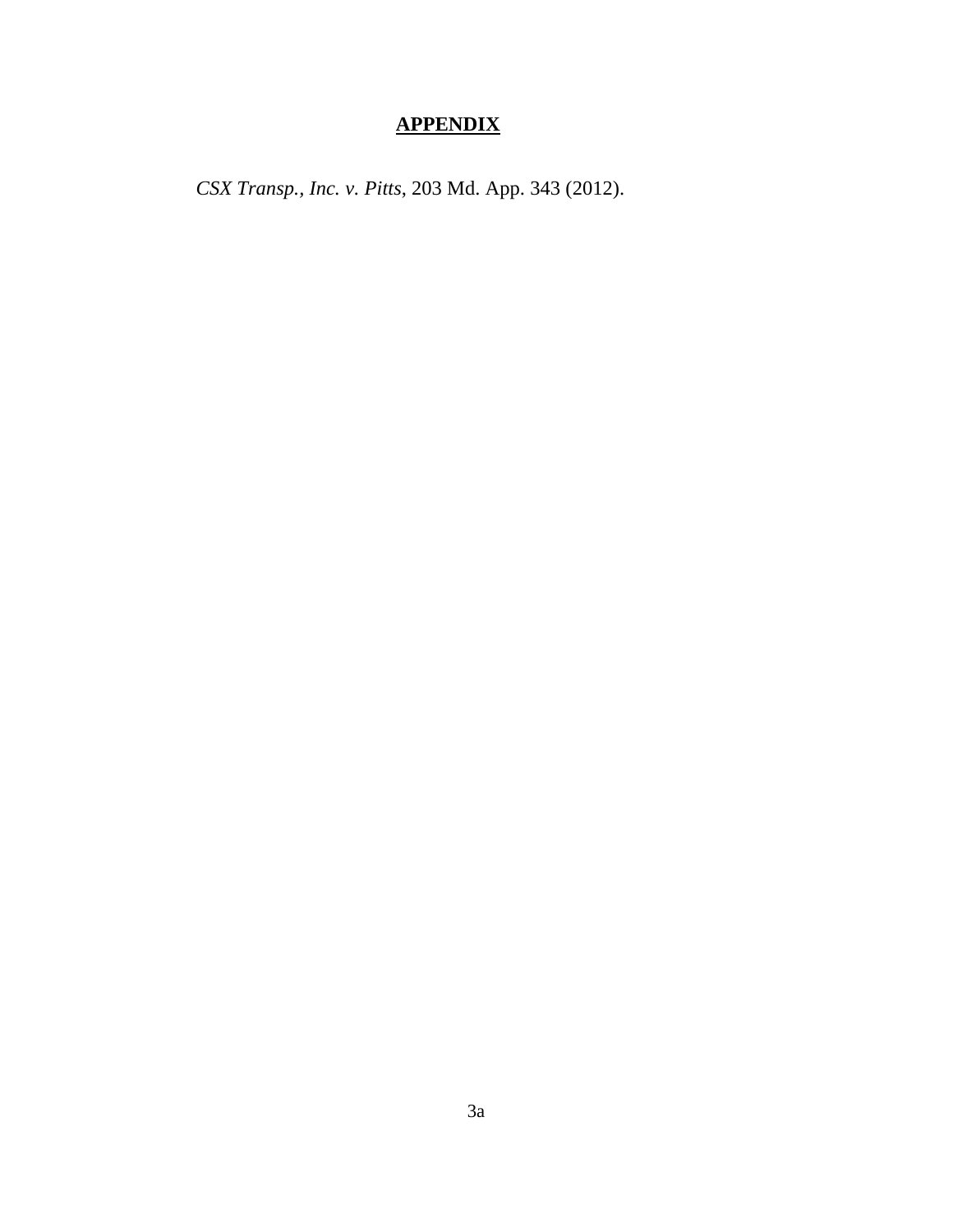# **APPENDIX**

*CSX Transp., Inc. v. Pitts*, 203 Md. App. 343 (2012).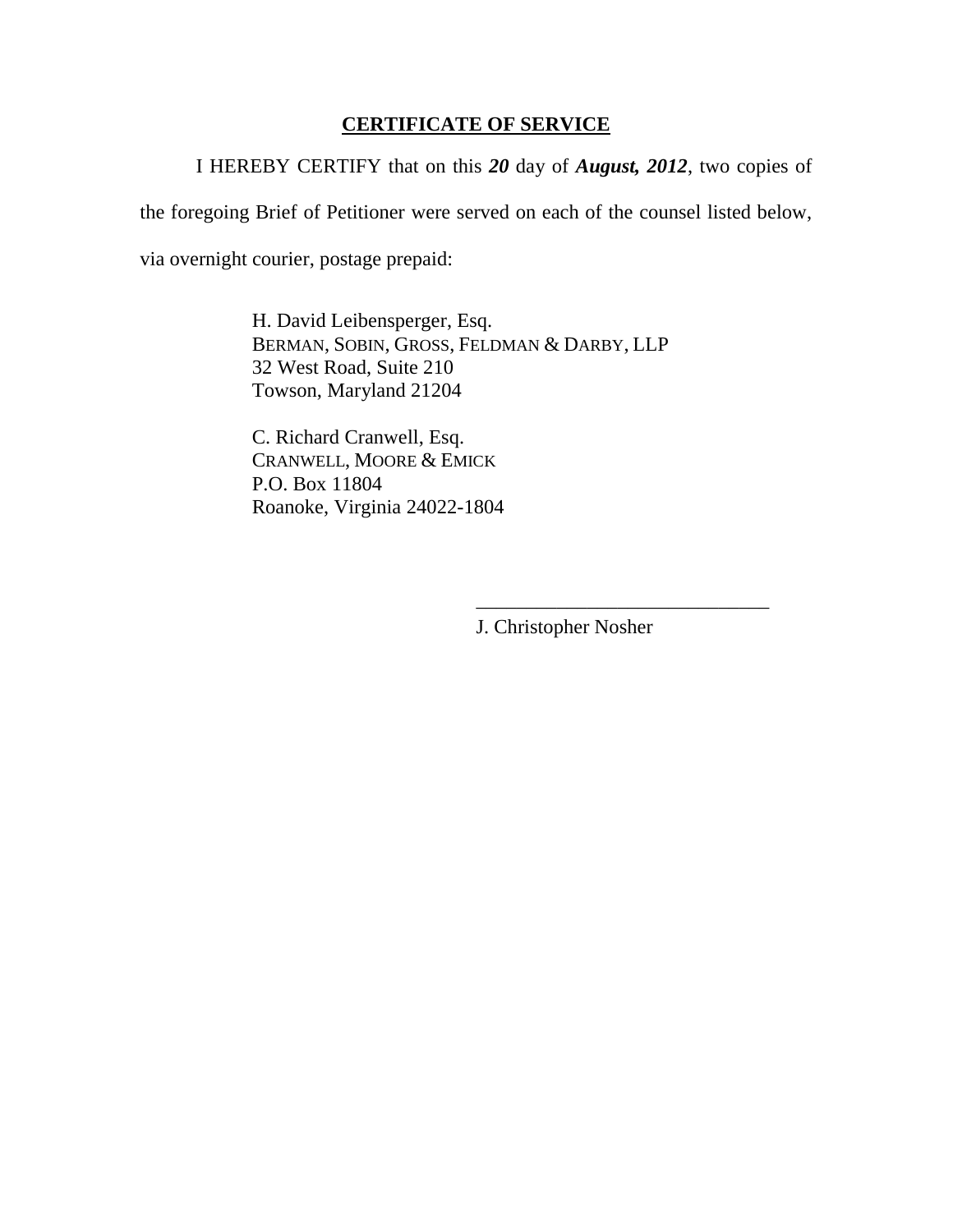## **CERTIFICATE OF SERVICE**

I HEREBY CERTIFY that on this ***20*** day of ***August, 2012***, two copies of the foregoing Brief of Petitioner were served on each of the counsel listed below, via overnight courier, postage prepaid:

H. David Leibensperger, Esq.  
BERMAN, SOBIN, GROSS, FELDMAN & DARBY, LLP  
32 West Road, Suite 210  
Towson, Maryland 21204

C. Richard Cranwell, Esq.  
CRANWELL, MOORE & EMICK  
P.O. Box 11804  
Roanoke, Virginia 24022-1804

______________________________  
J. Christopher Nosher